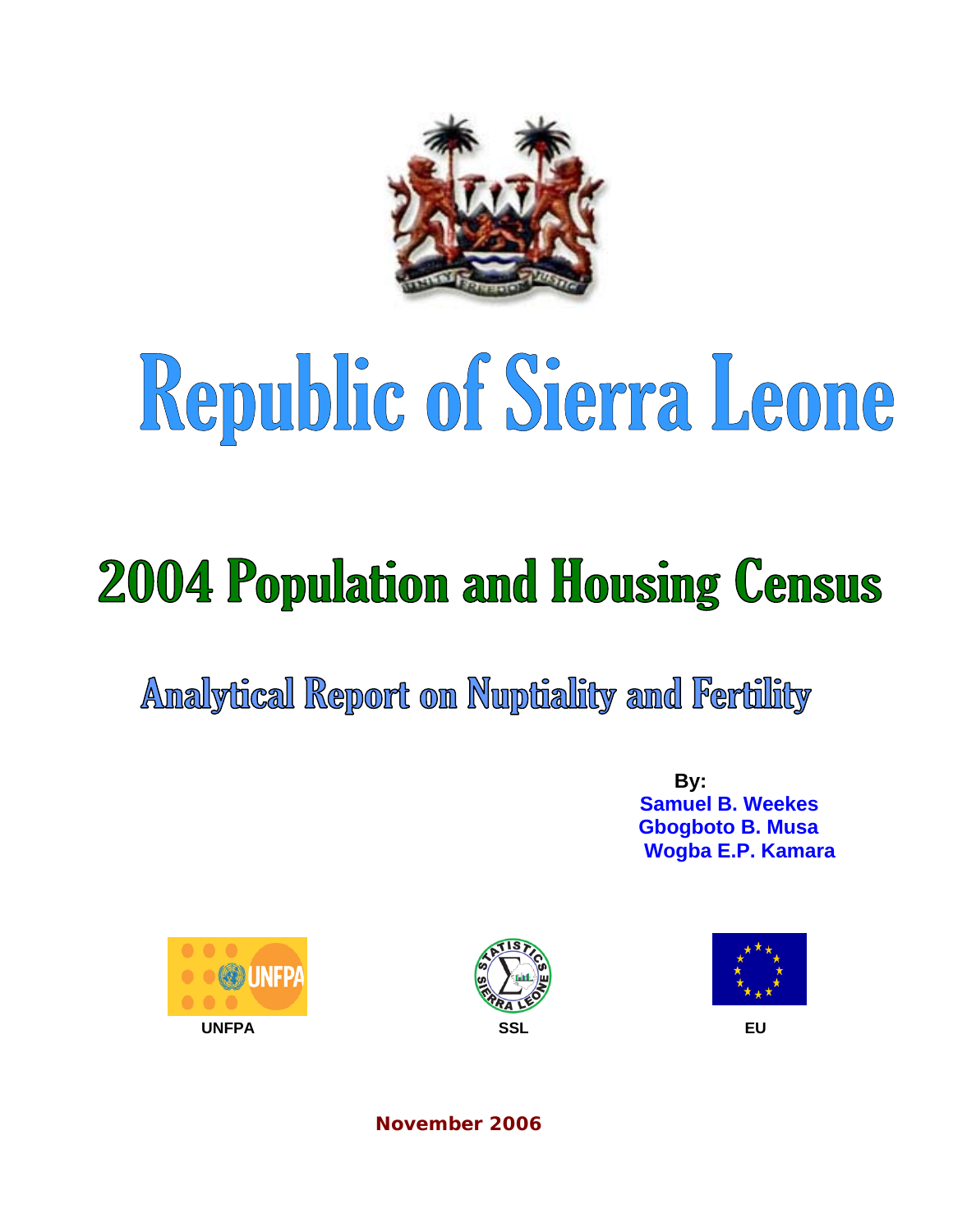# Republic of Sierra Leone

# 2004 Population and Housing Census

## Analytical Report on Nuptiality and Fertility

**By:**

**Samuel B. Weekes**
**Gbogboto B. Musa**
**Wogba E.P. Kamara**

UNFPA | SSL | EU

**November 2006**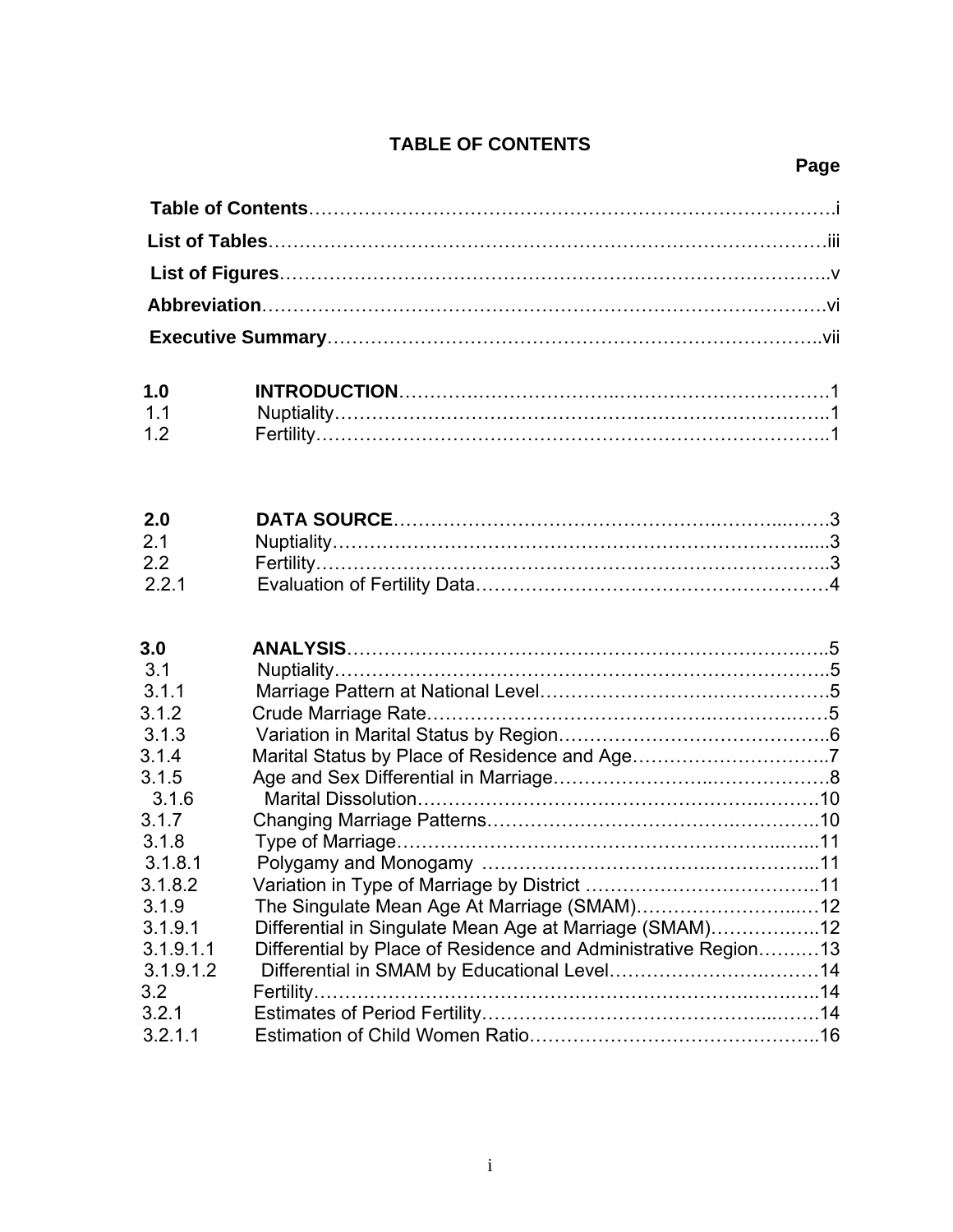# TABLE OF CONTENTS

**Page**

**Table of Contents**……………………………………………………………………….i

**List of Tables**……………………………………………………………………………iii

**List of Figures**…………………………………………………………………………..v

**Abbreviation**…………………………………………………………………………….vi

**Executive Summary**…………………………………………………………………..vii

**1.0 INTRODUCTION**……………………………………………………………1
1.1 Nuptiality……………………………………………………………………..1
1.2 Fertility………………………………………………………………………..1

**2.0 DATA SOURCE**……………………………………………………………….3
2.1 Nuptiality……………………………………………………………………....3
2.2 Fertility………………………………………………………………………..3
2.2.1 Evaluation of Fertility Data………………………………………………4

**3.0 ANALYSIS**……………………………………………………………………..5
3.1 Nuptiality……………………………………………………………………..5
3.1.1 Marriage Pattern at National Level……………………………………….5
3.1.2 Crude Marriage Rate…………………………………………………………5
3.1.3 Variation in Marital Status by Region……………………………………..6
3.1.4 Marital Status by Place of Residence and Age…………………………..7
3.1.5 Age and Sex Differential in Marriage………………………………………8
3.1.6 Marital Dissolution……………………………………………………….10
3.1.7 Changing Marriage Patterns……………………………………………..10
3.1.8 Type of Marriage……………………………………………………………11
3.1.8.1 Polygamy and Monogamy ……………………………………………...11
3.1.8.2 Variation in Type of Marriage by District ……………………………..11
3.1.9 The Singulate Mean Age At Marriage (SMAM)………………………...12
3.1.9.1 Differential in Singulate Mean Age at Marriage (SMAM)……………..12
3.1.9.1.1 Differential by Place of Residence and Administrative Region……..13
3.1.9.1.2 Differential in SMAM by Educational Level……………………………14
3.2 Fertility……………………………………………………………………….14
3.2.1 Estimates of Period Fertility……………………………………………….14
3.2.1.1 Estimation of Child Women Ratio……………………………………..16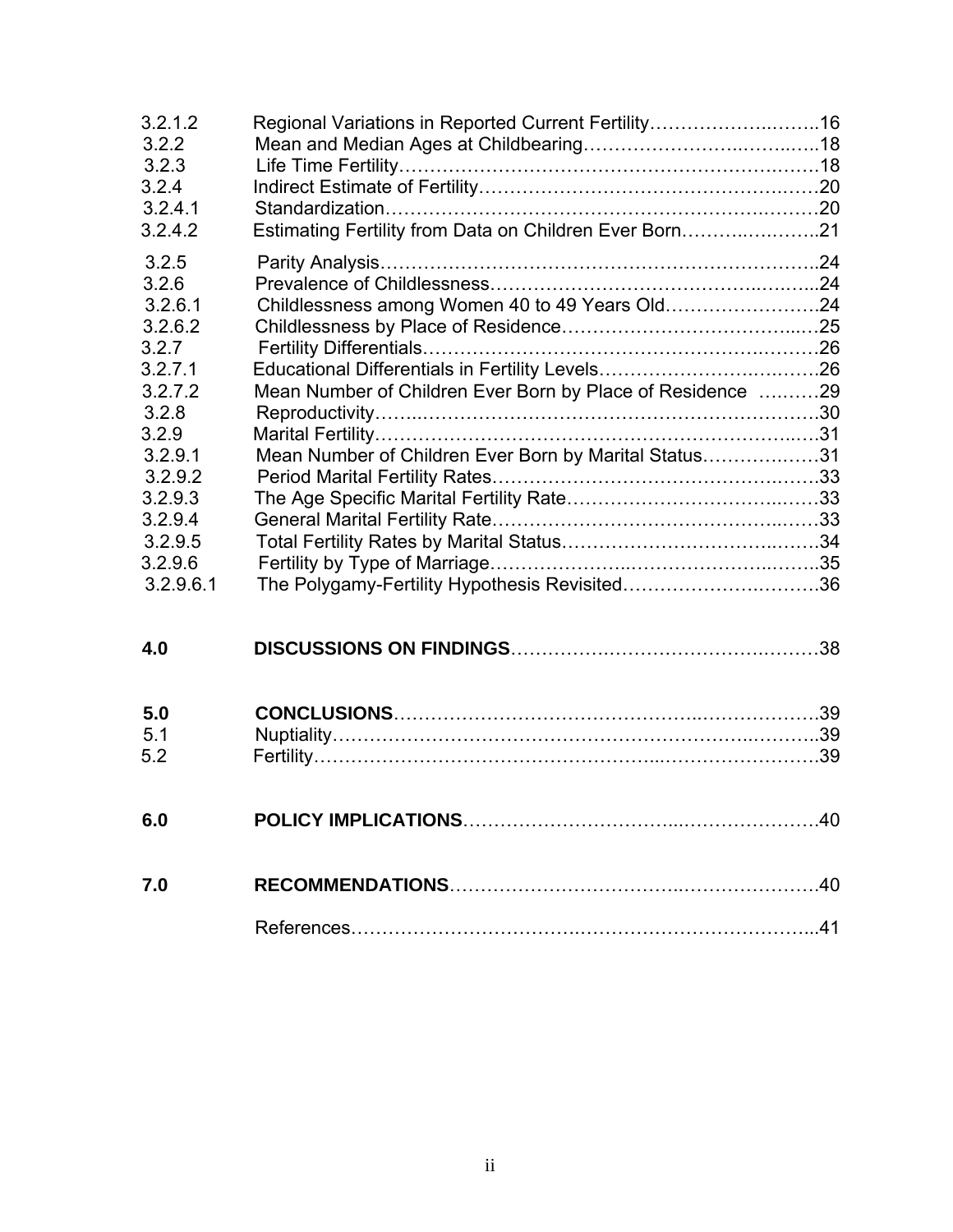| | | |
|---|---|---|
| 3.2.1.2 | Regional Variations in Reported Current Fertility | 16 |
| 3.2.2 | Mean and Median Ages at Childbearing | 18 |
| 3.2.3 | Life Time Fertility | 18 |
| 3.2.4 | Indirect Estimate of Fertility | 20 |
| 3.2.4.1 | Standardization | 20 |
| 3.2.4.2 | Estimating Fertility from Data on Children Ever Born | 21 |
| 3.2.5 | Parity Analysis | 24 |
| 3.2.6 | Prevalence of Childlessness | 24 |
| 3.2.6.1 | Childlessness among Women 40 to 49 Years Old | 24 |
| 3.2.6.2 | Childlessness by Place of Residence | 25 |
| 3.2.7 | Fertility Differentials | 26 |
| 3.2.7.1 | Educational Differentials in Fertility Levels | 26 |
| 3.2.7.2 | Mean Number of Children Ever Born by Place of Residence | 29 |
| 3.2.8 | Reproductivity | 30 |
| 3.2.9 | Marital Fertility | 31 |
| 3.2.9.1 | Mean Number of Children Ever Born by Marital Status | 31 |
| 3.2.9.2 | Period Marital Fertility Rates | 33 |
| 3.2.9.3 | The Age Specific Marital Fertility Rate | 33 |
| 3.2.9.4 | General Marital Fertility Rate | 33 |
| 3.2.9.5 | Total Fertility Rates by Marital Status | 34 |
| 3.2.9.6 | Fertility by Type of Marriage | 35 |
| 3.2.9.6.1 | The Polygamy-Fertility Hypothesis Revisited | 36 |
| **4.0** | **DISCUSSIONS ON FINDINGS** | 38 |
| **5.0** | **CONCLUSIONS** | 39 |
| 5.1 | Nuptiality | 39 |
| 5.2 | Fertility | 39 |
| **6.0** | **POLICY IMPLICATIONS** | 40 |
| **7.0** | **RECOMMENDATIONS** | 40 |
| | References | 41 |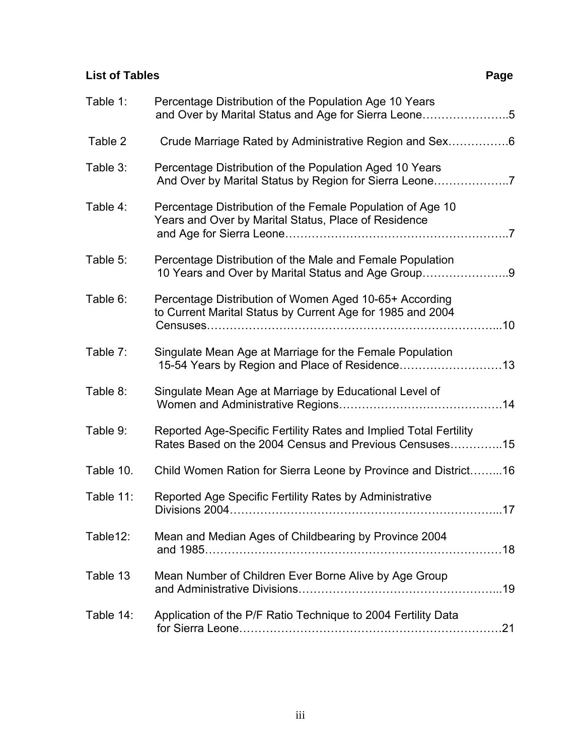**List of Tables** **Page**

| | | |
|---|---|---|
| Table 1: | Percentage Distribution of the Population Age 10 Years and Over by Marital Status and Age for Sierra Leone | 5 |
| Table 2 | Crude Marriage Rated by Administrative Region and Sex | 6 |
| Table 3: | Percentage Distribution of the Population Aged 10 Years And Over by Marital Status by Region for Sierra Leone | 7 |
| Table 4: | Percentage Distribution of the Female Population of Age 10 Years and Over by Marital Status, Place of Residence and Age for Sierra Leone | 7 |
| Table 5: | Percentage Distribution of the Male and Female Population 10 Years and Over by Marital Status and Age Group | 9 |
| Table 6: | Percentage Distribution of Women Aged 10-65+ According to Current Marital Status by Current Age for 1985 and 2004 Censuses | 10 |
| Table 7: | Singulate Mean Age at Marriage for the Female Population 15-54 Years by Region and Place of Residence | 13 |
| Table 8: | Singulate Mean Age at Marriage by Educational Level of Women and Administrative Regions | 14 |
| Table 9: | Reported Age-Specific Fertility Rates and Implied Total Fertility Rates Based on the 2004 Census and Previous Censuses | 15 |
| Table 10. | Child Women Ration for Sierra Leone by Province and District | 16 |
| Table 11: | Reported Age Specific Fertility Rates by Administrative Divisions 2004 | 17 |
| Table12: | Mean and Median Ages of Childbearing by Province 2004 and 1985 | 18 |
| Table 13 | Mean Number of Children Ever Borne Alive by Age Group and Administrative Divisions | 19 |
| Table 14: | Application of the P/F Ratio Technique to 2004 Fertility Data for Sierra Leone | 21 |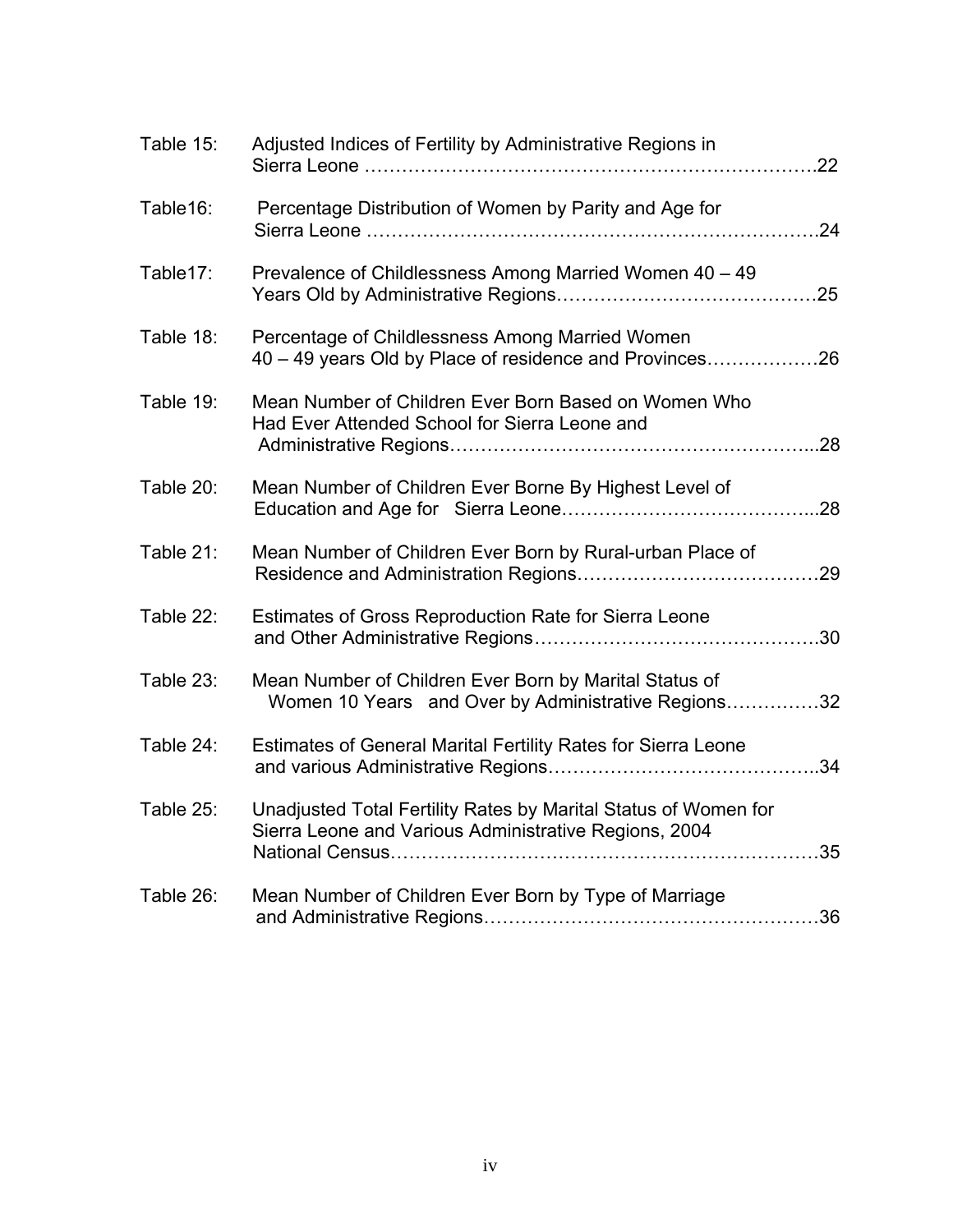Table 15: Adjusted Indices of Fertility by Administrative Regions in Sierra Leone ……………………………………………………………….22

Table16: Percentage Distribution of Women by Parity and Age for Sierra Leone ……………………………………………………………….24

Table17: Prevalence of Childlessness Among Married Women 40 – 49 Years Old by Administrative Regions……………………………………25

Table 18: Percentage of Childlessness Among Married Women 40 – 49 years Old by Place of residence and Provinces………………26

Table 19: Mean Number of Children Ever Born Based on Women Who Had Ever Attended School for Sierra Leone and Administrative Regions…………………………………………………...28

Table 20: Mean Number of Children Ever Borne By Highest Level of Education and Age for Sierra Leone…………………………………...28

Table 21: Mean Number of Children Ever Born by Rural-urban Place of Residence and Administration Regions…………………………………29

Table 22: Estimates of Gross Reproduction Rate for Sierra Leone and Other Administrative Regions……………………………………….30

Table 23: Mean Number of Children Ever Born by Marital Status of Women 10 Years and Over by Administrative Regions……………32

Table 24: Estimates of General Marital Fertility Rates for Sierra Leone and various Administrative Regions……………………………………..34

Table 25: Unadjusted Total Fertility Rates by Marital Status of Women for Sierra Leone and Various Administrative Regions, 2004 National Census……………………………………………………………35

Table 26: Mean Number of Children Ever Born by Type of Marriage and Administrative Regions………………………………………………36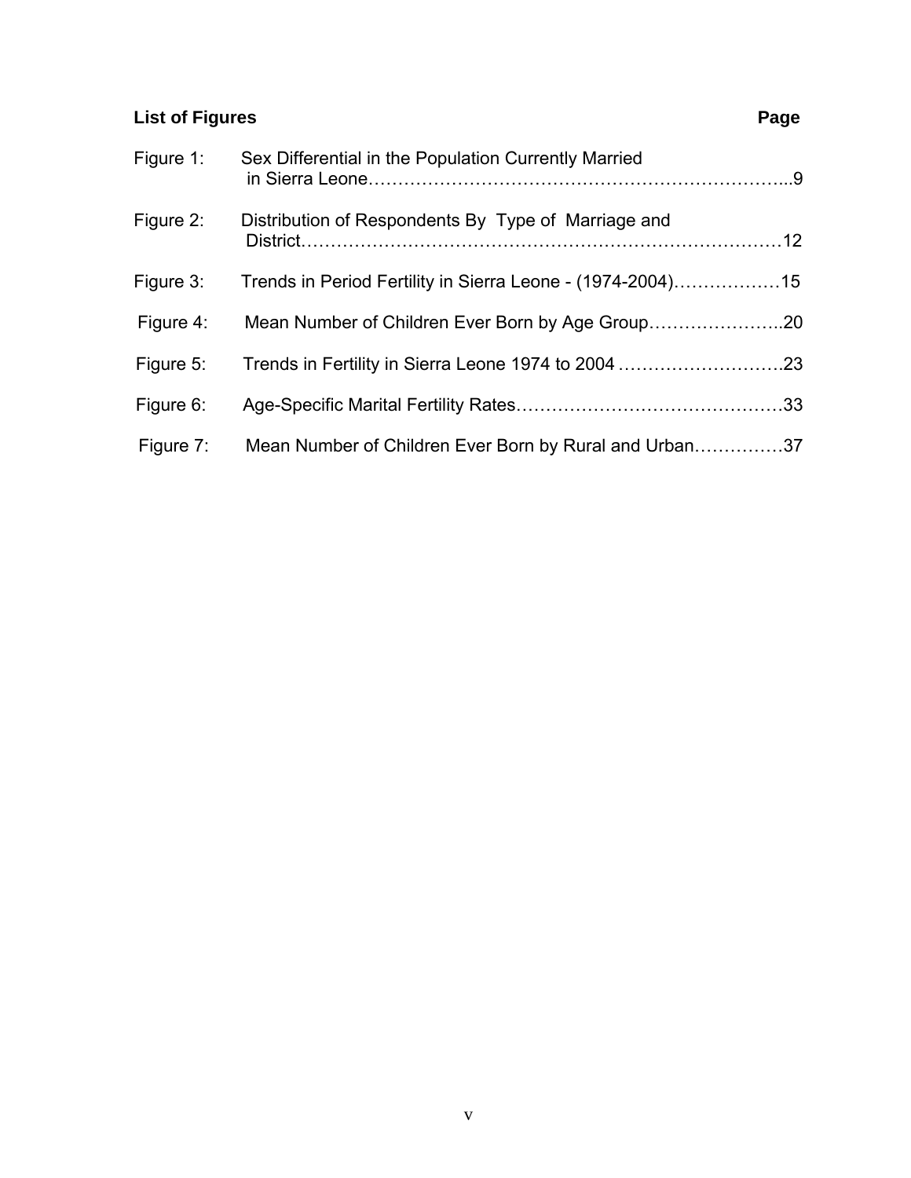## List of Figures

| Figure | Title | Page |
|---|---|---|
| Figure 1: | Sex Differential in the Population Currently Married in Sierra Leone | 9 |
| Figure 2: | Distribution of Respondents By Type of Marriage and District | 12 |
| Figure 3: | Trends in Period Fertility in Sierra Leone - (1974-2004) | 15 |
| Figure 4: | Mean Number of Children Ever Born by Age Group | 20 |
| Figure 5: | Trends in Fertility in Sierra Leone 1974 to 2004 | 23 |
| Figure 6: | Age-Specific Marital Fertility Rates | 33 |
| Figure 7: | Mean Number of Children Ever Born by Rural and Urban | 37 |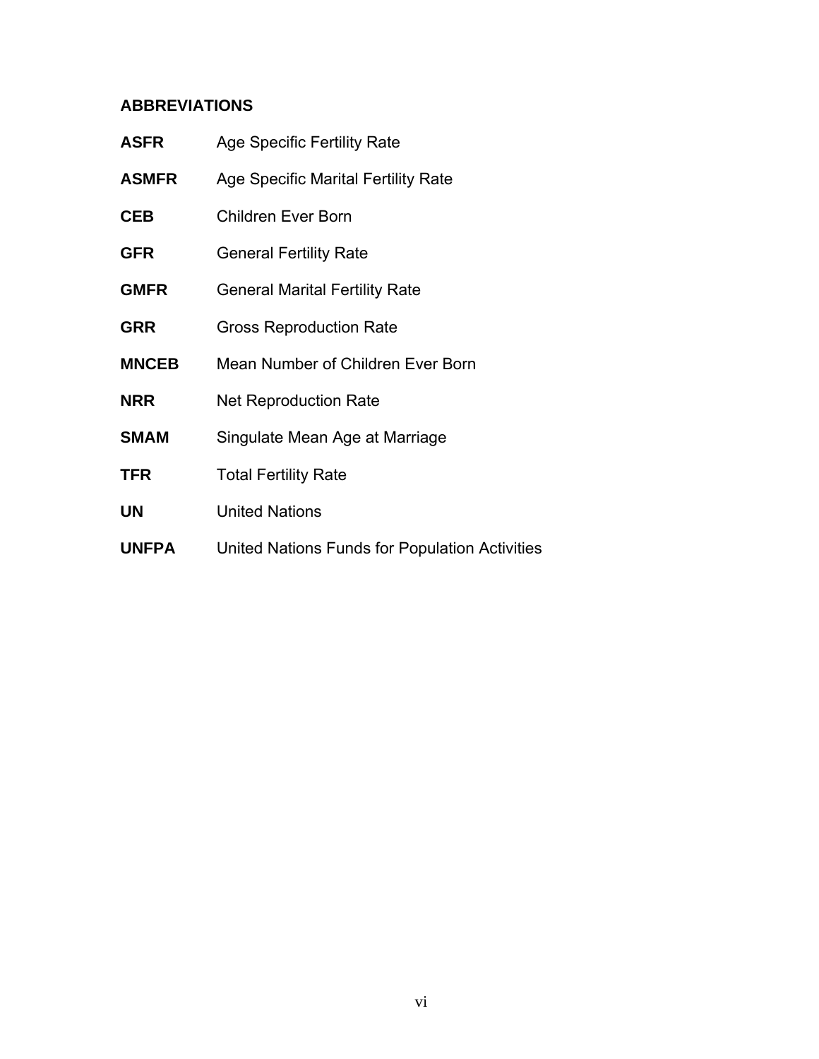## ABBREVIATIONS

| | |
|---|---|
| **ASFR** | Age Specific Fertility Rate |
| **ASMFR** | Age Specific Marital Fertility Rate |
| **CEB** | Children Ever Born |
| **GFR** | General Fertility Rate |
| **GMFR** | General Marital Fertility Rate |
| **GRR** | Gross Reproduction Rate |
| **MNCEB** | Mean Number of Children Ever Born |
| **NRR** | Net Reproduction Rate |
| **SMAM** | Singulate Mean Age at Marriage |
| **TFR** | Total Fertility Rate |
| **UN** | United Nations |
| **UNFPA** | United Nations Funds for Population Activities |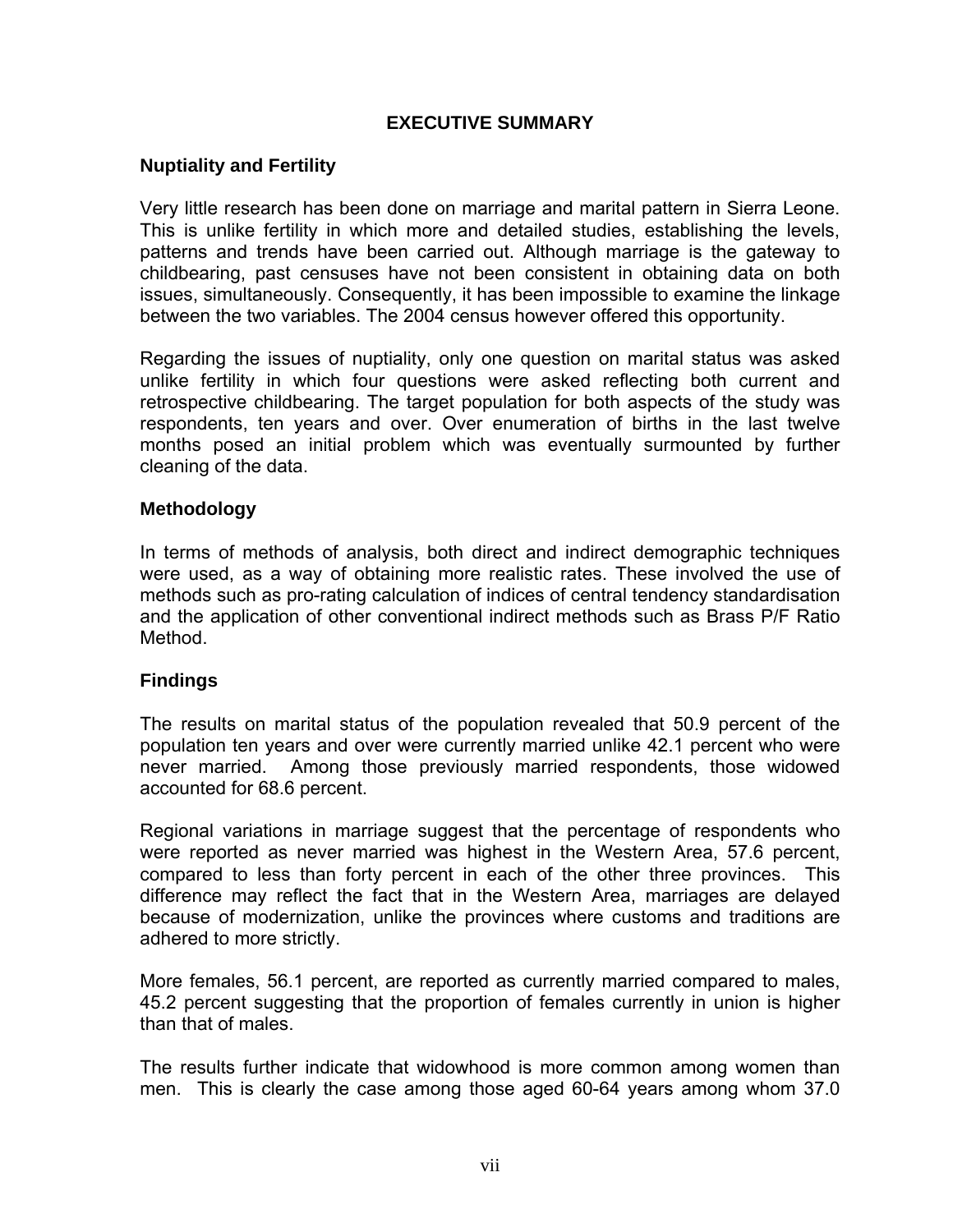# EXECUTIVE SUMMARY

## Nuptiality and Fertility

Very little research has been done on marriage and marital pattern in Sierra Leone. This is unlike fertility in which more and detailed studies, establishing the levels, patterns and trends have been carried out. Although marriage is the gateway to childbearing, past censuses have not been consistent in obtaining data on both issues, simultaneously. Consequently, it has been impossible to examine the linkage between the two variables. The 2004 census however offered this opportunity.

Regarding the issues of nuptiality, only one question on marital status was asked unlike fertility in which four questions were asked reflecting both current and retrospective childbearing. The target population for both aspects of the study was respondents, ten years and over. Over enumeration of births in the last twelve months posed an initial problem which was eventually surmounted by further cleaning of the data.

## Methodology

In terms of methods of analysis, both direct and indirect demographic techniques were used, as a way of obtaining more realistic rates. These involved the use of methods such as pro-rating calculation of indices of central tendency standardisation and the application of other conventional indirect methods such as Brass P/F Ratio Method.

## Findings

The results on marital status of the population revealed that 50.9 percent of the population ten years and over were currently married unlike 42.1 percent who were never married. Among those previously married respondents, those widowed accounted for 68.6 percent.

Regional variations in marriage suggest that the percentage of respondents who were reported as never married was highest in the Western Area, 57.6 percent, compared to less than forty percent in each of the other three provinces. This difference may reflect the fact that in the Western Area, marriages are delayed because of modernization, unlike the provinces where customs and traditions are adhered to more strictly.

More females, 56.1 percent, are reported as currently married compared to males, 45.2 percent suggesting that the proportion of females currently in union is higher than that of males.

The results further indicate that widowhood is more common among women than men. This is clearly the case among those aged 60-64 years among whom 37.0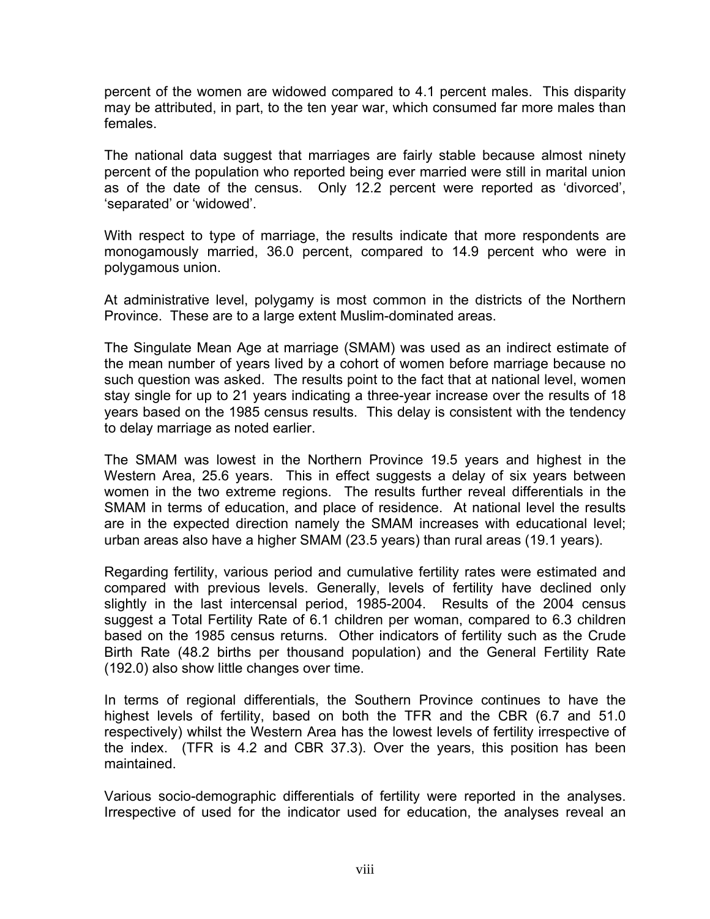percent of the women are widowed compared to 4.1 percent males. This disparity may be attributed, in part, to the ten year war, which consumed far more males than females.

The national data suggest that marriages are fairly stable because almost ninety percent of the population who reported being ever married were still in marital union as of the date of the census. Only 12.2 percent were reported as 'divorced', 'separated' or 'widowed'.

With respect to type of marriage, the results indicate that more respondents are monogamously married, 36.0 percent, compared to 14.9 percent who were in polygamous union.

At administrative level, polygamy is most common in the districts of the Northern Province. These are to a large extent Muslim-dominated areas.

The Singulate Mean Age at marriage (SMAM) was used as an indirect estimate of the mean number of years lived by a cohort of women before marriage because no such question was asked. The results point to the fact that at national level, women stay single for up to 21 years indicating a three-year increase over the results of 18 years based on the 1985 census results. This delay is consistent with the tendency to delay marriage as noted earlier.

The SMAM was lowest in the Northern Province 19.5 years and highest in the Western Area, 25.6 years. This in effect suggests a delay of six years between women in the two extreme regions. The results further reveal differentials in the SMAM in terms of education, and place of residence. At national level the results are in the expected direction namely the SMAM increases with educational level; urban areas also have a higher SMAM (23.5 years) than rural areas (19.1 years).

Regarding fertility, various period and cumulative fertility rates were estimated and compared with previous levels. Generally, levels of fertility have declined only slightly in the last intercensal period, 1985-2004. Results of the 2004 census suggest a Total Fertility Rate of 6.1 children per woman, compared to 6.3 children based on the 1985 census returns. Other indicators of fertility such as the Crude Birth Rate (48.2 births per thousand population) and the General Fertility Rate (192.0) also show little changes over time.

In terms of regional differentials, the Southern Province continues to have the highest levels of fertility, based on both the TFR and the CBR (6.7 and 51.0 respectively) whilst the Western Area has the lowest levels of fertility irrespective of the index. (TFR is 4.2 and CBR 37.3). Over the years, this position has been maintained.

Various socio-demographic differentials of fertility were reported in the analyses. Irrespective of used for the indicator used for education, the analyses reveal an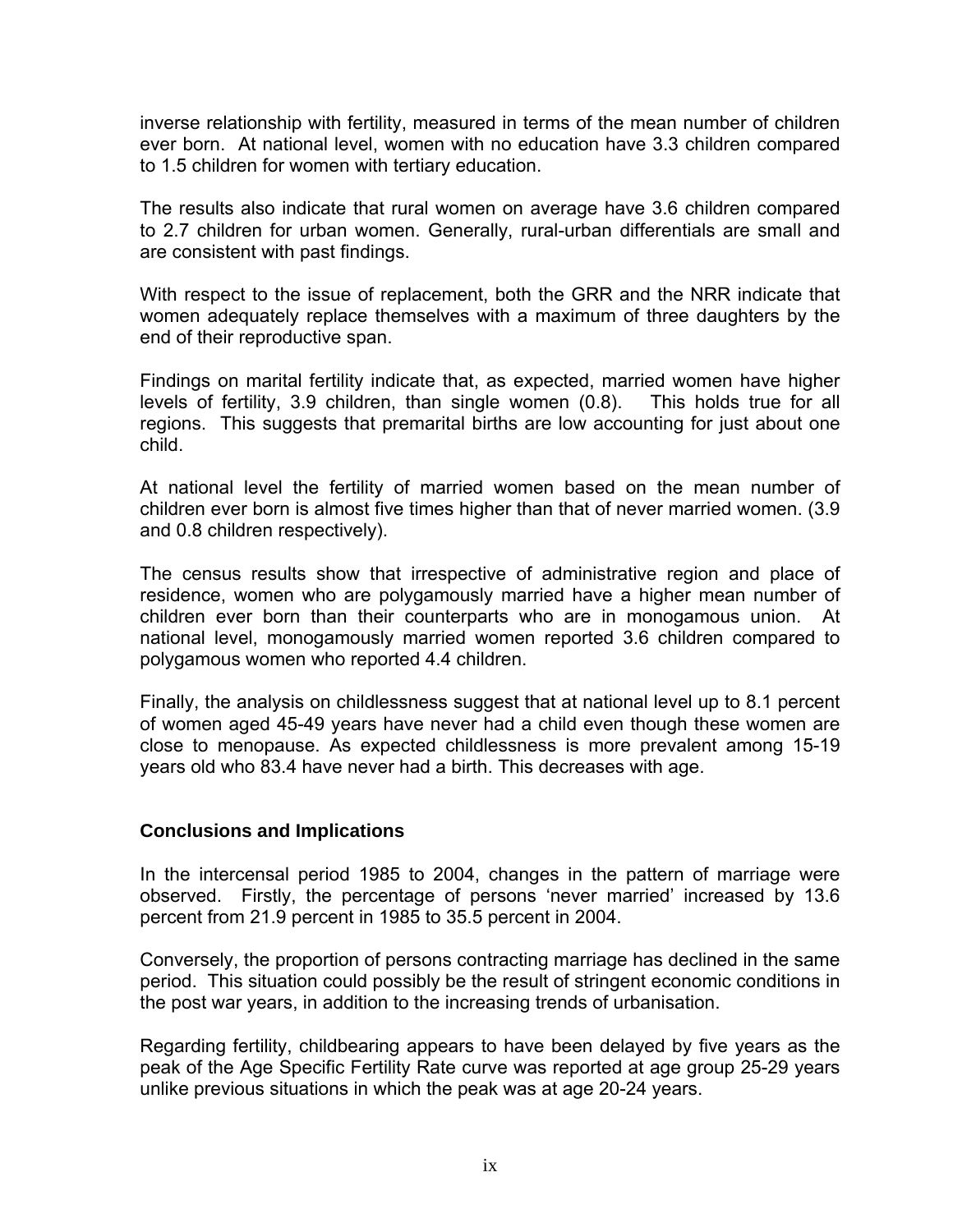inverse relationship with fertility, measured in terms of the mean number of children ever born. At national level, women with no education have 3.3 children compared to 1.5 children for women with tertiary education.

The results also indicate that rural women on average have 3.6 children compared to 2.7 children for urban women. Generally, rural-urban differentials are small and are consistent with past findings.

With respect to the issue of replacement, both the GRR and the NRR indicate that women adequately replace themselves with a maximum of three daughters by the end of their reproductive span.

Findings on marital fertility indicate that, as expected, married women have higher levels of fertility, 3.9 children, than single women (0.8). This holds true for all regions. This suggests that premarital births are low accounting for just about one child.

At national level the fertility of married women based on the mean number of children ever born is almost five times higher than that of never married women. (3.9 and 0.8 children respectively).

The census results show that irrespective of administrative region and place of residence, women who are polygamously married have a higher mean number of children ever born than their counterparts who are in monogamous union. At national level, monogamously married women reported 3.6 children compared to polygamous women who reported 4.4 children.

Finally, the analysis on childlessness suggest that at national level up to 8.1 percent of women aged 45-49 years have never had a child even though these women are close to menopause. As expected childlessness is more prevalent among 15-19 years old who 83.4 have never had a birth. This decreases with age.

## Conclusions and Implications

In the intercensal period 1985 to 2004, changes in the pattern of marriage were observed. Firstly, the percentage of persons 'never married' increased by 13.6 percent from 21.9 percent in 1985 to 35.5 percent in 2004.

Conversely, the proportion of persons contracting marriage has declined in the same period. This situation could possibly be the result of stringent economic conditions in the post war years, in addition to the increasing trends of urbanisation.

Regarding fertility, childbearing appears to have been delayed by five years as the peak of the Age Specific Fertility Rate curve was reported at age group 25-29 years unlike previous situations in which the peak was at age 20-24 years.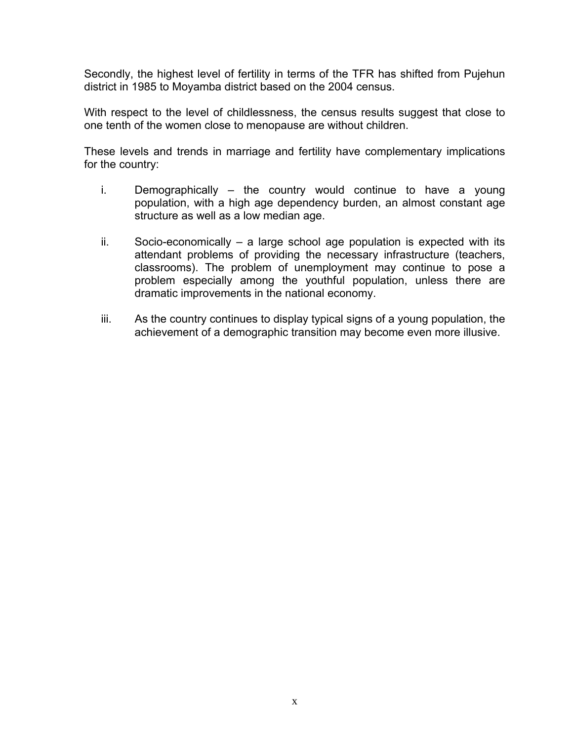Secondly, the highest level of fertility in terms of the TFR has shifted from Pujehun district in 1985 to Moyamba district based on the 2004 census.

With respect to the level of childlessness, the census results suggest that close to one tenth of the women close to menopause are without children.

These levels and trends in marriage and fertility have complementary implications for the country:

i. Demographically – the country would continue to have a young population, with a high age dependency burden, an almost constant age structure as well as a low median age.

ii. Socio-economically – a large school age population is expected with its attendant problems of providing the necessary infrastructure (teachers, classrooms). The problem of unemployment may continue to pose a problem especially among the youthful population, unless there are dramatic improvements in the national economy.

iii. As the country continues to display typical signs of a young population, the achievement of a demographic transition may become even more illusive.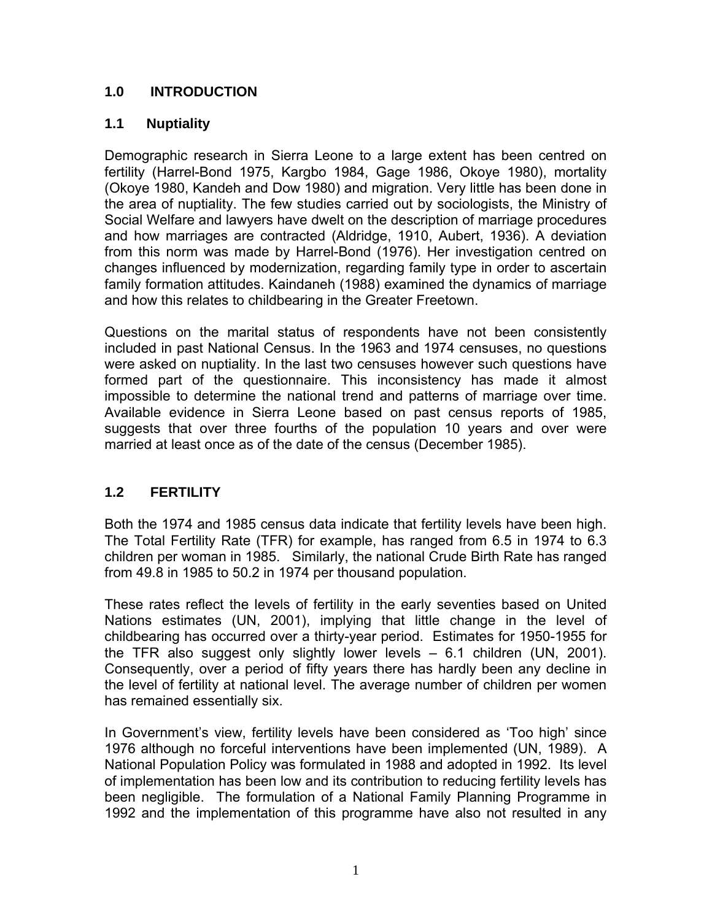## 1.0 INTRODUCTION

### 1.1 Nuptiality

Demographic research in Sierra Leone to a large extent has been centred on fertility (Harrel-Bond 1975, Kargbo 1984, Gage 1986, Okoye 1980), mortality (Okoye 1980, Kandeh and Dow 1980) and migration. Very little has been done in the area of nuptiality. The few studies carried out by sociologists, the Ministry of Social Welfare and lawyers have dwelt on the description of marriage procedures and how marriages are contracted (Aldridge, 1910, Aubert, 1936). A deviation from this norm was made by Harrel-Bond (1976). Her investigation centred on changes influenced by modernization, regarding family type in order to ascertain family formation attitudes. Kaindaneh (1988) examined the dynamics of marriage and how this relates to childbearing in the Greater Freetown.

Questions on the marital status of respondents have not been consistently included in past National Census. In the 1963 and 1974 censuses, no questions were asked on nuptiality. In the last two censuses however such questions have formed part of the questionnaire. This inconsistency has made it almost impossible to determine the national trend and patterns of marriage over time. Available evidence in Sierra Leone based on past census reports of 1985, suggests that over three fourths of the population 10 years and over were married at least once as of the date of the census (December 1985).

### 1.2 FERTILITY

Both the 1974 and 1985 census data indicate that fertility levels have been high. The Total Fertility Rate (TFR) for example, has ranged from 6.5 in 1974 to 6.3 children per woman in 1985. Similarly, the national Crude Birth Rate has ranged from 49.8 in 1985 to 50.2 in 1974 per thousand population.

These rates reflect the levels of fertility in the early seventies based on United Nations estimates (UN, 2001), implying that little change in the level of childbearing has occurred over a thirty-year period. Estimates for 1950-1955 for the TFR also suggest only slightly lower levels – 6.1 children (UN, 2001). Consequently, over a period of fifty years there has hardly been any decline in the level of fertility at national level. The average number of children per women has remained essentially six.

In Government's view, fertility levels have been considered as 'Too high' since 1976 although no forceful interventions have been implemented (UN, 1989). A National Population Policy was formulated in 1988 and adopted in 1992. Its level of implementation has been low and its contribution to reducing fertility levels has been negligible. The formulation of a National Family Planning Programme in 1992 and the implementation of this programme have also not resulted in any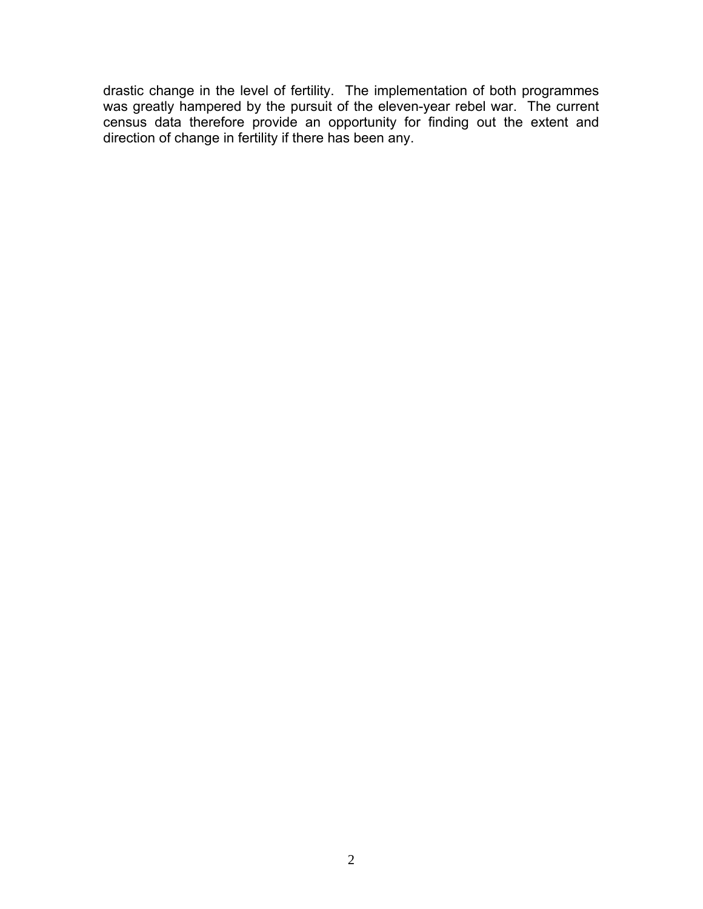drastic change in the level of fertility. The implementation of both programmes was greatly hampered by the pursuit of the eleven-year rebel war. The current census data therefore provide an opportunity for finding out the extent and direction of change in fertility if there has been any.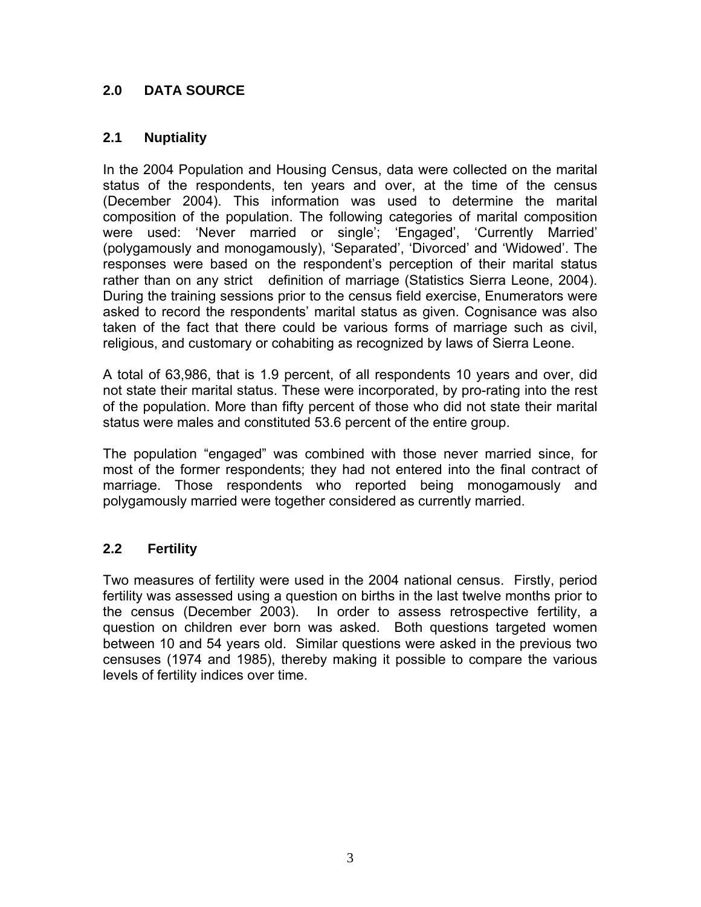## 2.0 DATA SOURCE

### 2.1 Nuptiality

In the 2004 Population and Housing Census, data were collected on the marital status of the respondents, ten years and over, at the time of the census (December 2004). This information was used to determine the marital composition of the population. The following categories of marital composition were used: 'Never married or single'; 'Engaged', 'Currently Married' (polygamously and monogamously), 'Separated', 'Divorced' and 'Widowed'. The responses were based on the respondent's perception of their marital status rather than on any strict definition of marriage (Statistics Sierra Leone, 2004). During the training sessions prior to the census field exercise, Enumerators were asked to record the respondents' marital status as given. Cognisance was also taken of the fact that there could be various forms of marriage such as civil, religious, and customary or cohabiting as recognized by laws of Sierra Leone.

A total of 63,986, that is 1.9 percent, of all respondents 10 years and over, did not state their marital status. These were incorporated, by pro-rating into the rest of the population. More than fifty percent of those who did not state their marital status were males and constituted 53.6 percent of the entire group.

The population "engaged" was combined with those never married since, for most of the former respondents; they had not entered into the final contract of marriage. Those respondents who reported being monogamously and polygamously married were together considered as currently married.

### 2.2 Fertility

Two measures of fertility were used in the 2004 national census. Firstly, period fertility was assessed using a question on births in the last twelve months prior to the census (December 2003). In order to assess retrospective fertility, a question on children ever born was asked. Both questions targeted women between 10 and 54 years old. Similar questions were asked in the previous two censuses (1974 and 1985), thereby making it possible to compare the various levels of fertility indices over time.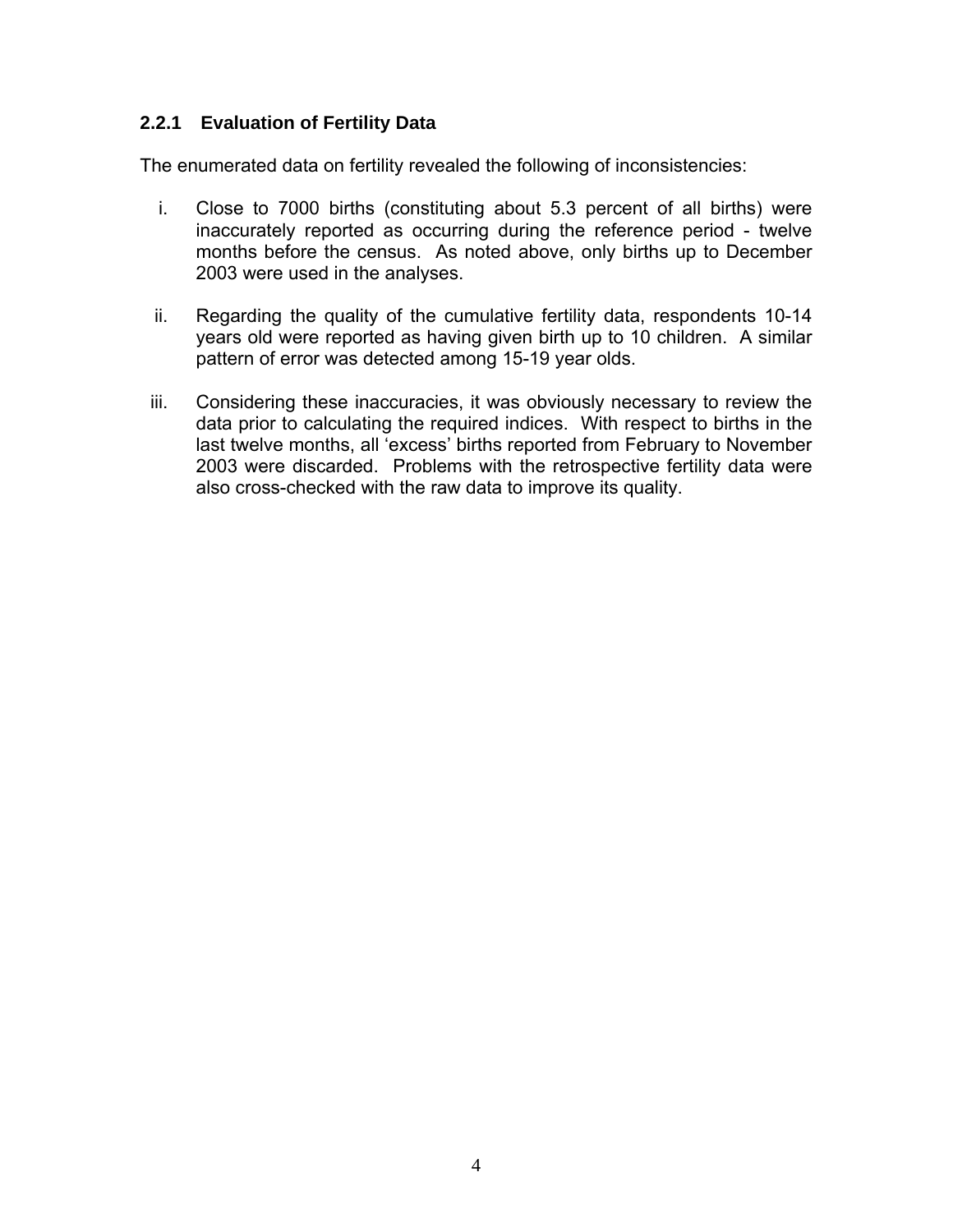### 2.2.1 Evaluation of Fertility Data

The enumerated data on fertility revealed the following of inconsistencies:

i. Close to 7000 births (constituting about 5.3 percent of all births) were inaccurately reported as occurring during the reference period - twelve months before the census. As noted above, only births up to December 2003 were used in the analyses.

ii. Regarding the quality of the cumulative fertility data, respondents 10-14 years old were reported as having given birth up to 10 children. A similar pattern of error was detected among 15-19 year olds.

iii. Considering these inaccuracies, it was obviously necessary to review the data prior to calculating the required indices. With respect to births in the last twelve months, all 'excess' births reported from February to November 2003 were discarded. Problems with the retrospective fertility data were also cross-checked with the raw data to improve its quality.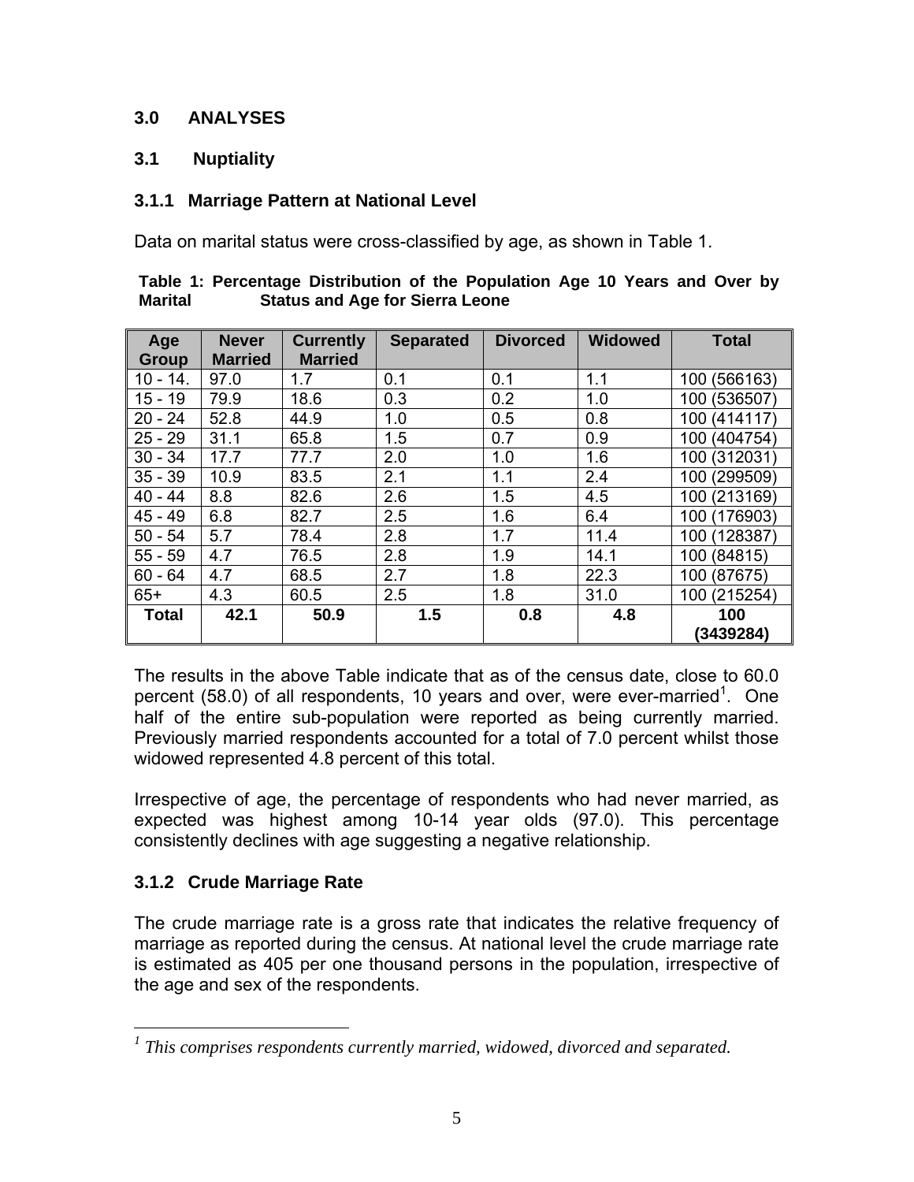## 3.0 ANALYSES

### 3.1 Nuptiality

#### 3.1.1 Marriage Pattern at National Level

Data on marital status were cross-classified by age, as shown in Table 1.

**Table 1: Percentage Distribution of the Population Age 10 Years and Over by Marital Status and Age for Sierra Leone**

| Age Group | Never Married | Currently Married | Separated | Divorced | Widowed | Total |
|---|---|---|---|---|---|---|
| 10 - 14. | 97.0 | 1.7 | 0.1 | 0.1 | 1.1 | 100 (566163) |
| 15 - 19 | 79.9 | 18.6 | 0.3 | 0.2 | 1.0 | 100 (536507) |
| 20 - 24 | 52.8 | 44.9 | 1.0 | 0.5 | 0.8 | 100 (414117) |
| 25 - 29 | 31.1 | 65.8 | 1.5 | 0.7 | 0.9 | 100 (404754) |
| 30 - 34 | 17.7 | 77.7 | 2.0 | 1.0 | 1.6 | 100 (312031) |
| 35 - 39 | 10.9 | 83.5 | 2.1 | 1.1 | 2.4 | 100 (299509) |
| 40 - 44 | 8.8 | 82.6 | 2.6 | 1.5 | 4.5 | 100 (213169) |
| 45 - 49 | 6.8 | 82.7 | 2.5 | 1.6 | 6.4 | 100 (176903) |
| 50 - 54 | 5.7 | 78.4 | 2.8 | 1.7 | 11.4 | 100 (128387) |
| 55 - 59 | 4.7 | 76.5 | 2.8 | 1.9 | 14.1 | 100 (84815) |
| 60 - 64 | 4.7 | 68.5 | 2.7 | 1.8 | 22.3 | 100 (87675) |
| 65+ | 4.3 | 60.5 | 2.5 | 1.8 | 31.0 | 100 (215254) |
| **Total** | **42.1** | **50.9** | **1.5** | **0.8** | **4.8** | **100 (3439284)** |

The results in the above Table indicate that as of the census date, close to 60.0 percent (58.0) of all respondents, 10 years and over, were ever-married[1]. One half of the entire sub-population were reported as being currently married. Previously married respondents accounted for a total of 7.0 percent whilst those widowed represented 4.8 percent of this total.

Irrespective of age, the percentage of respondents who had never married, as expected was highest among 10-14 year olds (97.0). This percentage consistently declines with age suggesting a negative relationship.

#### 3.1.2 Crude Marriage Rate

The crude marriage rate is a gross rate that indicates the relative frequency of marriage as reported during the census. At national level the crude marriage rate is estimated as 405 per one thousand persons in the population, irrespective of the age and sex of the respondents.

---

[1] *This comprises respondents currently married, widowed, divorced and separated.*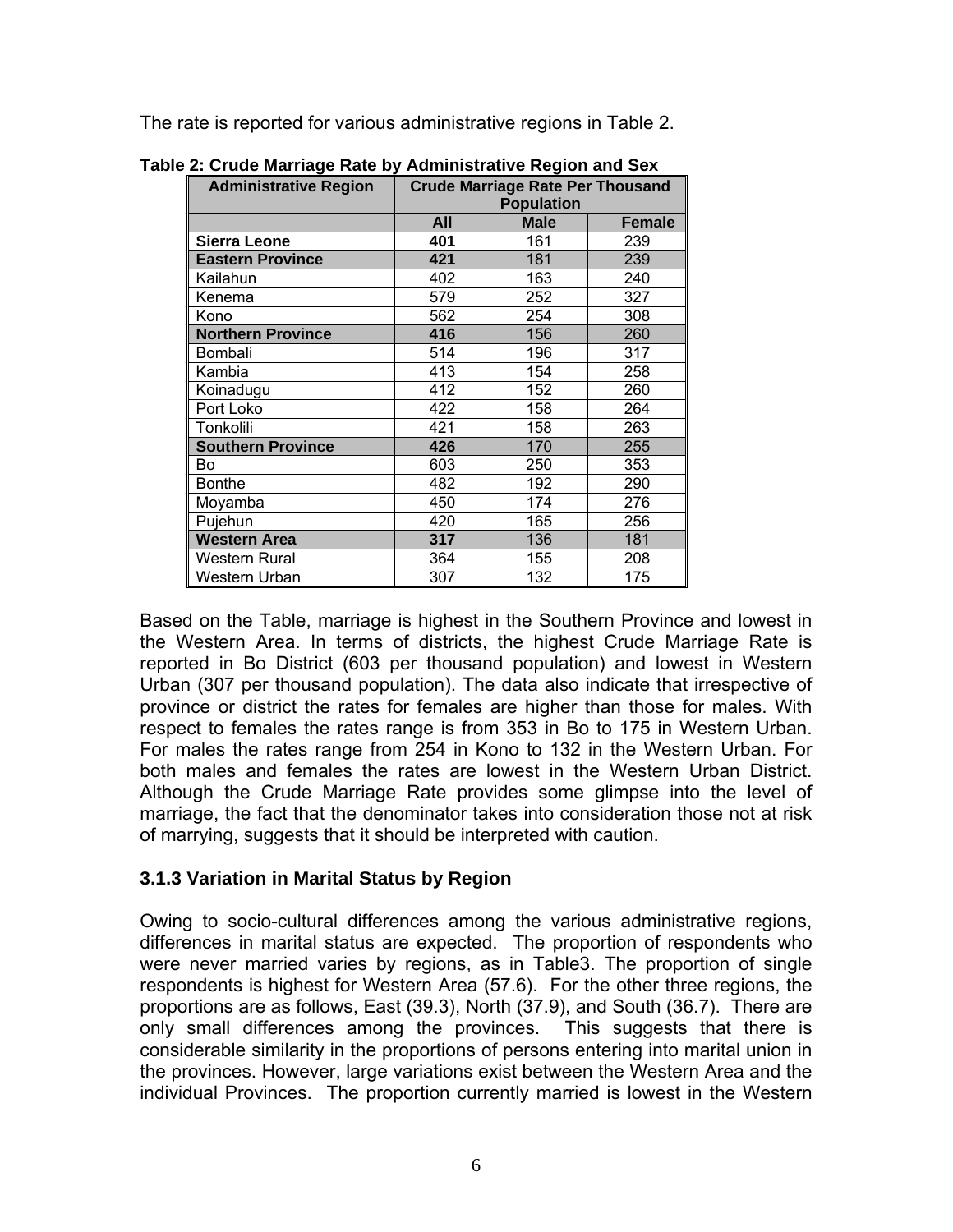The rate is reported for various administrative regions in Table 2.

**Table 2: Crude Marriage Rate by Administrative Region and Sex**

| Administrative Region | Crude Marriage Rate Per Thousand Population | | |
|---|---|---|---|
| | All | Male | Female |
| **Sierra Leone** | **401** | 161 | 239 |
| **Eastern Province** | **421** | 181 | 239 |
| Kailahun | 402 | 163 | 240 |
| Kenema | 579 | 252 | 327 |
| Kono | 562 | 254 | 308 |
| **Northern Province** | **416** | 156 | 260 |
| Bombali | 514 | 196 | 317 |
| Kambia | 413 | 154 | 258 |
| Koinadugu | 412 | 152 | 260 |
| Port Loko | 422 | 158 | 264 |
| Tonkolili | 421 | 158 | 263 |
| **Southern Province** | **426** | 170 | 255 |
| Bo | 603 | 250 | 353 |
| Bonthe | 482 | 192 | 290 |
| Moyamba | 450 | 174 | 276 |
| Pujehun | 420 | 165 | 256 |
| **Western Area** | **317** | 136 | 181 |
| Western Rural | 364 | 155 | 208 |
| Western Urban | 307 | 132 | 175 |

Based on the Table, marriage is highest in the Southern Province and lowest in the Western Area. In terms of districts, the highest Crude Marriage Rate is reported in Bo District (603 per thousand population) and lowest in Western Urban (307 per thousand population). The data also indicate that irrespective of province or district the rates for females are higher than those for males. With respect to females the rates range is from 353 in Bo to 175 in Western Urban. For males the rates range from 254 in Kono to 132 in the Western Urban. For both males and females the rates are lowest in the Western Urban District. Although the Crude Marriage Rate provides some glimpse into the level of marriage, the fact that the denominator takes into consideration those not at risk of marrying, suggests that it should be interpreted with caution.

### 3.1.3 Variation in Marital Status by Region

Owing to socio-cultural differences among the various administrative regions, differences in marital status are expected. The proportion of respondents who were never married varies by regions, as in Table3. The proportion of single respondents is highest for Western Area (57.6). For the other three regions, the proportions are as follows, East (39.3), North (37.9), and South (36.7). There are only small differences among the provinces. This suggests that there is considerable similarity in the proportions of persons entering into marital union in the provinces. However, large variations exist between the Western Area and the individual Provinces. The proportion currently married is lowest in the Western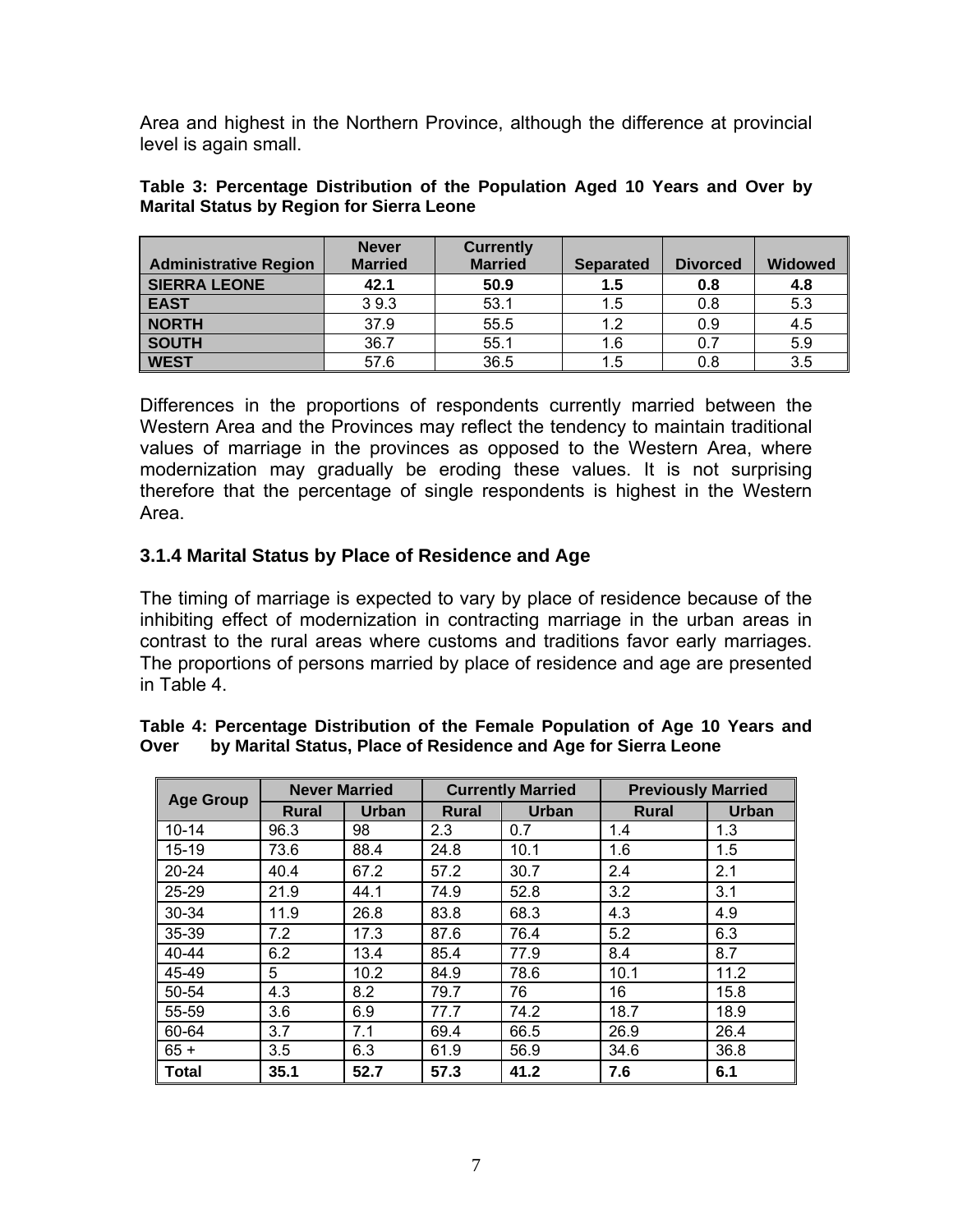Area and highest in the Northern Province, although the difference at provincial level is again small.

**Table 3: Percentage Distribution of the Population Aged 10 Years and Over by Marital Status by Region for Sierra Leone**

| Administrative Region | Never Married | Currently Married | Separated | Divorced | Widowed |
|---|---|---|---|---|---|
| **SIERRA LEONE** | **42.1** | **50.9** | **1.5** | **0.8** | **4.8** |
| **EAST** | 3 9.3 | 53.1 | 1.5 | 0.8 | 5.3 |
| **NORTH** | 37.9 | 55.5 | 1.2 | 0.9 | 4.5 |
| **SOUTH** | 36.7 | 55.1 | 1.6 | 0.7 | 5.9 |
| **WEST** | 57.6 | 36.5 | 1.5 | 0.8 | 3.5 |

Differences in the proportions of respondents currently married between the Western Area and the Provinces may reflect the tendency to maintain traditional values of marriage in the provinces as opposed to the Western Area, where modernization may gradually be eroding these values. It is not surprising therefore that the percentage of single respondents is highest in the Western Area.

### 3.1.4 Marital Status by Place of Residence and Age

The timing of marriage is expected to vary by place of residence because of the inhibiting effect of modernization in contracting marriage in the urban areas in contrast to the rural areas where customs and traditions favor early marriages. The proportions of persons married by place of residence and age are presented in Table 4.

**Table 4: Percentage Distribution of the Female Population of Age 10 Years and Over by Marital Status, Place of Residence and Age for Sierra Leone**

| Age Group | Never Married | | Currently Married | | Previously Married | |
|---|---|---|---|---|---|---|
| | Rural | Urban | Rural | Urban | Rural | Urban |
| 10-14 | 96.3 | 98 | 2.3 | 0.7 | 1.4 | 1.3 |
| 15-19 | 73.6 | 88.4 | 24.8 | 10.1 | 1.6 | 1.5 |
| 20-24 | 40.4 | 67.2 | 57.2 | 30.7 | 2.4 | 2.1 |
| 25-29 | 21.9 | 44.1 | 74.9 | 52.8 | 3.2 | 3.1 |
| 30-34 | 11.9 | 26.8 | 83.8 | 68.3 | 4.3 | 4.9 |
| 35-39 | 7.2 | 17.3 | 87.6 | 76.4 | 5.2 | 6.3 |
| 40-44 | 6.2 | 13.4 | 85.4 | 77.9 | 8.4 | 8.7 |
| 45-49 | 5 | 10.2 | 84.9 | 78.6 | 10.1 | 11.2 |
| 50-54 | 4.3 | 8.2 | 79.7 | 76 | 16 | 15.8 |
| 55-59 | 3.6 | 6.9 | 77.7 | 74.2 | 18.7 | 18.9 |
| 60-64 | 3.7 | 7.1 | 69.4 | 66.5 | 26.9 | 26.4 |
| 65 + | 3.5 | 6.3 | 61.9 | 56.9 | 34.6 | 36.8 |
| **Total** | **35.1** | **52.7** | **57.3** | **41.2** | **7.6** | **6.1** |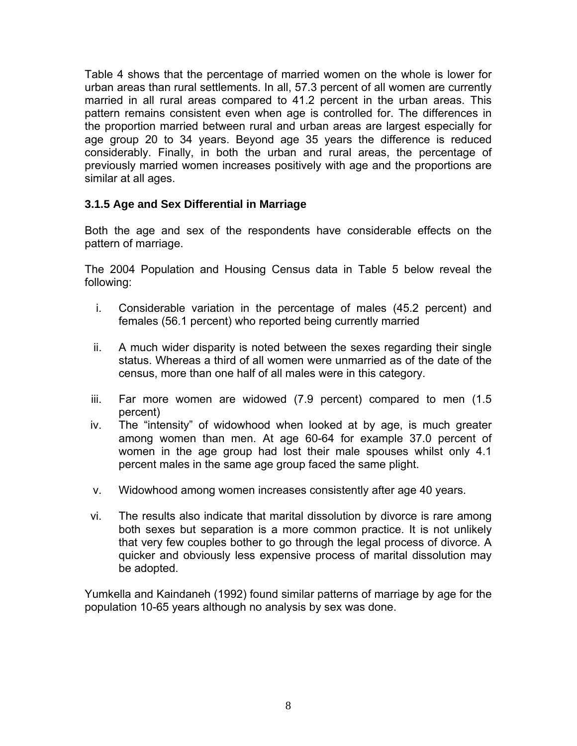Table 4 shows that the percentage of married women on the whole is lower for urban areas than rural settlements. In all, 57.3 percent of all women are currently married in all rural areas compared to 41.2 percent in the urban areas. This pattern remains consistent even when age is controlled for. The differences in the proportion married between rural and urban areas are largest especially for age group 20 to 34 years. Beyond age 35 years the difference is reduced considerably. Finally, in both the urban and rural areas, the percentage of previously married women increases positively with age and the proportions are similar at all ages.

### 3.1.5 Age and Sex Differential in Marriage

Both the age and sex of the respondents have considerable effects on the pattern of marriage.

The 2004 Population and Housing Census data in Table 5 below reveal the following:

i. Considerable variation in the percentage of males (45.2 percent) and females (56.1 percent) who reported being currently married

ii. A much wider disparity is noted between the sexes regarding their single status. Whereas a third of all women were unmarried as of the date of the census, more than one half of all males were in this category.

iii. Far more women are widowed (7.9 percent) compared to men (1.5 percent)

iv. The "intensity" of widowhood when looked at by age, is much greater among women than men. At age 60-64 for example 37.0 percent of women in the age group had lost their male spouses whilst only 4.1 percent males in the same age group faced the same plight.

v. Widowhood among women increases consistently after age 40 years.

vi. The results also indicate that marital dissolution by divorce is rare among both sexes but separation is a more common practice. It is not unlikely that very few couples bother to go through the legal process of divorce. A quicker and obviously less expensive process of marital dissolution may be adopted.

Yumkella and Kaindaneh (1992) found similar patterns of marriage by age for the population 10-65 years although no analysis by sex was done.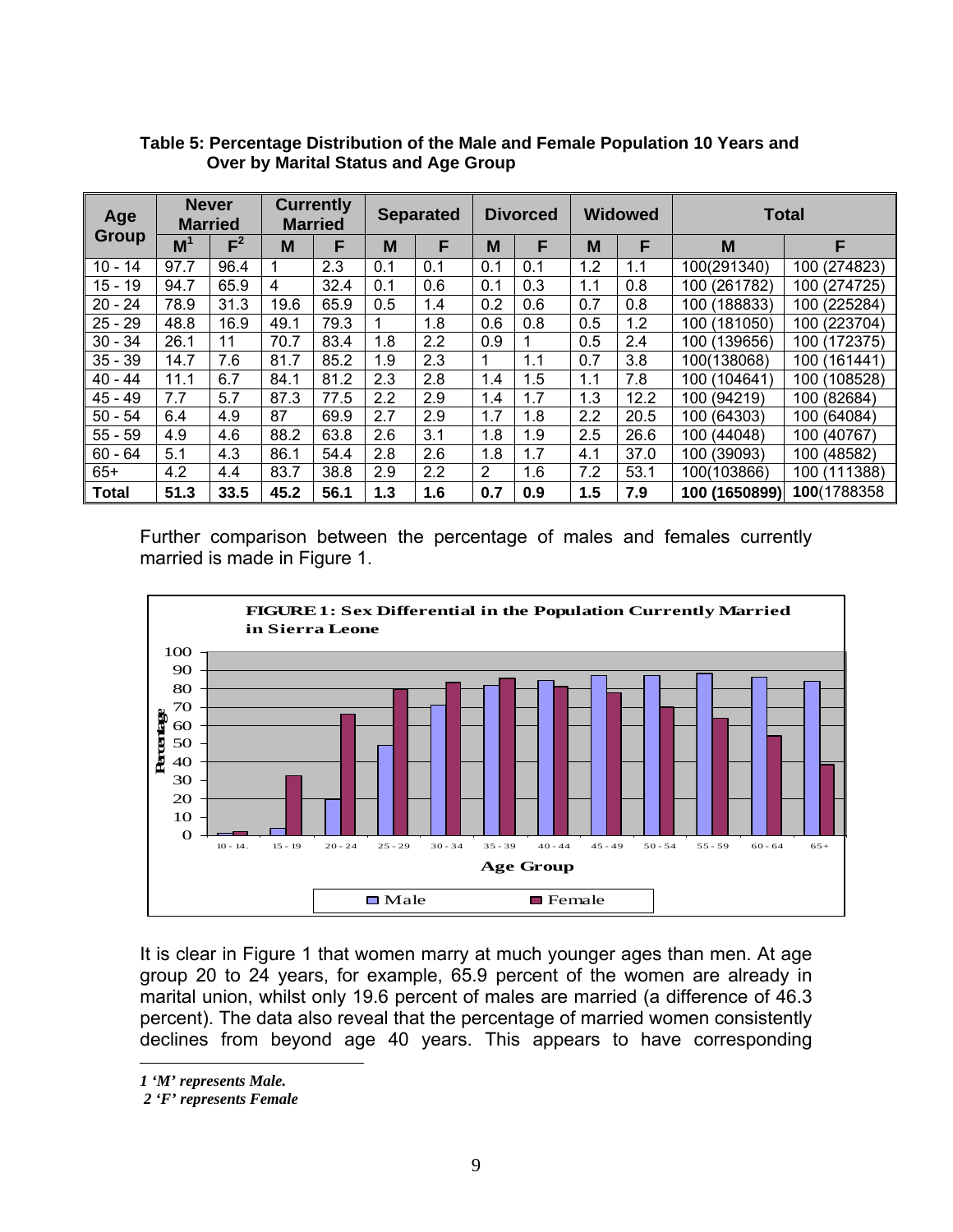**Table 5: Percentage Distribution of the Male and Female Population 10 Years and Over by Marital Status and Age Group**

| Age Group | Never Married | | Currently Married | | Separated | | Divorced | | Widowed | | Total | |
|---|---|---|---|---|---|---|---|---|---|---|---|---|
| | M[1] | F[2] | M | F | M | F | M | F | M | F | M | F |
| 10 - 14 | 97.7 | 96.4 | 1 | 2.3 | 0.1 | 0.1 | 0.1 | 0.1 | 1.2 | 1.1 | 100(291340) | 100 (274823) |
| 15 - 19 | 94.7 | 65.9 | 4 | 32.4 | 0.1 | 0.6 | 0.1 | 0.3 | 1.1 | 0.8 | 100 (261782) | 100 (274725) |
| 20 - 24 | 78.9 | 31.3 | 19.6 | 65.9 | 0.5 | 1.4 | 0.2 | 0.6 | 0.7 | 0.8 | 100 (188833) | 100 (225284) |
| 25 - 29 | 48.8 | 16.9 | 49.1 | 79.3 | 1 | 1.8 | 0.6 | 0.8 | 0.5 | 1.2 | 100 (181050) | 100 (223704) |
| 30 - 34 | 26.1 | 11 | 70.7 | 83.4 | 1.8 | 2.2 | 0.9 | 1 | 0.5 | 2.4 | 100 (139656) | 100 (172375) |
| 35 - 39 | 14.7 | 7.6 | 81.7 | 85.2 | 1.9 | 2.3 | 1 | 1.1 | 0.7 | 3.8 | 100(138068) | 100 (161441) |
| 40 - 44 | 11.1 | 6.7 | 84.1 | 81.2 | 2.3 | 2.8 | 1.4 | 1.5 | 1.1 | 7.8 | 100 (104641) | 100 (108528) |
| 45 - 49 | 7.7 | 5.7 | 87.3 | 77.5 | 2.2 | 2.9 | 1.4 | 1.7 | 1.3 | 12.2 | 100 (94219) | 100 (82684) |
| 50 - 54 | 6.4 | 4.9 | 87 | 69.9 | 2.7 | 2.9 | 1.7 | 1.8 | 2.2 | 20.5 | 100 (64303) | 100 (64084) |
| 55 - 59 | 4.9 | 4.6 | 88.2 | 63.8 | 2.6 | 3.1 | 1.8 | 1.9 | 2.5 | 26.6 | 100 (44048) | 100 (40767) |
| 60 - 64 | 5.1 | 4.3 | 86.1 | 54.4 | 2.8 | 2.6 | 1.8 | 1.7 | 4.1 | 37.0 | 100 (39093) | 100 (48582) |
| 65+ | 4.2 | 4.4 | 83.7 | 38.8 | 2.9 | 2.2 | 2 | 1.6 | 7.2 | 53.1 | 100(103866) | 100 (111388) |
| **Total** | **51.3** | **33.5** | **45.2** | **56.1** | **1.3** | **1.6** | **0.7** | **0.9** | **1.5** | **7.9** | **100 (1650899)** | **100**(1788358 |

Further comparison between the percentage of males and females currently married is made in Figure 1.

**FIGURE 1: Sex Differential in the Population Currently Married in Sierra Leone**

It is clear in Figure 1 that women marry at much younger ages than men. At age group 20 to 24 years, for example, 65.9 percent of the women are already in marital union, whilst only 19.6 percent of males are married (a difference of 46.3 percent). The data also reveal that the percentage of married women consistently declines from beyond age 40 years. This appears to have corresponding

*1 'M' represents Male.*

*2 'F' represents Female*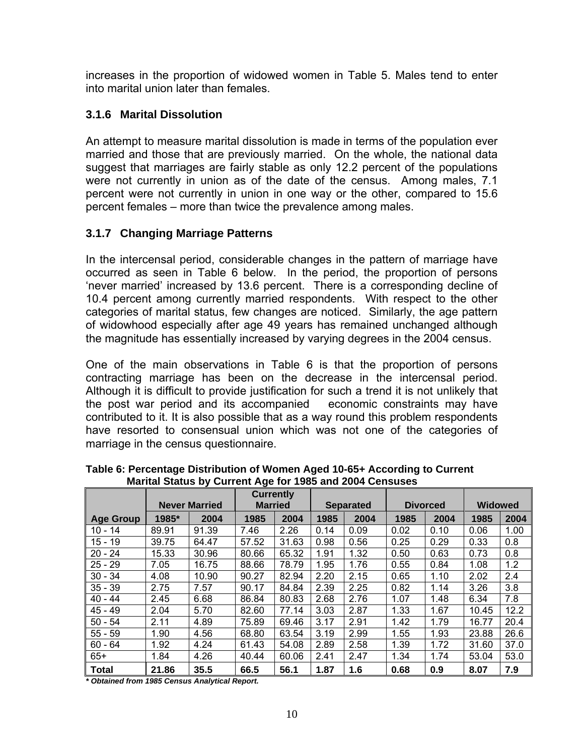increases in the proportion of widowed women in Table 5. Males tend to enter into marital union later than females.

### 3.1.6 Marital Dissolution

An attempt to measure marital dissolution is made in terms of the population ever married and those that are previously married. On the whole, the national data suggest that marriages are fairly stable as only 12.2 percent of the populations were not currently in union as of the date of the census. Among males, 7.1 percent were not currently in union in one way or the other, compared to 15.6 percent females – more than twice the prevalence among males.

### 3.1.7 Changing Marriage Patterns

In the intercensal period, considerable changes in the pattern of marriage have occurred as seen in Table 6 below. In the period, the proportion of persons 'never married' increased by 13.6 percent. There is a corresponding decline of 10.4 percent among currently married respondents. With respect to the other categories of marital status, few changes are noticed. Similarly, the age pattern of widowhood especially after age 49 years has remained unchanged although the magnitude has essentially increased by varying degrees in the 2004 census.

One of the main observations in Table 6 is that the proportion of persons contracting marriage has been on the decrease in the intercensal period. Although it is difficult to provide justification for such a trend it is not unlikely that the post war period and its accompanied economic constraints may have contributed to it. It is also possible that as a way round this problem respondents have resorted to consensual union which was not one of the categories of marriage in the census questionnaire.

**Table 6: Percentage Distribution of Women Aged 10-65+ According to Current Marital Status by Current Age for 1985 and 2004 Censuses**

| | Never Married | | Currently Married | | Separated | | Divorced | | Widowed | |
|---|---|---|---|---|---|---|---|---|---|---|
| **Age Group** | **1985*** | **2004** | **1985** | **2004** | **1985** | **2004** | **1985** | **2004** | **1985** | **2004** |
| 10 - 14 | 89.91 | 91.39 | 7.46 | 2.26 | 0.14 | 0.09 | 0.02 | 0.10 | 0.06 | 1.00 |
| 15 - 19 | 39.75 | 64.47 | 57.52 | 31.63 | 0.98 | 0.56 | 0.25 | 0.29 | 0.33 | 0.8 |
| 20 - 24 | 15.33 | 30.96 | 80.66 | 65.32 | 1.91 | 1.32 | 0.50 | 0.63 | 0.73 | 0.8 |
| 25 - 29 | 7.05 | 16.75 | 88.66 | 78.79 | 1.95 | 1.76 | 0.55 | 0.84 | 1.08 | 1.2 |
| 30 - 34 | 4.08 | 10.90 | 90.27 | 82.94 | 2.20 | 2.15 | 0.65 | 1.10 | 2.02 | 2.4 |
| 35 - 39 | 2.75 | 7.57 | 90.17 | 84.84 | 2.39 | 2.25 | 0.82 | 1.14 | 3.26 | 3.8 |
| 40 - 44 | 2.45 | 6.68 | 86.84 | 80.83 | 2.68 | 2.76 | 1.07 | 1.48 | 6.34 | 7.8 |
| 45 - 49 | 2.04 | 5.70 | 82.60 | 77.14 | 3.03 | 2.87 | 1.33 | 1.67 | 10.45 | 12.2 |
| 50 - 54 | 2.11 | 4.89 | 75.89 | 69.46 | 3.17 | 2.91 | 1.42 | 1.79 | 16.77 | 20.4 |
| 55 - 59 | 1.90 | 4.56 | 68.80 | 63.54 | 3.19 | 2.99 | 1.55 | 1.93 | 23.88 | 26.6 |
| 60 - 64 | 1.92 | 4.24 | 61.43 | 54.08 | 2.89 | 2.58 | 1.39 | 1.72 | 31.60 | 37.0 |
| 65+ | 1.84 | 4.26 | 40.44 | 60.06 | 2.41 | 2.47 | 1.34 | 1.74 | 53.04 | 53.0 |
| **Total** | **21.86** | **35.5** | **66.5** | **56.1** | **1.87** | **1.6** | **0.68** | **0.9** | **8.07** | **7.9** |

***\* Obtained from 1985 Census Analytical Report.***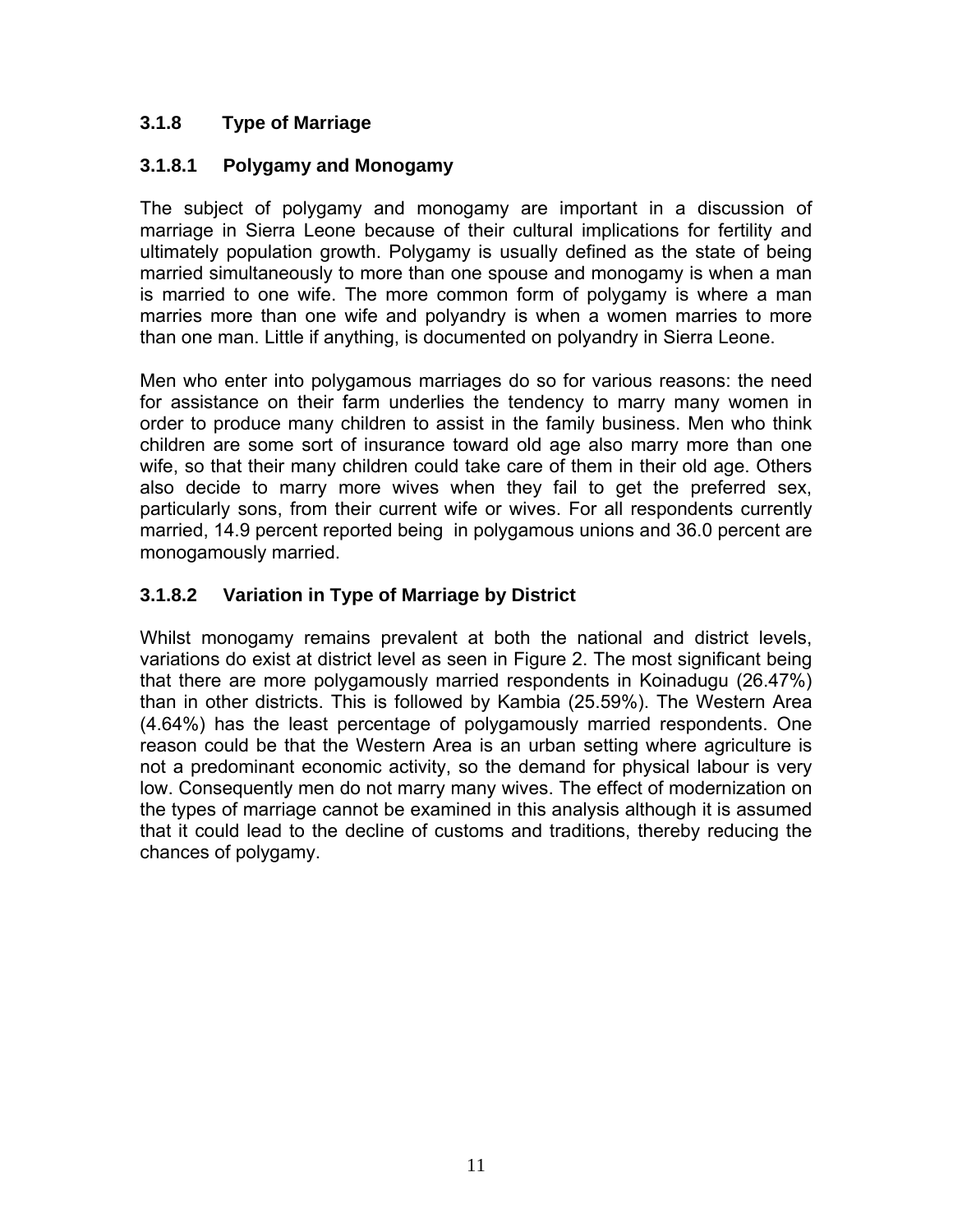### 3.1.8 Type of Marriage

#### 3.1.8.1 Polygamy and Monogamy

The subject of polygamy and monogamy are important in a discussion of marriage in Sierra Leone because of their cultural implications for fertility and ultimately population growth. Polygamy is usually defined as the state of being married simultaneously to more than one spouse and monogamy is when a man is married to one wife. The more common form of polygamy is where a man marries more than one wife and polyandry is when a women marries to more than one man. Little if anything, is documented on polyandry in Sierra Leone.

Men who enter into polygamous marriages do so for various reasons: the need for assistance on their farm underlies the tendency to marry many women in order to produce many children to assist in the family business. Men who think children are some sort of insurance toward old age also marry more than one wife, so that their many children could take care of them in their old age. Others also decide to marry more wives when they fail to get the preferred sex, particularly sons, from their current wife or wives. For all respondents currently married, 14.9 percent reported being in polygamous unions and 36.0 percent are monogamously married.

#### 3.1.8.2 Variation in Type of Marriage by District

Whilst monogamy remains prevalent at both the national and district levels, variations do exist at district level as seen in Figure 2. The most significant being that there are more polygamously married respondents in Koinadugu (26.47%) than in other districts. This is followed by Kambia (25.59%). The Western Area (4.64%) has the least percentage of polygamously married respondents. One reason could be that the Western Area is an urban setting where agriculture is not a predominant economic activity, so the demand for physical labour is very low. Consequently men do not marry many wives. The effect of modernization on the types of marriage cannot be examined in this analysis although it is assumed that it could lead to the decline of customs and traditions, thereby reducing the chances of polygamy.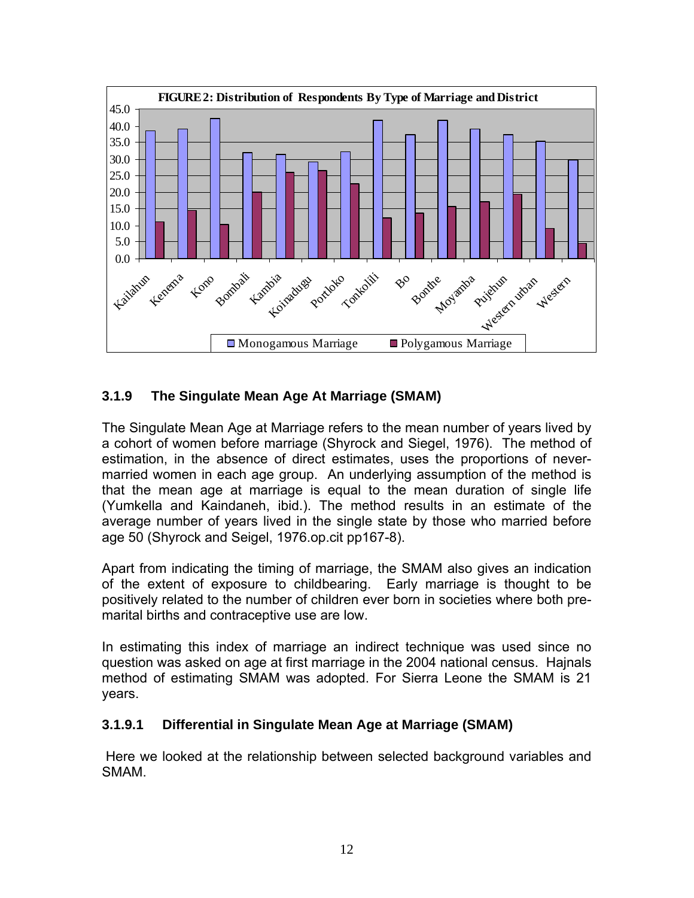**FIGURE 2: Distribution of Respondents By Type of Marriage and District**

### 3.1.9 The Singulate Mean Age At Marriage (SMAM)

The Singulate Mean Age at Marriage refers to the mean number of years lived by a cohort of women before marriage (Shyrock and Siegel, 1976). The method of estimation, in the absence of direct estimates, uses the proportions of never-married women in each age group. An underlying assumption of the method is that the mean age at marriage is equal to the mean duration of single life (Yumkella and Kaindaneh, ibid.). The method results in an estimate of the average number of years lived in the single state by those who married before age 50 (Shyrock and Seigel, 1976.op.cit pp167-8).

Apart from indicating the timing of marriage, the SMAM also gives an indication of the extent of exposure to childbearing. Early marriage is thought to be positively related to the number of children ever born in societies where both pre-marital births and contraceptive use are low.

In estimating this index of marriage an indirect technique was used since no question was asked on age at first marriage in the 2004 national census. Hajnals method of estimating SMAM was adopted. For Sierra Leone the SMAM is 21 years.

#### 3.1.9.1 Differential in Singulate Mean Age at Marriage (SMAM)

Here we looked at the relationship between selected background variables and SMAM.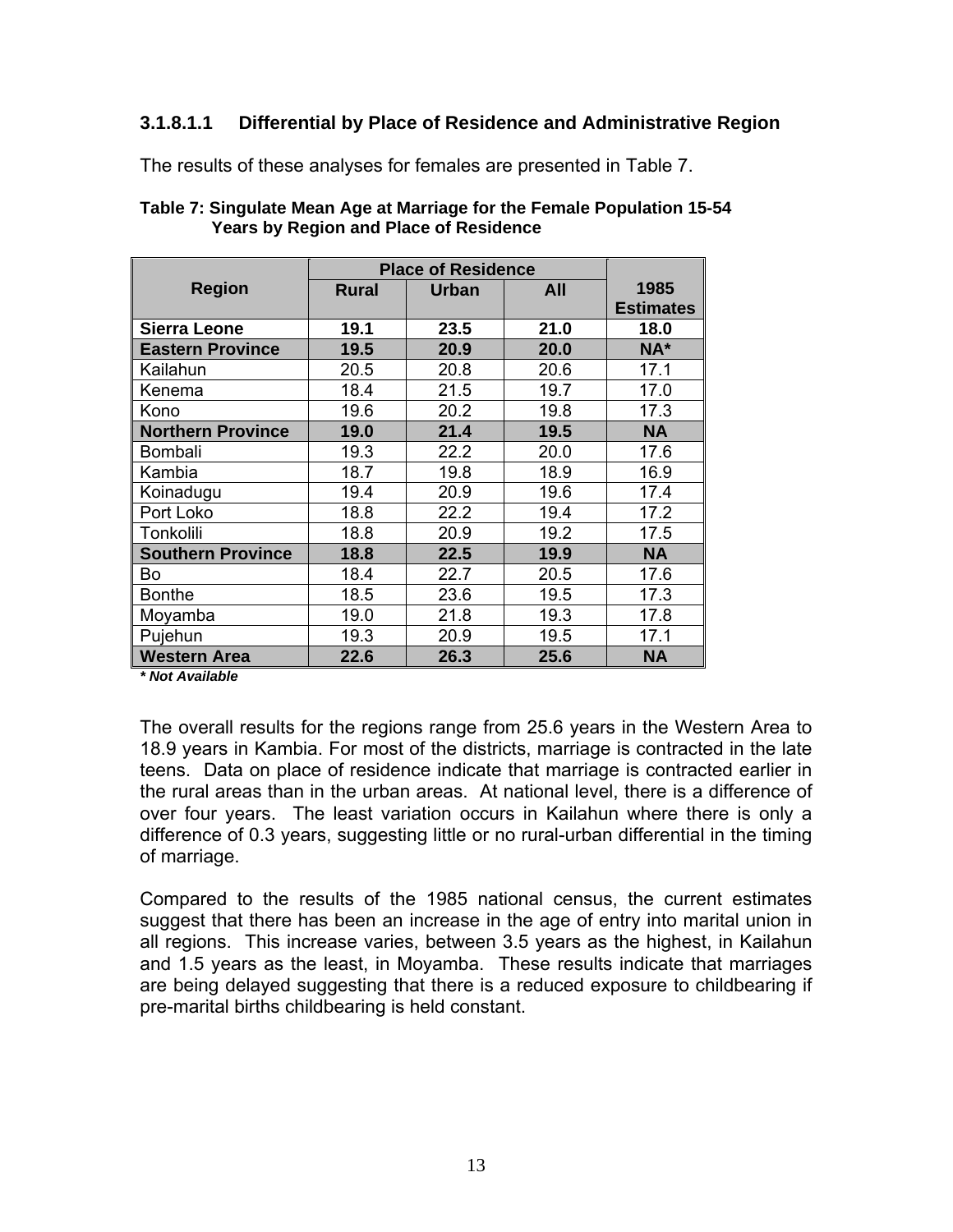#### 3.1.8.1.1 Differential by Place of Residence and Administrative Region

The results of these analyses for females are presented in Table 7.

**Table 7: Singulate Mean Age at Marriage for the Female Population 15-54 Years by Region and Place of Residence**

| Region | Place of Residence | | | 1985 Estimates |
|---|---|---|---|---|
| | Rural | Urban | All | |
| **Sierra Leone** | **19.1** | **23.5** | **21.0** | **18.0** |
| **Eastern Province** | **19.5** | **20.9** | **20.0** | **NA*** |
| Kailahun | 20.5 | 20.8 | 20.6 | 17.1 |
| Kenema | 18.4 | 21.5 | 19.7 | 17.0 |
| Kono | 19.6 | 20.2 | 19.8 | 17.3 |
| **Northern Province** | **19.0** | **21.4** | **19.5** | **NA** |
| Bombali | 19.3 | 22.2 | 20.0 | 17.6 |
| Kambia | 18.7 | 19.8 | 18.9 | 16.9 |
| Koinadugu | 19.4 | 20.9 | 19.6 | 17.4 |
| Port Loko | 18.8 | 22.2 | 19.4 | 17.2 |
| Tonkolili | 18.8 | 20.9 | 19.2 | 17.5 |
| **Southern Province** | **18.8** | **22.5** | **19.9** | **NA** |
| Bo | 18.4 | 22.7 | 20.5 | 17.6 |
| Bonthe | 18.5 | 23.6 | 19.5 | 17.3 |
| Moyamba | 19.0 | 21.8 | 19.3 | 17.8 |
| Pujehun | 19.3 | 20.9 | 19.5 | 17.1 |
| **Western Area** | **22.6** | **26.3** | **25.6** | **NA** |

***Not Available***

The overall results for the regions range from 25.6 years in the Western Area to 18.9 years in Kambia. For most of the districts, marriage is contracted in the late teens. Data on place of residence indicate that marriage is contracted earlier in the rural areas than in the urban areas. At national level, there is a difference of over four years. The least variation occurs in Kailahun where there is only a difference of 0.3 years, suggesting little or no rural-urban differential in the timing of marriage.

Compared to the results of the 1985 national census, the current estimates suggest that there has been an increase in the age of entry into marital union in all regions. This increase varies, between 3.5 years as the highest, in Kailahun and 1.5 years as the least, in Moyamba. These results indicate that marriages are being delayed suggesting that there is a reduced exposure to childbearing if pre-marital births childbearing is held constant.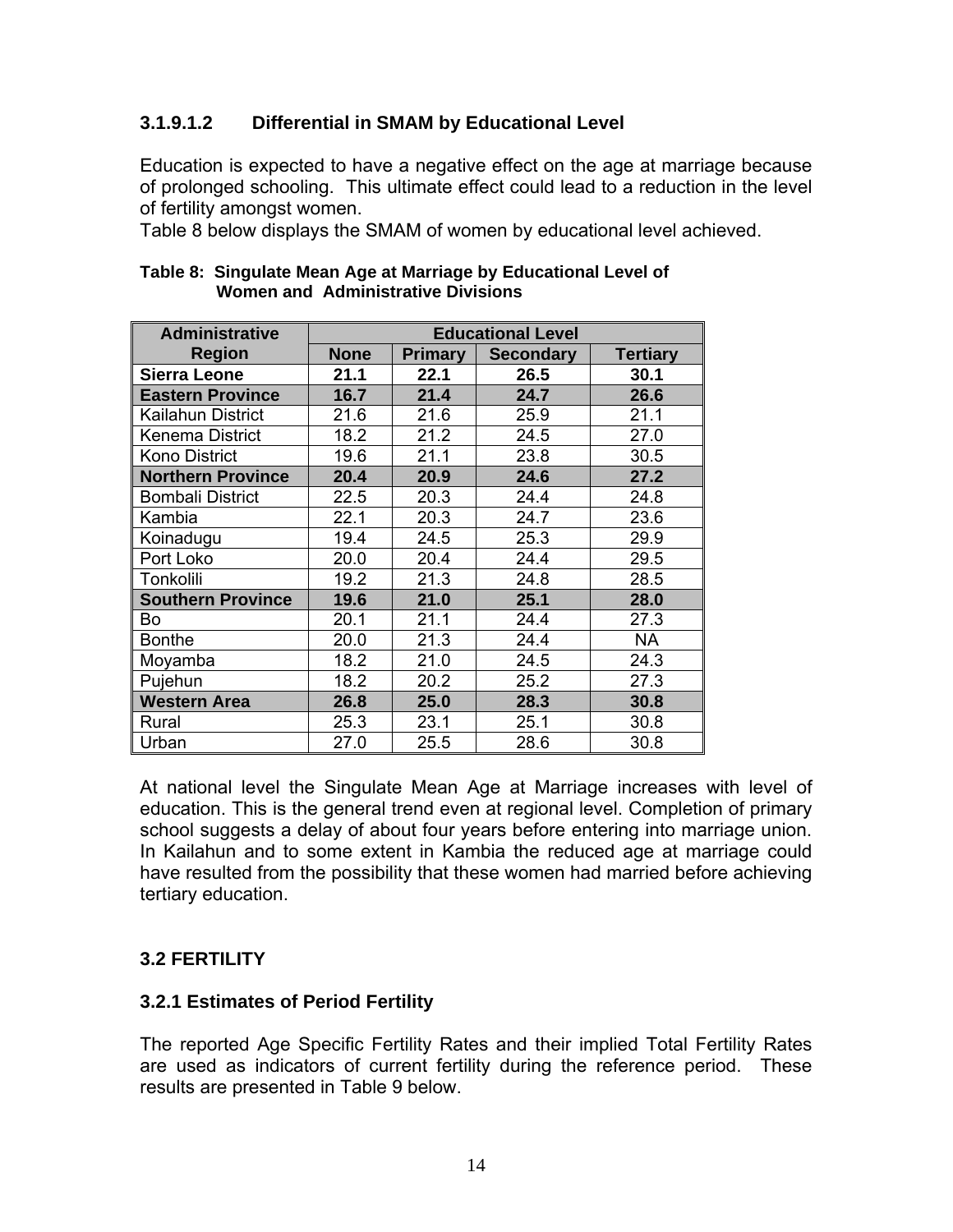#### 3.1.9.1.2 Differential in SMAM by Educational Level

Education is expected to have a negative effect on the age at marriage because of prolonged schooling. This ultimate effect could lead to a reduction in the level of fertility amongst women.

Table 8 below displays the SMAM of women by educational level achieved.

**Table 8: Singulate Mean Age at Marriage by Educational Level of Women and Administrative Divisions**

| Administrative Region | Educational Level | | | |
|---|---|---|---|---|
| | None | Primary | Secondary | Tertiary |
| **Sierra Leone** | **21.1** | **22.1** | **26.5** | **30.1** |
| **Eastern Province** | **16.7** | **21.4** | **24.7** | **26.6** |
| Kailahun District | 21.6 | 21.6 | 25.9 | 21.1 |
| Kenema District | 18.2 | 21.2 | 24.5 | 27.0 |
| Kono District | 19.6 | 21.1 | 23.8 | 30.5 |
| **Northern Province** | **20.4** | **20.9** | **24.6** | **27.2** |
| Bombali District | 22.5 | 20.3 | 24.4 | 24.8 |
| Kambia | 22.1 | 20.3 | 24.7 | 23.6 |
| Koinadugu | 19.4 | 24.5 | 25.3 | 29.9 |
| Port Loko | 20.0 | 20.4 | 24.4 | 29.5 |
| Tonkolili | 19.2 | 21.3 | 24.8 | 28.5 |
| **Southern Province** | **19.6** | **21.0** | **25.1** | **28.0** |
| Bo | 20.1 | 21.1 | 24.4 | 27.3 |
| Bonthe | 20.0 | 21.3 | 24.4 | NA |
| Moyamba | 18.2 | 21.0 | 24.5 | 24.3 |
| Pujehun | 18.2 | 20.2 | 25.2 | 27.3 |
| **Western Area** | **26.8** | **25.0** | **28.3** | **30.8** |
| Rural | 25.3 | 23.1 | 25.1 | 30.8 |
| Urban | 27.0 | 25.5 | 28.6 | 30.8 |

At national level the Singulate Mean Age at Marriage increases with level of education. This is the general trend even at regional level. Completion of primary school suggests a delay of about four years before entering into marriage union. In Kailahun and to some extent in Kambia the reduced age at marriage could have resulted from the possibility that these women had married before achieving tertiary education.

## 3.2 FERTILITY

### 3.2.1 Estimates of Period Fertility

The reported Age Specific Fertility Rates and their implied Total Fertility Rates are used as indicators of current fertility during the reference period. These results are presented in Table 9 below.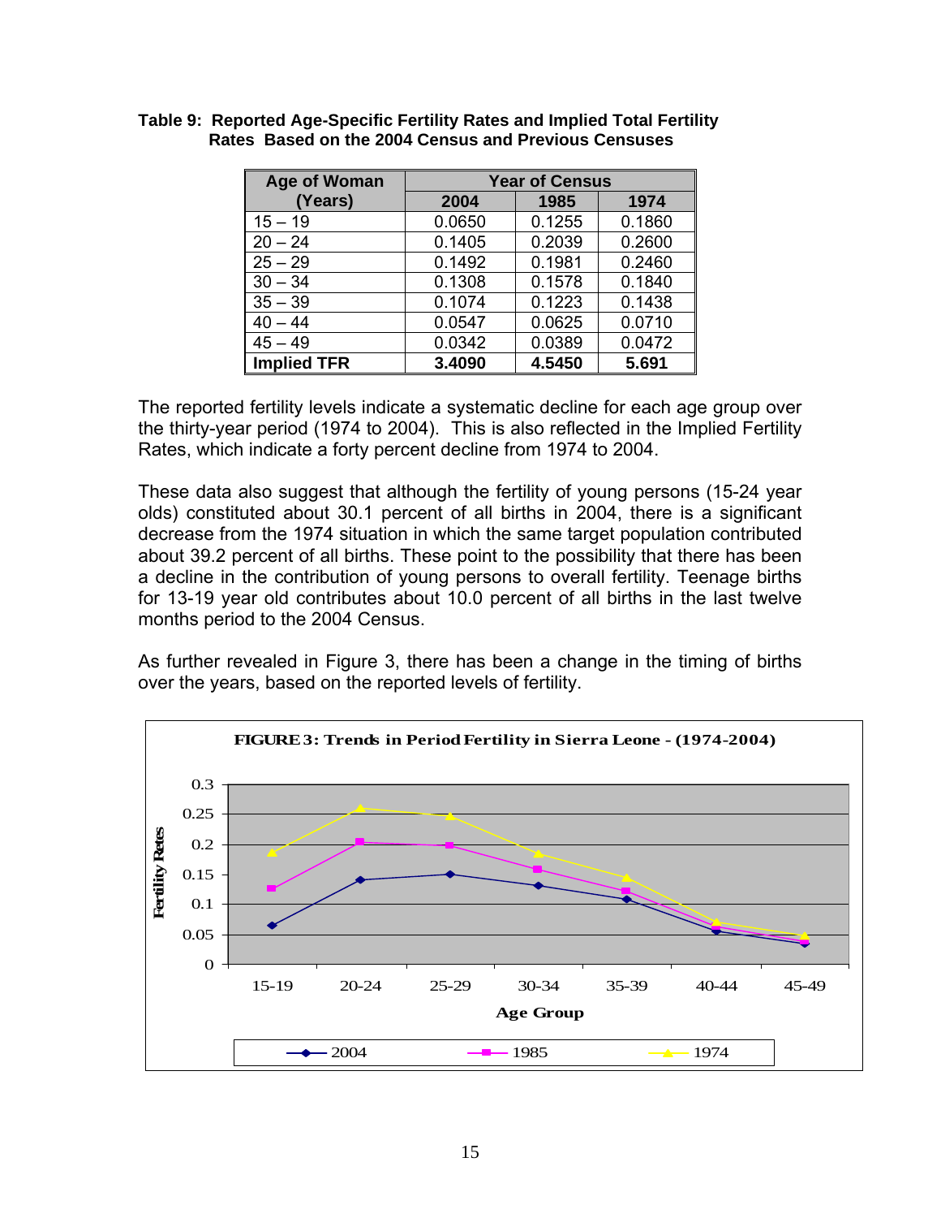**Table 9: Reported Age-Specific Fertility Rates and Implied Total Fertility Rates Based on the 2004 Census and Previous Censuses**

| Age of Woman (Years) | Year of Census | | |
|---|---|---|---|
| | 2004 | 1985 | 1974 |
| 15 – 19 | 0.0650 | 0.1255 | 0.1860 |
| 20 – 24 | 0.1405 | 0.2039 | 0.2600 |
| 25 – 29 | 0.1492 | 0.1981 | 0.2460 |
| 30 – 34 | 0.1308 | 0.1578 | 0.1840 |
| 35 – 39 | 0.1074 | 0.1223 | 0.1438 |
| 40 – 44 | 0.0547 | 0.0625 | 0.0710 |
| 45 – 49 | 0.0342 | 0.0389 | 0.0472 |
| **Implied TFR** | **3.4090** | **4.5450** | **5.691** |

The reported fertility levels indicate a systematic decline for each age group over the thirty-year period (1974 to 2004). This is also reflected in the Implied Fertility Rates, which indicate a forty percent decline from 1974 to 2004.

These data also suggest that although the fertility of young persons (15-24 year olds) constituted about 30.1 percent of all births in 2004, there is a significant decrease from the 1974 situation in which the same target population contributed about 39.2 percent of all births. These point to the possibility that there has been a decline in the contribution of young persons to overall fertility. Teenage births for 13-19 year old contributes about 10.0 percent of all births in the last twelve months period to the 2004 Census.

As further revealed in Figure 3, there has been a change in the timing of births over the years, based on the reported levels of fertility.

**FIGURE 3: Trends in Period Fertility in Sierra Leone - (1974-2004)**

| Age Group | 2004 | 1985 | 1974 |
|---|---|---|---|
| 15-19 | 0.0650 | 0.1255 | 0.1860 |
| 20-24 | 0.1405 | 0.2039 | 0.2600 |
| 25-29 | 0.1492 | 0.1981 | 0.2460 |
| 30-34 | 0.1308 | 0.1578 | 0.1840 |
| 35-39 | 0.1074 | 0.1223 | 0.1438 |
| 40-44 | 0.0547 | 0.0625 | 0.0710 |
| 45-49 | 0.0342 | 0.0389 | 0.0472 |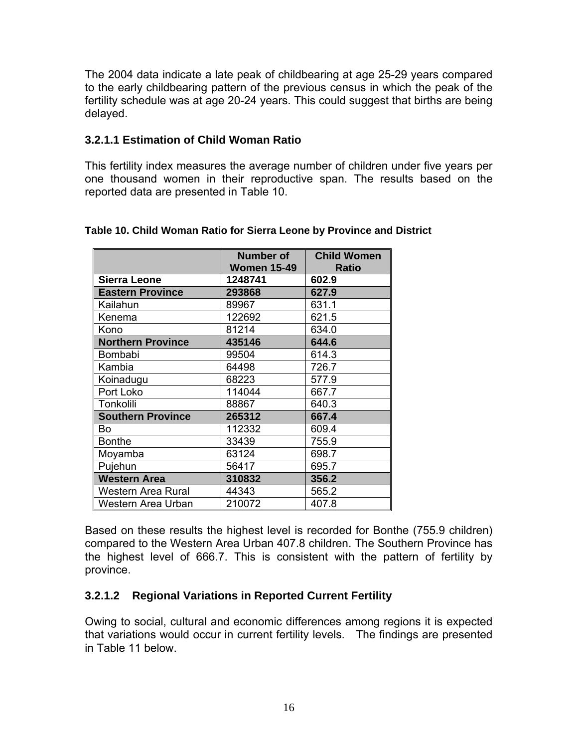The 2004 data indicate a late peak of childbearing at age 25-29 years compared to the early childbearing pattern of the previous census in which the peak of the fertility schedule was at age 20-24 years. This could suggest that births are being delayed.

### 3.2.1.1 Estimation of Child Woman Ratio

This fertility index measures the average number of children under five years per one thousand women in their reproductive span. The results based on the reported data are presented in Table 10.

**Table 10. Child Woman Ratio for Sierra Leone by Province and District**

| | Number of Women 15-49 | Child Women Ratio |
|---|---|---|
| **Sierra Leone** | **1248741** | **602.9** |
| **Eastern Province** | **293868** | **627.9** |
| Kailahun | 89967 | 631.1 |
| Kenema | 122692 | 621.5 |
| Kono | 81214 | 634.0 |
| **Northern Province** | **435146** | **644.6** |
| Bombabi | 99504 | 614.3 |
| Kambia | 64498 | 726.7 |
| Koinadugu | 68223 | 577.9 |
| Port Loko | 114044 | 667.7 |
| Tonkolili | 88867 | 640.3 |
| **Southern Province** | **265312** | **667.4** |
| Bo | 112332 | 609.4 |
| Bonthe | 33439 | 755.9 |
| Moyamba | 63124 | 698.7 |
| Pujehun | 56417 | 695.7 |
| **Western Area** | **310832** | **356.2** |
| Western Area Rural | 44343 | 565.2 |
| Western Area Urban | 210072 | 407.8 |

Based on these results the highest level is recorded for Bonthe (755.9 children) compared to the Western Area Urban 407.8 children. The Southern Province has the highest level of 666.7. This is consistent with the pattern of fertility by province.

### 3.2.1.2 Regional Variations in Reported Current Fertility

Owing to social, cultural and economic differences among regions it is expected that variations would occur in current fertility levels. The findings are presented in Table 11 below.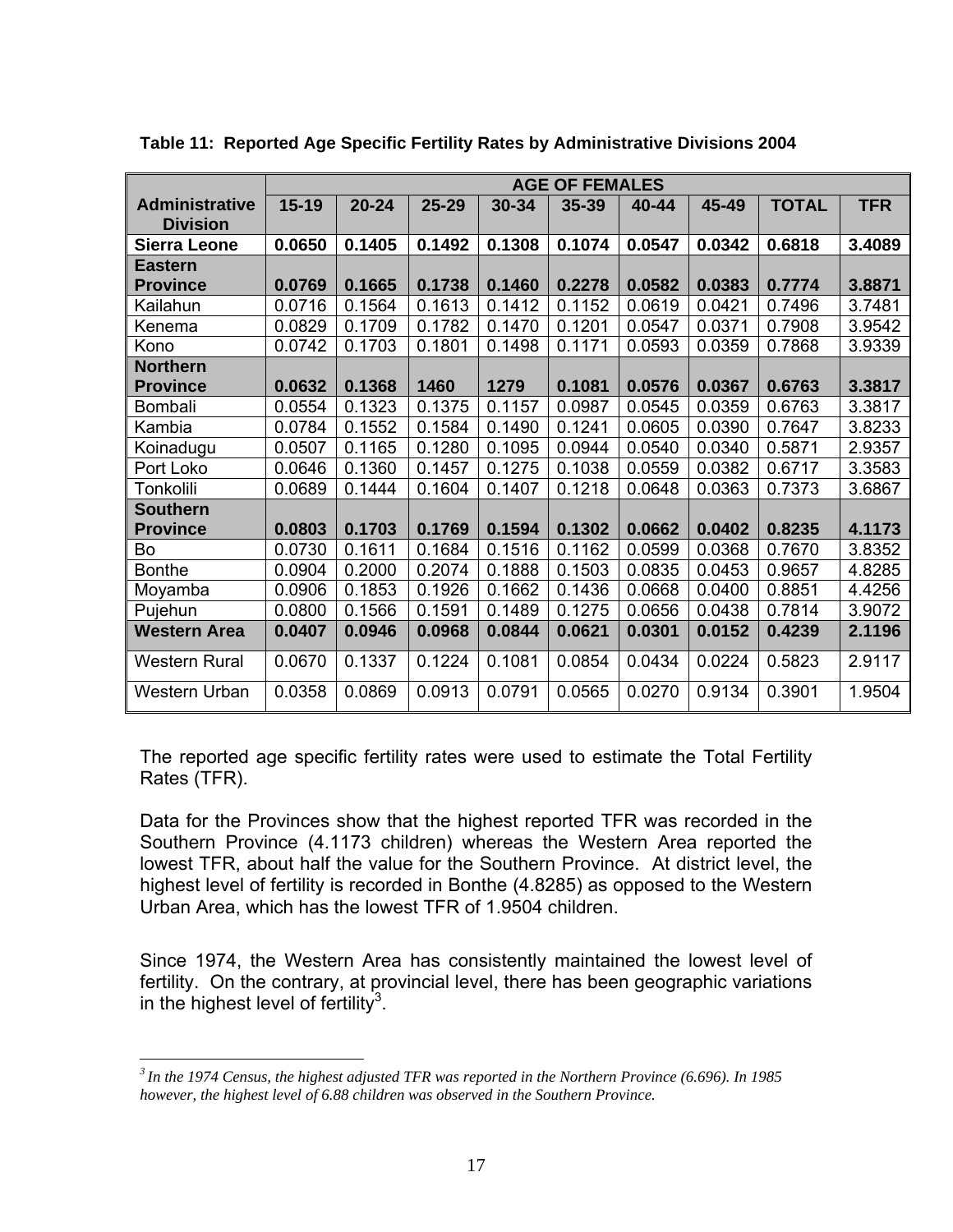**Table 11: Reported Age Specific Fertility Rates by Administrative Divisions 2004**

| Administrative Division | AGE OF FEMALES | | | | | | | | |
|---|---|---|---|---|---|---|---|---|---|
| | 15-19 | 20-24 | 25-29 | 30-34 | 35-39 | 40-44 | 45-49 | TOTAL | TFR |
| **Sierra Leone** | **0.0650** | **0.1405** | **0.1492** | **0.1308** | **0.1074** | **0.0547** | **0.0342** | **0.6818** | **3.4089** |
| **Eastern Province** | **0.0769** | **0.1665** | **0.1738** | **0.1460** | **0.2278** | **0.0582** | **0.0383** | **0.7774** | **3.8871** |
| Kailahun | 0.0716 | 0.1564 | 0.1613 | 0.1412 | 0.1152 | 0.0619 | 0.0421 | 0.7496 | 3.7481 |
| Kenema | 0.0829 | 0.1709 | 0.1782 | 0.1470 | 0.1201 | 0.0547 | 0.0371 | 0.7908 | 3.9542 |
| Kono | 0.0742 | 0.1703 | 0.1801 | 0.1498 | 0.1171 | 0.0593 | 0.0359 | 0.7868 | 3.9339 |
| **Northern Province** | **0.0632** | **0.1368** | **1460** | **1279** | **0.1081** | **0.0576** | **0.0367** | **0.6763** | **3.3817** |
| Bombali | 0.0554 | 0.1323 | 0.1375 | 0.1157 | 0.0987 | 0.0545 | 0.0359 | 0.6763 | 3.3817 |
| Kambia | 0.0784 | 0.1552 | 0.1584 | 0.1490 | 0.1241 | 0.0605 | 0.0390 | 0.7647 | 3.8233 |
| Koinadugu | 0.0507 | 0.1165 | 0.1280 | 0.1095 | 0.0944 | 0.0540 | 0.0340 | 0.5871 | 2.9357 |
| Port Loko | 0.0646 | 0.1360 | 0.1457 | 0.1275 | 0.1038 | 0.0559 | 0.0382 | 0.6717 | 3.3583 |
| Tonkolili | 0.0689 | 0.1444 | 0.1604 | 0.1407 | 0.1218 | 0.0648 | 0.0363 | 0.7373 | 3.6867 |
| **Southern Province** | **0.0803** | **0.1703** | **0.1769** | **0.1594** | **0.1302** | **0.0662** | **0.0402** | **0.8235** | **4.1173** |
| Bo | 0.0730 | 0.1611 | 0.1684 | 0.1516 | 0.1162 | 0.0599 | 0.0368 | 0.7670 | 3.8352 |
| Bonthe | 0.0904 | 0.2000 | 0.2074 | 0.1888 | 0.1503 | 0.0835 | 0.0453 | 0.9657 | 4.8285 |
| Moyamba | 0.0906 | 0.1853 | 0.1926 | 0.1662 | 0.1436 | 0.0668 | 0.0400 | 0.8851 | 4.4256 |
| Pujehun | 0.0800 | 0.1566 | 0.1591 | 0.1489 | 0.1275 | 0.0656 | 0.0438 | 0.7814 | 3.9072 |
| **Western Area** | **0.0407** | **0.0946** | **0.0968** | **0.0844** | **0.0621** | **0.0301** | **0.0152** | **0.4239** | **2.1196** |
| Western Rural | 0.0670 | 0.1337 | 0.1224 | 0.1081 | 0.0854 | 0.0434 | 0.0224 | 0.5823 | 2.9117 |
| Western Urban | 0.0358 | 0.0869 | 0.0913 | 0.0791 | 0.0565 | 0.0270 | 0.9134 | 0.3901 | 1.9504 |

The reported age specific fertility rates were used to estimate the Total Fertility Rates (TFR).

Data for the Provinces show that the highest reported TFR was recorded in the Southern Province (4.1173 children) whereas the Western Area reported the lowest TFR, about half the value for the Southern Province. At district level, the highest level of fertility is recorded in Bonthe (4.8285) as opposed to the Western Urban Area, which has the lowest TFR of 1.9504 children.

Since 1974, the Western Area has consistently maintained the lowest level of fertility. On the contrary, at provincial level, there has been geographic variations in the highest level of fertility[3].

---

[3] *In the 1974 Census, the highest adjusted TFR was reported in the Northern Province (6.696). In 1985 however, the highest level of 6.88 children was observed in the Southern Province.*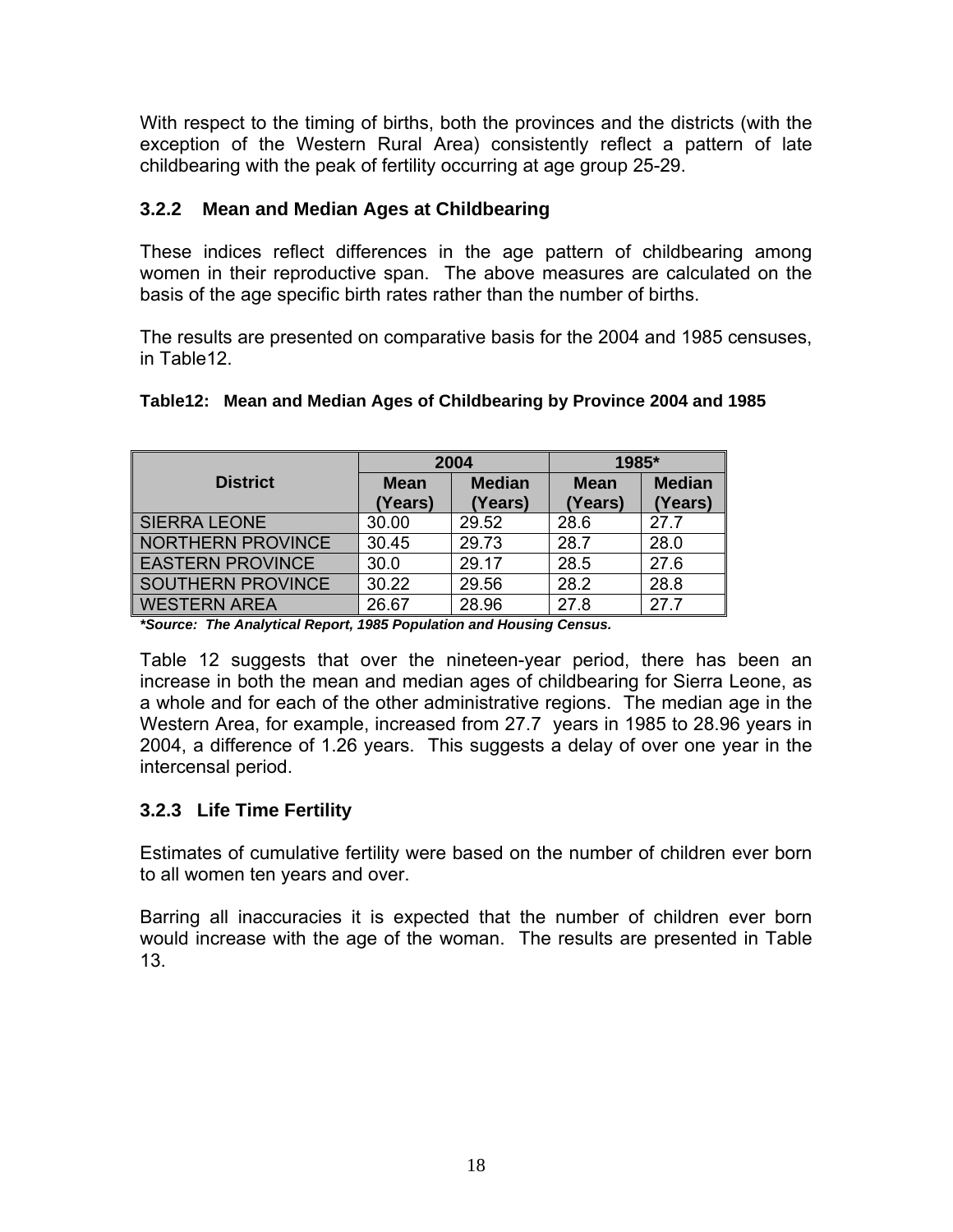With respect to the timing of births, both the provinces and the districts (with the exception of the Western Rural Area) consistently reflect a pattern of late childbearing with the peak of fertility occurring at age group 25-29.

### 3.2.2 Mean and Median Ages at Childbearing

These indices reflect differences in the age pattern of childbearing among women in their reproductive span. The above measures are calculated on the basis of the age specific birth rates rather than the number of births.

The results are presented on comparative basis for the 2004 and 1985 censuses, in Table12.

**Table12: Mean and Median Ages of Childbearing by Province 2004 and 1985**

| District | 2004 | | 1985* | |
|---|---|---|---|---|
| | Mean (Years) | Median (Years) | Mean (Years) | Median (Years) |
| SIERRA LEONE | 30.00 | 29.52 | 28.6 | 27.7 |
| NORTHERN PROVINCE | 30.45 | 29.73 | 28.7 | 28.0 |
| EASTERN PROVINCE | 30.0 | 29.17 | 28.5 | 27.6 |
| SOUTHERN PROVINCE | 30.22 | 29.56 | 28.2 | 28.8 |
| WESTERN AREA | 26.67 | 28.96 | 27.8 | 27.7 |

***Source: The Analytical Report, 1985 Population and Housing Census.***

Table 12 suggests that over the nineteen-year period, there has been an increase in both the mean and median ages of childbearing for Sierra Leone, as a whole and for each of the other administrative regions. The median age in the Western Area, for example, increased from 27.7 years in 1985 to 28.96 years in 2004, a difference of 1.26 years. This suggests a delay of over one year in the intercensal period.

### 3.2.3 Life Time Fertility

Estimates of cumulative fertility were based on the number of children ever born to all women ten years and over.

Barring all inaccuracies it is expected that the number of children ever born would increase with the age of the woman. The results are presented in Table 13.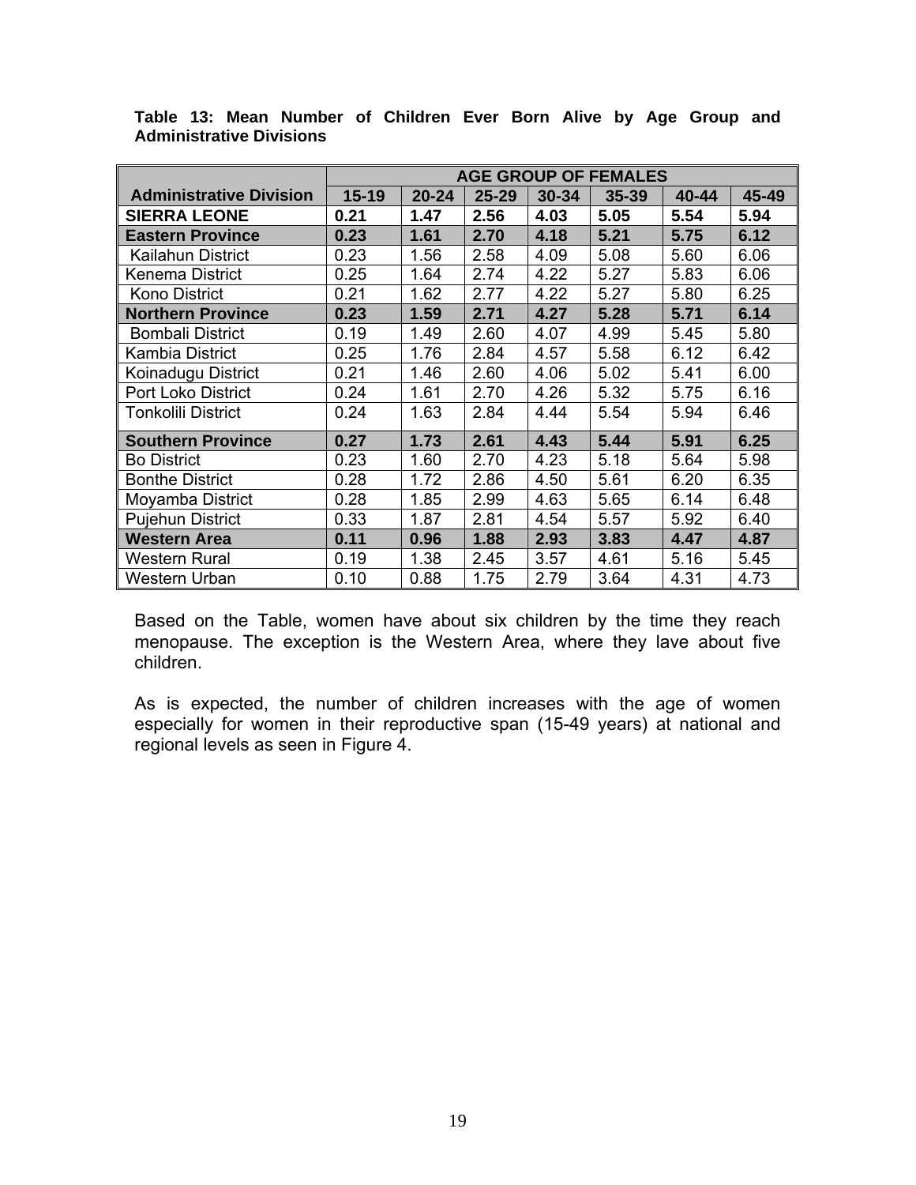**Table 13: Mean Number of Children Ever Born Alive by Age Group and Administrative Divisions**

| Administrative Division | AGE GROUP OF FEMALES | | | | | | |
|---|---|---|---|---|---|---|---|
| | 15-19 | 20-24 | 25-29 | 30-34 | 35-39 | 40-44 | 45-49 |
| **SIERRA LEONE** | **0.21** | **1.47** | **2.56** | **4.03** | **5.05** | **5.54** | **5.94** |
| **Eastern Province** | **0.23** | **1.61** | **2.70** | **4.18** | **5.21** | **5.75** | **6.12** |
| Kailahun District | 0.23 | 1.56 | 2.58 | 4.09 | 5.08 | 5.60 | 6.06 |
| Kenema District | 0.25 | 1.64 | 2.74 | 4.22 | 5.27 | 5.83 | 6.06 |
| Kono District | 0.21 | 1.62 | 2.77 | 4.22 | 5.27 | 5.80 | 6.25 |
| **Northern Province** | **0.23** | **1.59** | **2.71** | **4.27** | **5.28** | **5.71** | **6.14** |
| Bombali District | 0.19 | 1.49 | 2.60 | 4.07 | 4.99 | 5.45 | 5.80 |
| Kambia District | 0.25 | 1.76 | 2.84 | 4.57 | 5.58 | 6.12 | 6.42 |
| Koinadugu District | 0.21 | 1.46 | 2.60 | 4.06 | 5.02 | 5.41 | 6.00 |
| Port Loko District | 0.24 | 1.61 | 2.70 | 4.26 | 5.32 | 5.75 | 6.16 |
| Tonkolili District | 0.24 | 1.63 | 2.84 | 4.44 | 5.54 | 5.94 | 6.46 |
| **Southern Province** | **0.27** | **1.73** | **2.61** | **4.43** | **5.44** | **5.91** | **6.25** |
| Bo District | 0.23 | 1.60 | 2.70 | 4.23 | 5.18 | 5.64 | 5.98 |
| Bonthe District | 0.28 | 1.72 | 2.86 | 4.50 | 5.61 | 6.20 | 6.35 |
| Moyamba District | 0.28 | 1.85 | 2.99 | 4.63 | 5.65 | 6.14 | 6.48 |
| Pujehun District | 0.33 | 1.87 | 2.81 | 4.54 | 5.57 | 5.92 | 6.40 |
| **Western Area** | **0.11** | **0.96** | **1.88** | **2.93** | **3.83** | **4.47** | **4.87** |
| Western Rural | 0.19 | 1.38 | 2.45 | 3.57 | 4.61 | 5.16 | 5.45 |
| Western Urban | 0.10 | 0.88 | 1.75 | 2.79 | 3.64 | 4.31 | 4.73 |

Based on the Table, women have about six children by the time they reach menopause. The exception is the Western Area, where they lave about five children.

As is expected, the number of children increases with the age of women especially for women in their reproductive span (15-49 years) at national and regional levels as seen in Figure 4.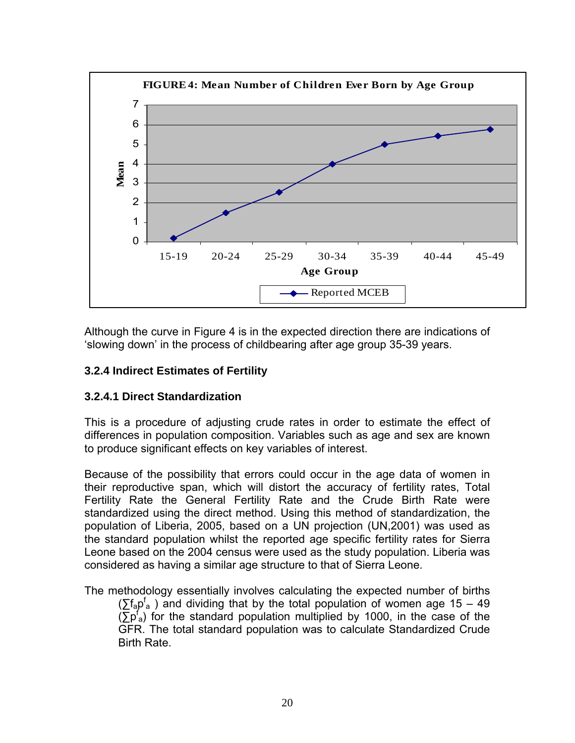**FIGURE 4: Mean Number of Children Ever Born by Age Group**

| Age Group | Reported MCEB (Mean) |
|---|---|
| 15-19 | 0.2 |
| 20-24 | 1.5 |
| 25-29 | 2.5 |
| 30-34 | 4.0 |
| 35-39 | 5.0 |
| 40-44 | 5.4 |
| 45-49 | 5.8 |

*Values are approximate, read from the plotted chart points.*

Although the curve in Figure 4 is in the expected direction there are indications of 'slowing down' in the process of childbearing after age group 35-39 years.

### 3.2.4 Indirect Estimates of Fertility

#### 3.2.4.1 Direct Standardization

This is a procedure of adjusting crude rates in order to estimate the effect of differences in population composition. Variables such as age and sex are known to produce significant effects on key variables of interest.

Because of the possibility that errors could occur in the age data of women in their reproductive span, which will distort the accuracy of fertility rates, Total Fertility Rate the General Fertility Rate and the Crude Birth Rate were standardized using the direct method. Using this method of standardization, the population of Liberia, 2005, based on a UN projection (UN,2001) was used as the standard population whilst the reported age specific fertility rates for Sierra Leone based on the 2004 census were used as the study population. Liberia was considered as having a similar age structure to that of Sierra Leone.

The methodology essentially involves calculating the expected number of births ($\sum f_a p^f_a$ ) and dividing that by the total population of women age 15 – 49 ($\sum p^f_a$) for the standard population multiplied by 1000, in the case of the GFR. The total standard population was to calculate Standardized Crude Birth Rate.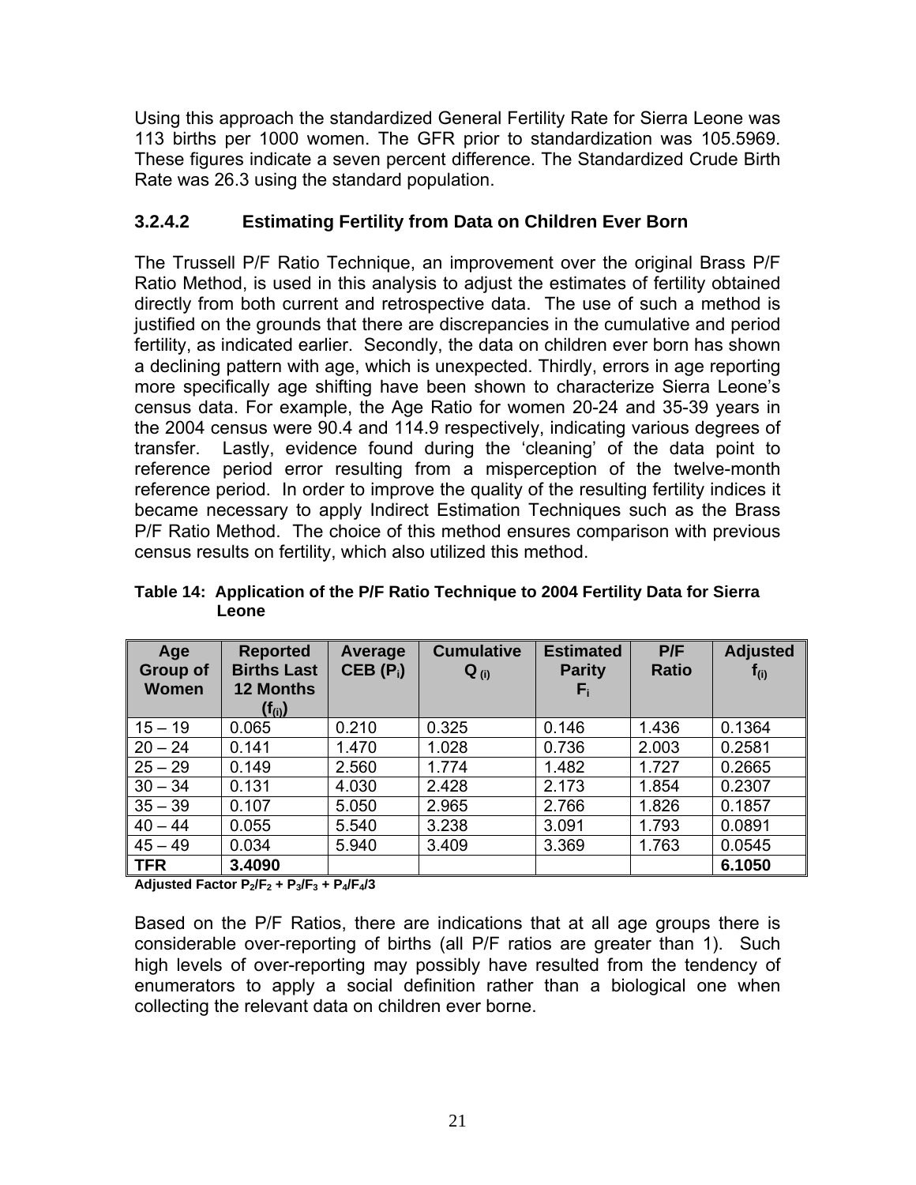Using this approach the standardized General Fertility Rate for Sierra Leone was 113 births per 1000 women. The GFR prior to standardization was 105.5969. These figures indicate a seven percent difference. The Standardized Crude Birth Rate was 26.3 using the standard population.

### 3.2.4.2 Estimating Fertility from Data on Children Ever Born

The Trussell P/F Ratio Technique, an improvement over the original Brass P/F Ratio Method, is used in this analysis to adjust the estimates of fertility obtained directly from both current and retrospective data. The use of such a method is justified on the grounds that there are discrepancies in the cumulative and period fertility, as indicated earlier. Secondly, the data on children ever born has shown a declining pattern with age, which is unexpected. Thirdly, errors in age reporting more specifically age shifting have been shown to characterize Sierra Leone's census data. For example, the Age Ratio for women 20-24 and 35-39 years in the 2004 census were 90.4 and 114.9 respectively, indicating various degrees of transfer. Lastly, evidence found during the 'cleaning' of the data point to reference period error resulting from a misperception of the twelve-month reference period. In order to improve the quality of the resulting fertility indices it became necessary to apply Indirect Estimation Techniques such as the Brass P/F Ratio Method. The choice of this method ensures comparison with previous census results on fertility, which also utilized this method.

**Table 14: Application of the P/F Ratio Technique to 2004 Fertility Data for Sierra Leone**

| Age Group of Women | Reported Births Last 12 Months ($f_{(i)}$) | Average CEB ($P_i$) | Cumulative $Q_{(i)}$ | Estimated Parity $F_i$ | P/F Ratio | Adjusted $f_{(i)}$ |
|---|---|---|---|---|---|---|
| 15 – 19 | 0.065 | 0.210 | 0.325 | 0.146 | 1.436 | 0.1364 |
| 20 – 24 | 0.141 | 1.470 | 1.028 | 0.736 | 2.003 | 0.2581 |
| 25 – 29 | 0.149 | 2.560 | 1.774 | 1.482 | 1.727 | 0.2665 |
| 30 – 34 | 0.131 | 4.030 | 2.428 | 2.173 | 1.854 | 0.2307 |
| 35 – 39 | 0.107 | 5.050 | 2.965 | 2.766 | 1.826 | 0.1857 |
| 40 – 44 | 0.055 | 5.540 | 3.238 | 3.091 | 1.793 | 0.0891 |
| 45 – 49 | 0.034 | 5.940 | 3.409 | 3.369 | 1.763 | 0.0545 |
| **TFR** | **3.4090** | | | | | **6.1050** |

**Adjusted Factor $P_2/F_2 + P_3/F_3 + P_4/F_4/3$**

Based on the P/F Ratios, there are indications that at all age groups there is considerable over-reporting of births (all P/F ratios are greater than 1). Such high levels of over-reporting may possibly have resulted from the tendency of enumerators to apply a social definition rather than a biological one when collecting the relevant data on children ever borne.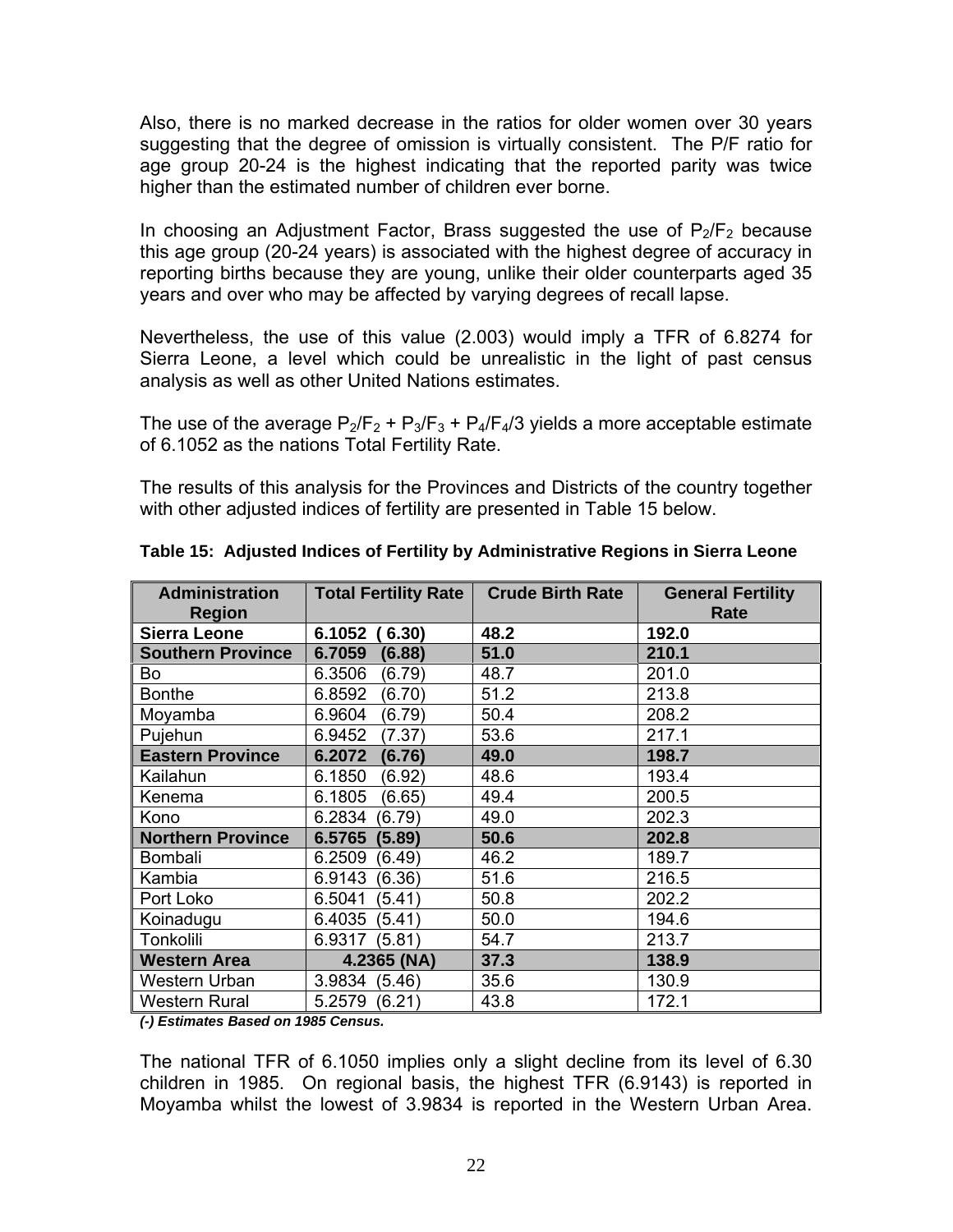Also, there is no marked decrease in the ratios for older women over 30 years suggesting that the degree of omission is virtually consistent. The P/F ratio for age group 20-24 is the highest indicating that the reported parity was twice higher than the estimated number of children ever borne.

In choosing an Adjustment Factor, Brass suggested the use of $P_2/F_2$ because this age group (20-24 years) is associated with the highest degree of accuracy in reporting births because they are young, unlike their older counterparts aged 35 years and over who may be affected by varying degrees of recall lapse.

Nevertheless, the use of this value (2.003) would imply a TFR of 6.8274 for Sierra Leone, a level which could be unrealistic in the light of past census analysis as well as other United Nations estimates.

The use of the average $P_2/F_2 + P_3/F_3 + P_4/F_4/3$ yields a more acceptable estimate of 6.1052 as the nations Total Fertility Rate.

The results of this analysis for the Provinces and Districts of the country together with other adjusted indices of fertility are presented in Table 15 below.

**Table 15: Adjusted Indices of Fertility by Administrative Regions in Sierra Leone**

| Administration Region | Total Fertility Rate | Crude Birth Rate | General Fertility Rate |
|---|---|---|---|
| **Sierra Leone** | **6.1052 ( 6.30)** | **48.2** | **192.0** |
| **Southern Province** | **6.7059 (6.88)** | **51.0** | **210.1** |
| Bo | 6.3506 (6.79) | 48.7 | 201.0 |
| Bonthe | 6.8592 (6.70) | 51.2 | 213.8 |
| Moyamba | 6.9604 (6.79) | 50.4 | 208.2 |
| Pujehun | 6.9452 (7.37) | 53.6 | 217.1 |
| **Eastern Province** | **6.2072 (6.76)** | **49.0** | **198.7** |
| Kailahun | 6.1850 (6.92) | 48.6 | 193.4 |
| Kenema | 6.1805 (6.65) | 49.4 | 200.5 |
| Kono | 6.2834 (6.79) | 49.0 | 202.3 |
| **Northern Province** | **6.5765 (5.89)** | **50.6** | **202.8** |
| Bombali | 6.2509 (6.49) | 46.2 | 189.7 |
| Kambia | 6.9143 (6.36) | 51.6 | 216.5 |
| Port Loko | 6.5041 (5.41) | 50.8 | 202.2 |
| Koinadugu | 6.4035 (5.41) | 50.0 | 194.6 |
| Tonkolili | 6.9317 (5.81) | 54.7 | 213.7 |
| **Western Area** | **4.2365 (NA)** | **37.3** | **138.9** |
| Western Urban | 3.9834 (5.46) | 35.6 | 130.9 |
| Western Rural | 5.2579 (6.21) | 43.8 | 172.1 |

***(-) Estimates Based on 1985 Census.***

The national TFR of 6.1050 implies only a slight decline from its level of 6.30 children in 1985. On regional basis, the highest TFR (6.9143) is reported in Moyamba whilst the lowest of 3.9834 is reported in the Western Urban Area.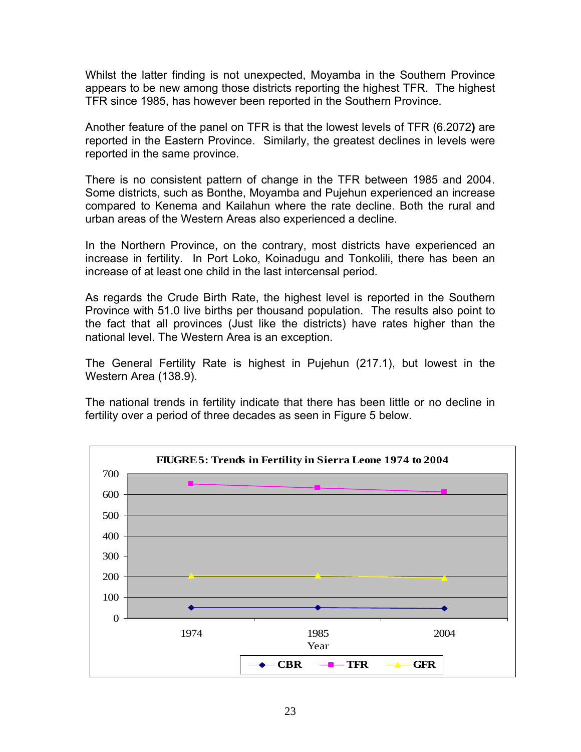Whilst the latter finding is not unexpected, Moyamba in the Southern Province appears to be new among those districts reporting the highest TFR. The highest TFR since 1985, has however been reported in the Southern Province.

Another feature of the panel on TFR is that the lowest levels of TFR (6.2072**)** are reported in the Eastern Province. Similarly, the greatest declines in levels were reported in the same province.

There is no consistent pattern of change in the TFR between 1985 and 2004. Some districts, such as Bonthe, Moyamba and Pujehun experienced an increase compared to Kenema and Kailahun where the rate decline. Both the rural and urban areas of the Western Areas also experienced a decline.

In the Northern Province, on the contrary, most districts have experienced an increase in fertility. In Port Loko, Koinadugu and Tonkolili, there has been an increase of at least one child in the last intercensal period.

As regards the Crude Birth Rate, the highest level is reported in the Southern Province with 51.0 live births per thousand population. The results also point to the fact that all provinces (Just like the districts) have rates higher than the national level. The Western Area is an exception.

The General Fertility Rate is highest in Pujehun (217.1), but lowest in the Western Area (138.9).

The national trends in fertility indicate that there has been little or no decline in fertility over a period of three decades as seen in Figure 5 below.

**FIUGRE 5: Trends in Fertility in Sierra Leone 1974 to 2004**

| Year | CBR | TFR | GFR |
|---|---|---|---|
| 1974 | ~50 | ~650 | ~205 |
| 1985 | ~50 | ~630 | ~205 |
| 2004 | ~45 | ~610 | ~195 |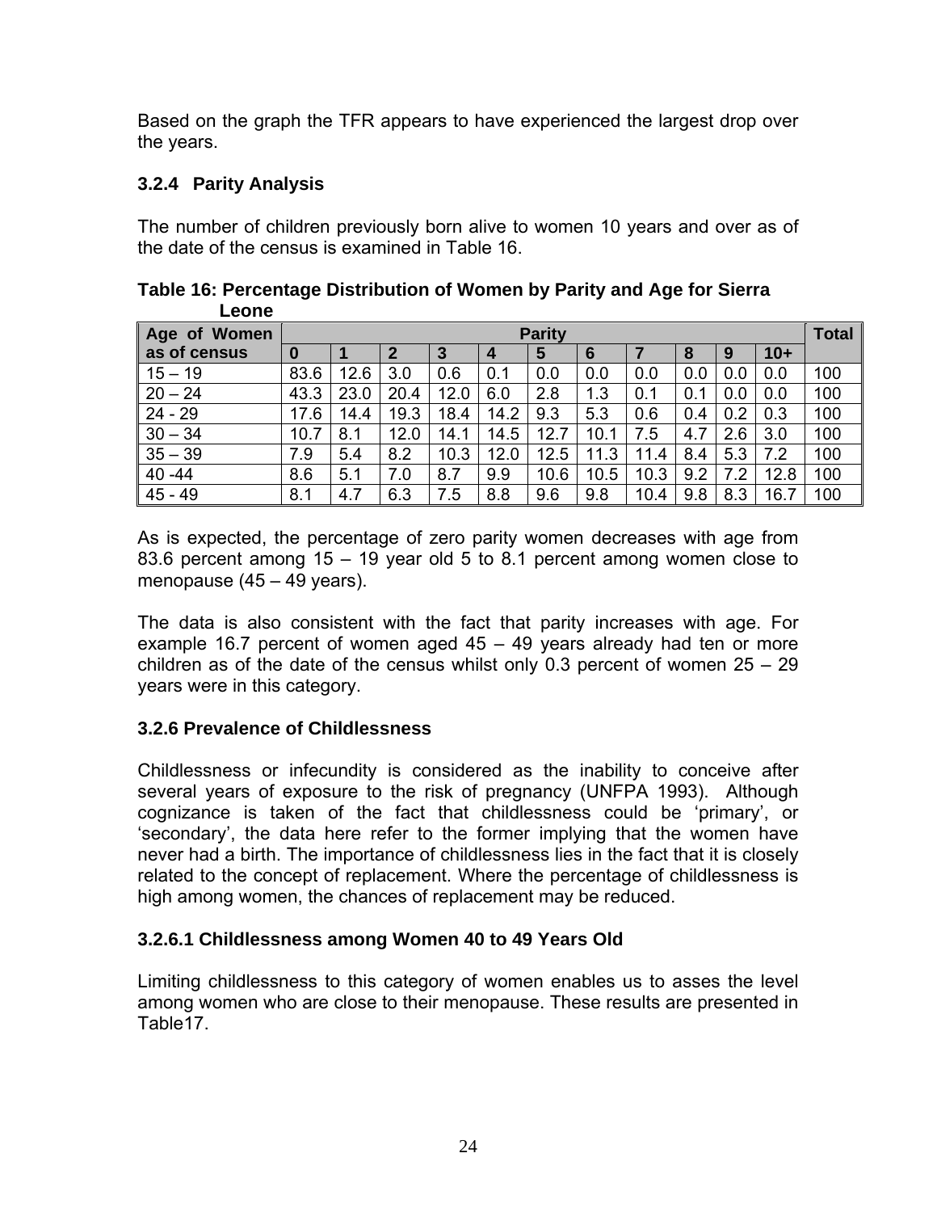Based on the graph the TFR appears to have experienced the largest drop over the years.

### 3.2.4 Parity Analysis

The number of children previously born alive to women 10 years and over as of the date of the census is examined in Table 16.

**Table 16: Percentage Distribution of Women by Parity and Age for Sierra Leone**

| Age of Women as of census | Parity | | | | | | | | | | | Total |
|---|---|---|---|---|---|---|---|---|---|---|---|---|
| | 0 | 1 | 2 | 3 | 4 | 5 | 6 | 7 | 8 | 9 | 10+ | |
| 15 – 19 | 83.6 | 12.6 | 3.0 | 0.6 | 0.1 | 0.0 | 0.0 | 0.0 | 0.0 | 0.0 | 0.0 | 100 |
| 20 – 24 | 43.3 | 23.0 | 20.4 | 12.0 | 6.0 | 2.8 | 1.3 | 0.1 | 0.1 | 0.0 | 0.0 | 100 |
| 24 - 29 | 17.6 | 14.4 | 19.3 | 18.4 | 14.2 | 9.3 | 5.3 | 0.6 | 0.4 | 0.2 | 0.3 | 100 |
| 30 – 34 | 10.7 | 8.1 | 12.0 | 14.1 | 14.5 | 12.7 | 10.1 | 7.5 | 4.7 | 2.6 | 3.0 | 100 |
| 35 – 39 | 7.9 | 5.4 | 8.2 | 10.3 | 12.0 | 12.5 | 11.3 | 11.4 | 8.4 | 5.3 | 7.2 | 100 |
| 40 -44 | 8.6 | 5.1 | 7.0 | 8.7 | 9.9 | 10.6 | 10.5 | 10.3 | 9.2 | 7.2 | 12.8 | 100 |
| 45 - 49 | 8.1 | 4.7 | 6.3 | 7.5 | 8.8 | 9.6 | 9.8 | 10.4 | 9.8 | 8.3 | 16.7 | 100 |

As is expected, the percentage of zero parity women decreases with age from 83.6 percent among 15 – 19 year old 5 to 8.1 percent among women close to menopause (45 – 49 years).

The data is also consistent with the fact that parity increases with age. For example 16.7 percent of women aged 45 – 49 years already had ten or more children as of the date of the census whilst only 0.3 percent of women 25 – 29 years were in this category.

### 3.2.6 Prevalence of Childlessness

Childlessness or infecundity is considered as the inability to conceive after several years of exposure to the risk of pregnancy (UNFPA 1993). Although cognizance is taken of the fact that childlessness could be 'primary', or 'secondary', the data here refer to the former implying that the women have never had a birth. The importance of childlessness lies in the fact that it is closely related to the concept of replacement. Where the percentage of childlessness is high among women, the chances of replacement may be reduced.

#### 3.2.6.1 Childlessness among Women 40 to 49 Years Old

Limiting childlessness to this category of women enables us to asses the level among women who are close to their menopause. These results are presented in Table17.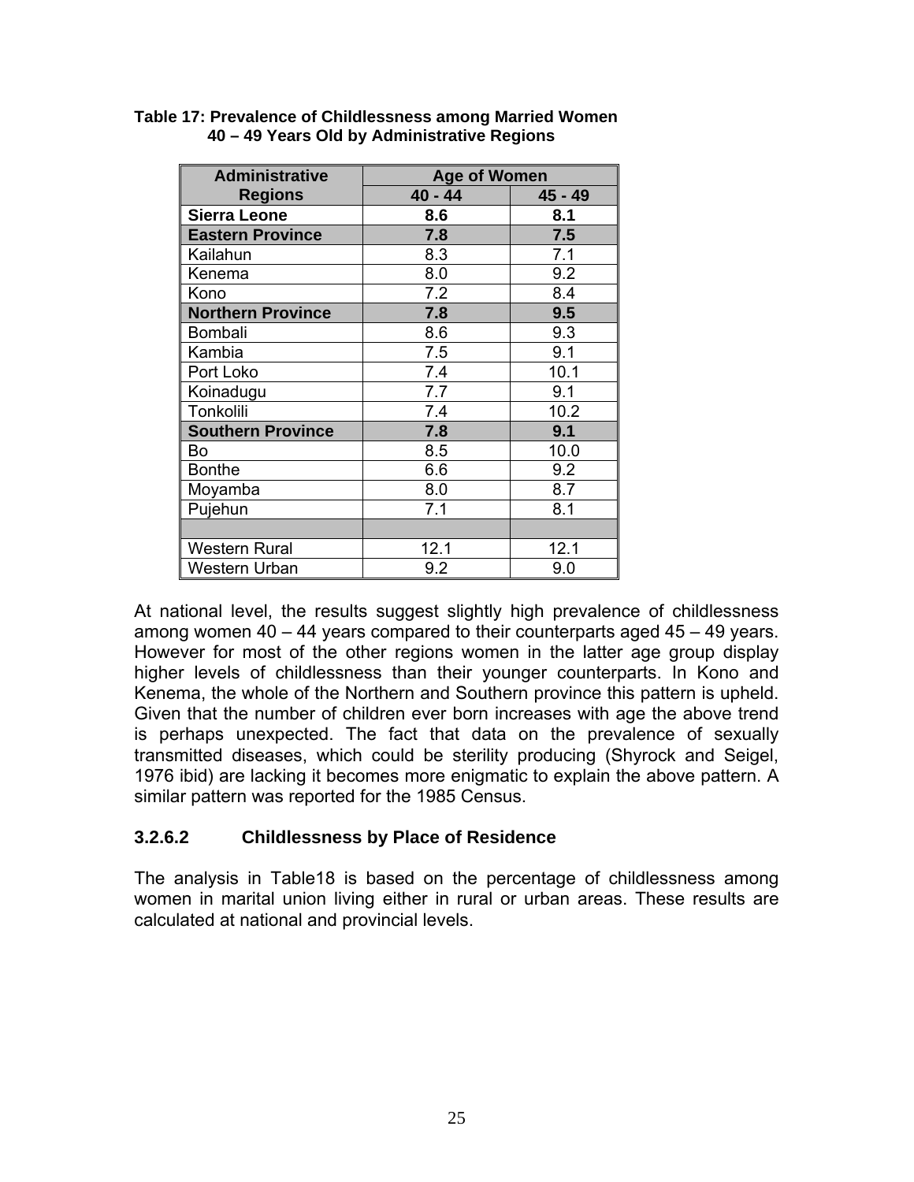**Table 17: Prevalence of Childlessness among Married Women 40 – 49 Years Old by Administrative Regions**

| Administrative Regions | Age of Women | |
|---|---|---|
| | 40 - 44 | 45 - 49 |
| **Sierra Leone** | **8.6** | **8.1** |
| **Eastern Province** | **7.8** | **7.5** |
| Kailahun | 8.3 | 7.1 |
| Kenema | 8.0 | 9.2 |
| Kono | 7.2 | 8.4 |
| **Northern Province** | **7.8** | **9.5** |
| Bombali | 8.6 | 9.3 |
| Kambia | 7.5 | 9.1 |
| Port Loko | 7.4 | 10.1 |
| Koinadugu | 7.7 | 9.1 |
| Tonkolili | 7.4 | 10.2 |
| **Southern Province** | **7.8** | **9.1** |
| Bo | 8.5 | 10.0 |
| Bonthe | 6.6 | 9.2 |
| Moyamba | 8.0 | 8.7 |
| Pujehun | 7.1 | 8.1 |
| | | |
| Western Rural | 12.1 | 12.1 |
| Western Urban | 9.2 | 9.0 |

At national level, the results suggest slightly high prevalence of childlessness among women 40 – 44 years compared to their counterparts aged 45 – 49 years. However for most of the other regions women in the latter age group display higher levels of childlessness than their younger counterparts. In Kono and Kenema, the whole of the Northern and Southern province this pattern is upheld. Given that the number of children ever born increases with age the above trend is perhaps unexpected. The fact that data on the prevalence of sexually transmitted diseases, which could be sterility producing (Shyrock and Seigel, 1976 ibid) are lacking it becomes more enigmatic to explain the above pattern. A similar pattern was reported for the 1985 Census.

### 3.2.6.2 Childlessness by Place of Residence

The analysis in Table18 is based on the percentage of childlessness among women in marital union living either in rural or urban areas. These results are calculated at national and provincial levels.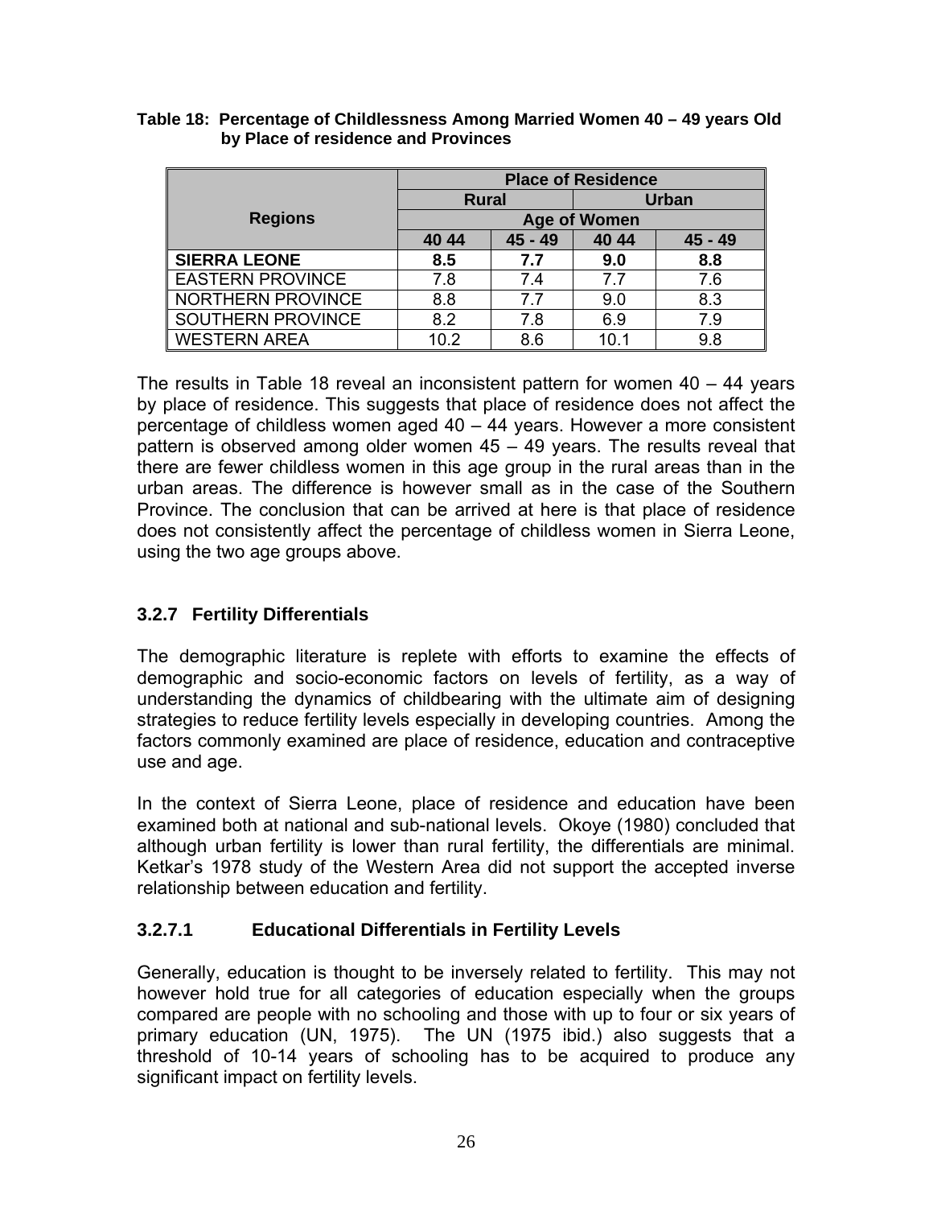**Table 18: Percentage of Childlessness Among Married Women 40 – 49 years Old by Place of residence and Provinces**

| Regions | Place of Residence | | | |
|---|---|---|---|---|
| | Rural | | Urban | |
| | Age of Women | | | |
| | 40 44 | 45 - 49 | 40 44 | 45 - 49 |
| **SIERRA LEONE** | **8.5** | **7.7** | **9.0** | **8.8** |
| EASTERN PROVINCE | 7.8 | 7.4 | 7.7 | 7.6 |
| NORTHERN PROVINCE | 8.8 | 7.7 | 9.0 | 8.3 |
| SOUTHERN PROVINCE | 8.2 | 7.8 | 6.9 | 7.9 |
| WESTERN AREA | 10.2 | 8.6 | 10.1 | 9.8 |

The results in Table 18 reveal an inconsistent pattern for women 40 – 44 years by place of residence. This suggests that place of residence does not affect the percentage of childless women aged 40 – 44 years. However a more consistent pattern is observed among older women 45 – 49 years. The results reveal that there are fewer childless women in this age group in the rural areas than in the urban areas. The difference is however small as in the case of the Southern Province. The conclusion that can be arrived at here is that place of residence does not consistently affect the percentage of childless women in Sierra Leone, using the two age groups above.

### 3.2.7 Fertility Differentials

The demographic literature is replete with efforts to examine the effects of demographic and socio-economic factors on levels of fertility, as a way of understanding the dynamics of childbearing with the ultimate aim of designing strategies to reduce fertility levels especially in developing countries. Among the factors commonly examined are place of residence, education and contraceptive use and age.

In the context of Sierra Leone, place of residence and education have been examined both at national and sub-national levels. Okoye (1980) concluded that although urban fertility is lower than rural fertility, the differentials are minimal. Ketkar's 1978 study of the Western Area did not support the accepted inverse relationship between education and fertility.

#### 3.2.7.1 Educational Differentials in Fertility Levels

Generally, education is thought to be inversely related to fertility. This may not however hold true for all categories of education especially when the groups compared are people with no schooling and those with up to four or six years of primary education (UN, 1975). The UN (1975 ibid.) also suggests that a threshold of 10-14 years of schooling has to be acquired to produce any significant impact on fertility levels.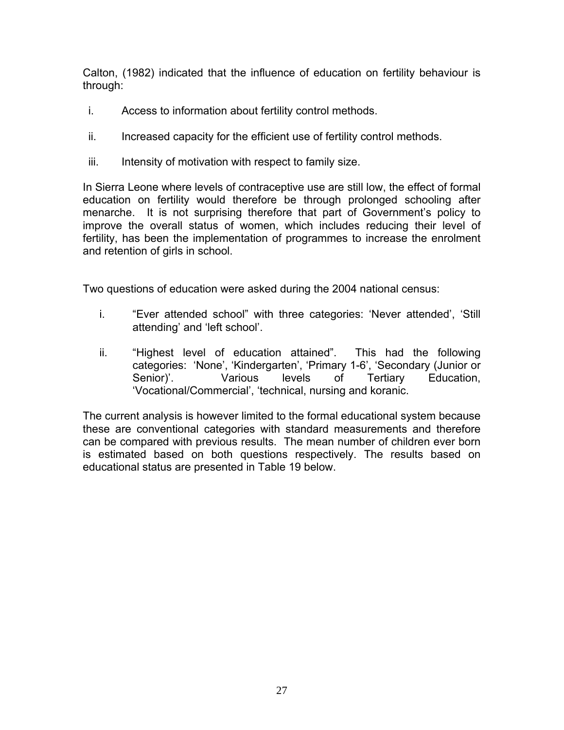Calton, (1982) indicated that the influence of education on fertility behaviour is through:

i. Access to information about fertility control methods.

ii. Increased capacity for the efficient use of fertility control methods.

iii. Intensity of motivation with respect to family size.

In Sierra Leone where levels of contraceptive use are still low, the effect of formal education on fertility would therefore be through prolonged schooling after menarche. It is not surprising therefore that part of Government's policy to improve the overall status of women, which includes reducing their level of fertility, has been the implementation of programmes to increase the enrolment and retention of girls in school.

Two questions of education were asked during the 2004 national census:

i. "Ever attended school" with three categories: 'Never attended', 'Still attending' and 'left school'.

ii. "Highest level of education attained". This had the following categories: 'None', 'Kindergarten', 'Primary 1-6', 'Secondary (Junior or Senior)'. Various levels of Tertiary Education, 'Vocational/Commercial', 'technical, nursing and koranic.

The current analysis is however limited to the formal educational system because these are conventional categories with standard measurements and therefore can be compared with previous results. The mean number of children ever born is estimated based on both questions respectively. The results based on educational status are presented in Table 19 below.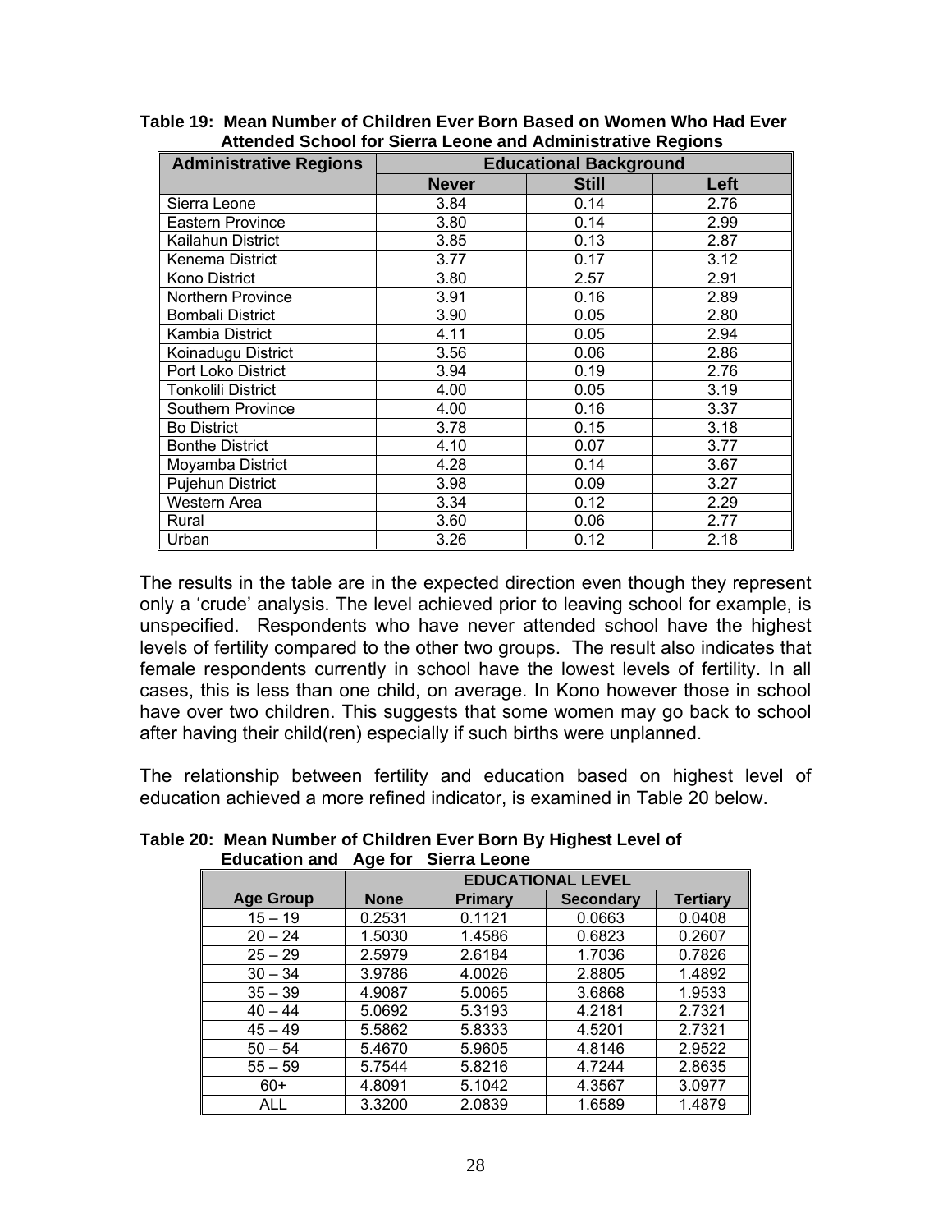**Table 19: Mean Number of Children Ever Born Based on Women Who Had Ever Attended School for Sierra Leone and Administrative Regions**

| Administrative Regions | Educational Background | | |
|---|---|---|---|
| | **Never** | **Still** | **Left** |
| Sierra Leone | 3.84 | 0.14 | 2.76 |
| Eastern Province | 3.80 | 0.14 | 2.99 |
| Kailahun District | 3.85 | 0.13 | 2.87 |
| Kenema District | 3.77 | 0.17 | 3.12 |
| Kono District | 3.80 | 2.57 | 2.91 |
| Northern Province | 3.91 | 0.16 | 2.89 |
| Bombali District | 3.90 | 0.05 | 2.80 |
| Kambia District | 4.11 | 0.05 | 2.94 |
| Koinadugu District | 3.56 | 0.06 | 2.86 |
| Port Loko District | 3.94 | 0.19 | 2.76 |
| Tonkolili District | 4.00 | 0.05 | 3.19 |
| Southern Province | 4.00 | 0.16 | 3.37 |
| Bo District | 3.78 | 0.15 | 3.18 |
| Bonthe District | 4.10 | 0.07 | 3.77 |
| Moyamba District | 4.28 | 0.14 | 3.67 |
| Pujehun District | 3.98 | 0.09 | 3.27 |
| Western Area | 3.34 | 0.12 | 2.29 |
| Rural | 3.60 | 0.06 | 2.77 |
| Urban | 3.26 | 0.12 | 2.18 |

The results in the table are in the expected direction even though they represent only a 'crude' analysis. The level achieved prior to leaving school for example, is unspecified. Respondents who have never attended school have the highest levels of fertility compared to the other two groups. The result also indicates that female respondents currently in school have the lowest levels of fertility. In all cases, this is less than one child, on average. In Kono however those in school have over two children. This suggests that some women may go back to school after having their child(ren) especially if such births were unplanned.

The relationship between fertility and education based on highest level of education achieved a more refined indicator, is examined in Table 20 below.

**Table 20: Mean Number of Children Ever Born By Highest Level of Education and Age for Sierra Leone**

| Age Group | EDUCATIONAL LEVEL | | | |
|---|---|---|---|---|
| | **None** | **Primary** | **Secondary** | **Tertiary** |
| 15 – 19 | 0.2531 | 0.1121 | 0.0663 | 0.0408 |
| 20 – 24 | 1.5030 | 1.4586 | 0.6823 | 0.2607 |
| 25 – 29 | 2.5979 | 2.6184 | 1.7036 | 0.7826 |
| 30 – 34 | 3.9786 | 4.0026 | 2.8805 | 1.4892 |
| 35 – 39 | 4.9087 | 5.0065 | 3.6868 | 1.9533 |
| 40 – 44 | 5.0692 | 5.3193 | 4.2181 | 2.7321 |
| 45 – 49 | 5.5862 | 5.8333 | 4.5201 | 2.7321 |
| 50 – 54 | 5.4670 | 5.9605 | 4.8146 | 2.9522 |
| 55 – 59 | 5.7544 | 5.8216 | 4.7244 | 2.8635 |
| 60+ | 4.8091 | 5.1042 | 4.3567 | 3.0977 |
| ALL | 3.3200 | 2.0839 | 1.6589 | 1.4879 |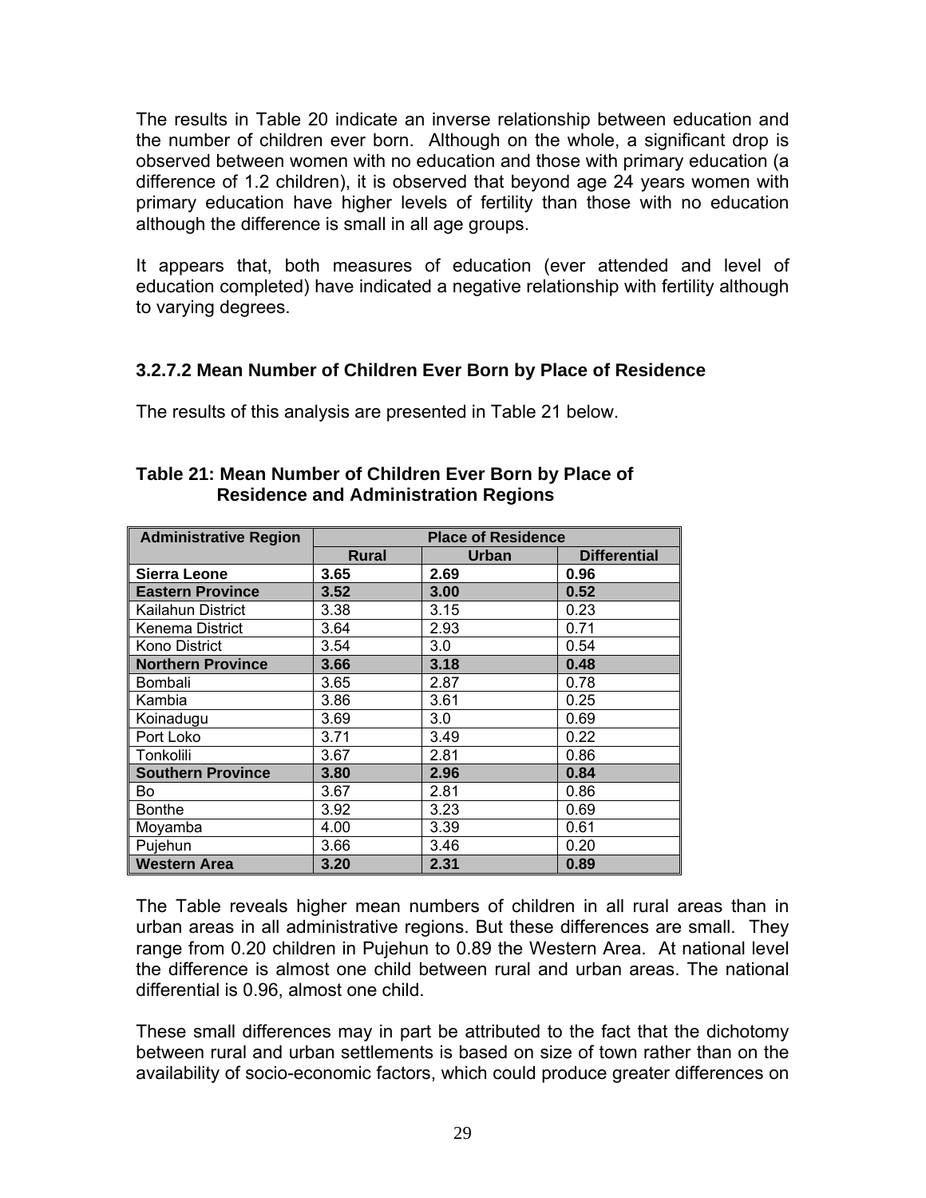The results in Table 20 indicate an inverse relationship between education and the number of children ever born. Although on the whole, a significant drop is observed between women with no education and those with primary education (a difference of 1.2 children), it is observed that beyond age 24 years women with primary education have higher levels of fertility than those with no education although the difference is small in all age groups.

It appears that, both measures of education (ever attended and level of education completed) have indicated a negative relationship with fertility although to varying degrees.

### 3.2.7.2 Mean Number of Children Ever Born by Place of Residence

The results of this analysis are presented in Table 21 below.

**Table 21: Mean Number of Children Ever Born by Place of Residence and Administration Regions**

| Administrative Region | Place of Residence | | |
|---|---|---|---|
| | Rural | Urban | Differential |
| **Sierra Leone** | **3.65** | **2.69** | **0.96** |
| **Eastern Province** | **3.52** | **3.00** | **0.52** |
| Kailahun District | 3.38 | 3.15 | 0.23 |
| Kenema District | 3.64 | 2.93 | 0.71 |
| Kono District | 3.54 | 3.0 | 0.54 |
| **Northern Province** | **3.66** | **3.18** | **0.48** |
| Bombali | 3.65 | 2.87 | 0.78 |
| Kambia | 3.86 | 3.61 | 0.25 |
| Koinadugu | 3.69 | 3.0 | 0.69 |
| Port Loko | 3.71 | 3.49 | 0.22 |
| Tonkolili | 3.67 | 2.81 | 0.86 |
| **Southern Province** | **3.80** | **2.96** | **0.84** |
| Bo | 3.67 | 2.81 | 0.86 |
| Bonthe | 3.92 | 3.23 | 0.69 |
| Moyamba | 4.00 | 3.39 | 0.61 |
| Pujehun | 3.66 | 3.46 | 0.20 |
| **Western Area** | **3.20** | **2.31** | **0.89** |

The Table reveals higher mean numbers of children in all rural areas than in urban areas in all administrative regions. But these differences are small. They range from 0.20 children in Pujehun to 0.89 the Western Area. At national level the difference is almost one child between rural and urban areas. The national differential is 0.96, almost one child.

These small differences may in part be attributed to the fact that the dichotomy between rural and urban settlements is based on size of town rather than on the availability of socio-economic factors, which could produce greater differences on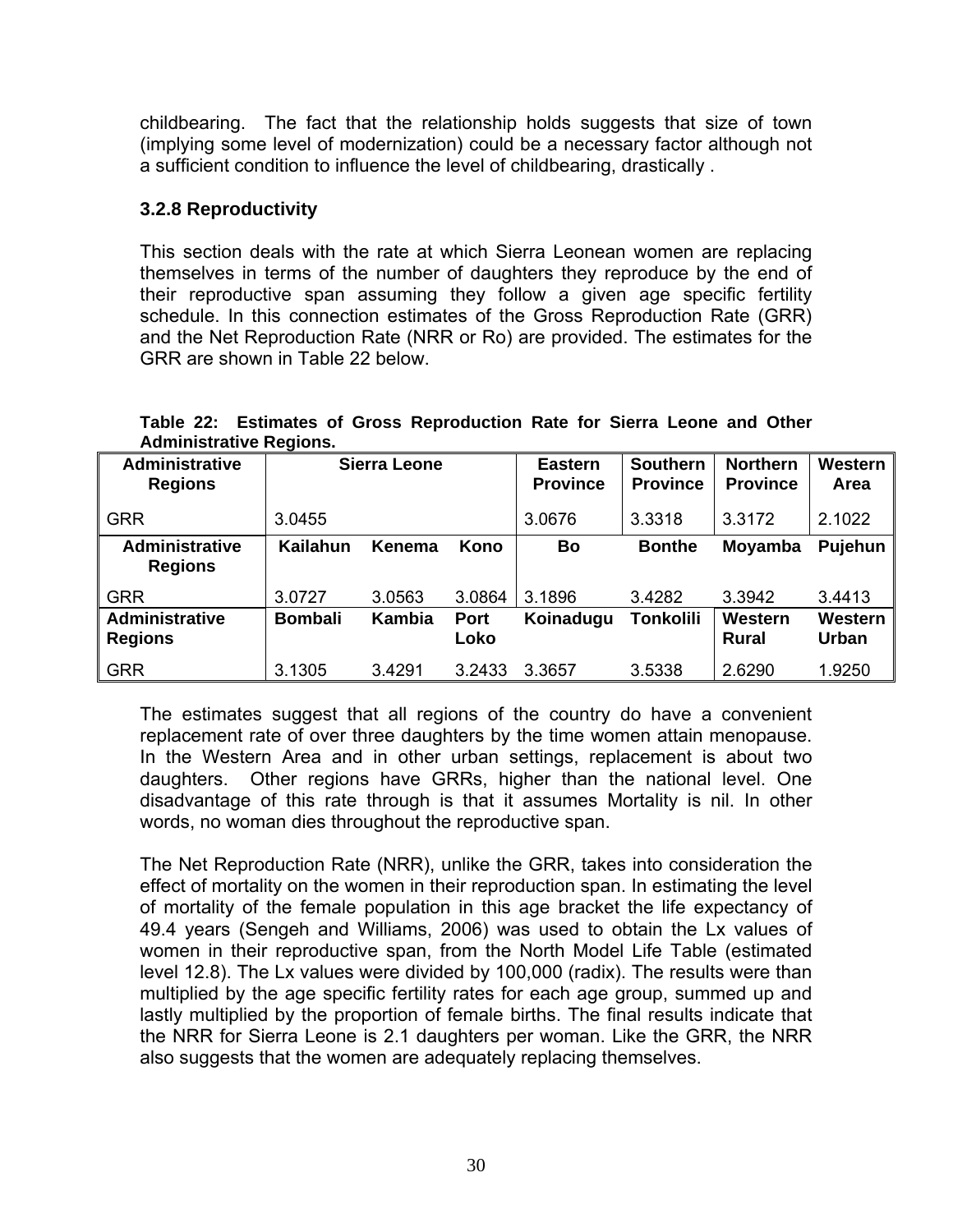childbearing. The fact that the relationship holds suggests that size of town (implying some level of modernization) could be a necessary factor although not a sufficient condition to influence the level of childbearing, drastically .

### 3.2.8 Reproductivity

This section deals with the rate at which Sierra Leonean women are replacing themselves in terms of the number of daughters they reproduce by the end of their reproductive span assuming they follow a given age specific fertility schedule. In this connection estimates of the Gross Reproduction Rate (GRR) and the Net Reproduction Rate (NRR or Ro) are provided. The estimates for the GRR are shown in Table 22 below.

**Table 22: Estimates of Gross Reproduction Rate for Sierra Leone and Other Administrative Regions.**

| Administrative Regions | Sierra Leone | | | Eastern Province | Southern Province | Northern Province | Western Area |
|---|---|---|---|---|---|---|---|
| GRR | 3.0455 | | | 3.0676 | 3.3318 | 3.3172 | 2.1022 |
| **Administrative Regions** | **Kailahun** | **Kenema** | **Kono** | **Bo** | **Bonthe** | **Moyamba** | **Pujehun** |
| GRR | 3.0727 | 3.0563 | 3.0864 | 3.1896 | 3.4282 | 3.3942 | 3.4413 |
| **Administrative Regions** | **Bombali** | **Kambia** | **Port Loko** | **Koinadugu** | **Tonkolili** | **Western Rural** | **Western Urban** |
| GRR | 3.1305 | 3.4291 | 3.2433 | 3.3657 | 3.5338 | 2.6290 | 1.9250 |

The estimates suggest that all regions of the country do have a convenient replacement rate of over three daughters by the time women attain menopause. In the Western Area and in other urban settings, replacement is about two daughters. Other regions have GRRs, higher than the national level. One disadvantage of this rate through is that it assumes Mortality is nil. In other words, no woman dies throughout the reproductive span.

The Net Reproduction Rate (NRR), unlike the GRR, takes into consideration the effect of mortality on the women in their reproduction span. In estimating the level of mortality of the female population in this age bracket the life expectancy of 49.4 years (Sengeh and Williams, 2006) was used to obtain the Lx values of women in their reproductive span, from the North Model Life Table (estimated level 12.8). The Lx values were divided by 100,000 (radix). The results were than multiplied by the age specific fertility rates for each age group, summed up and lastly multiplied by the proportion of female births. The final results indicate that the NRR for Sierra Leone is 2.1 daughters per woman. Like the GRR, the NRR also suggests that the women are adequately replacing themselves.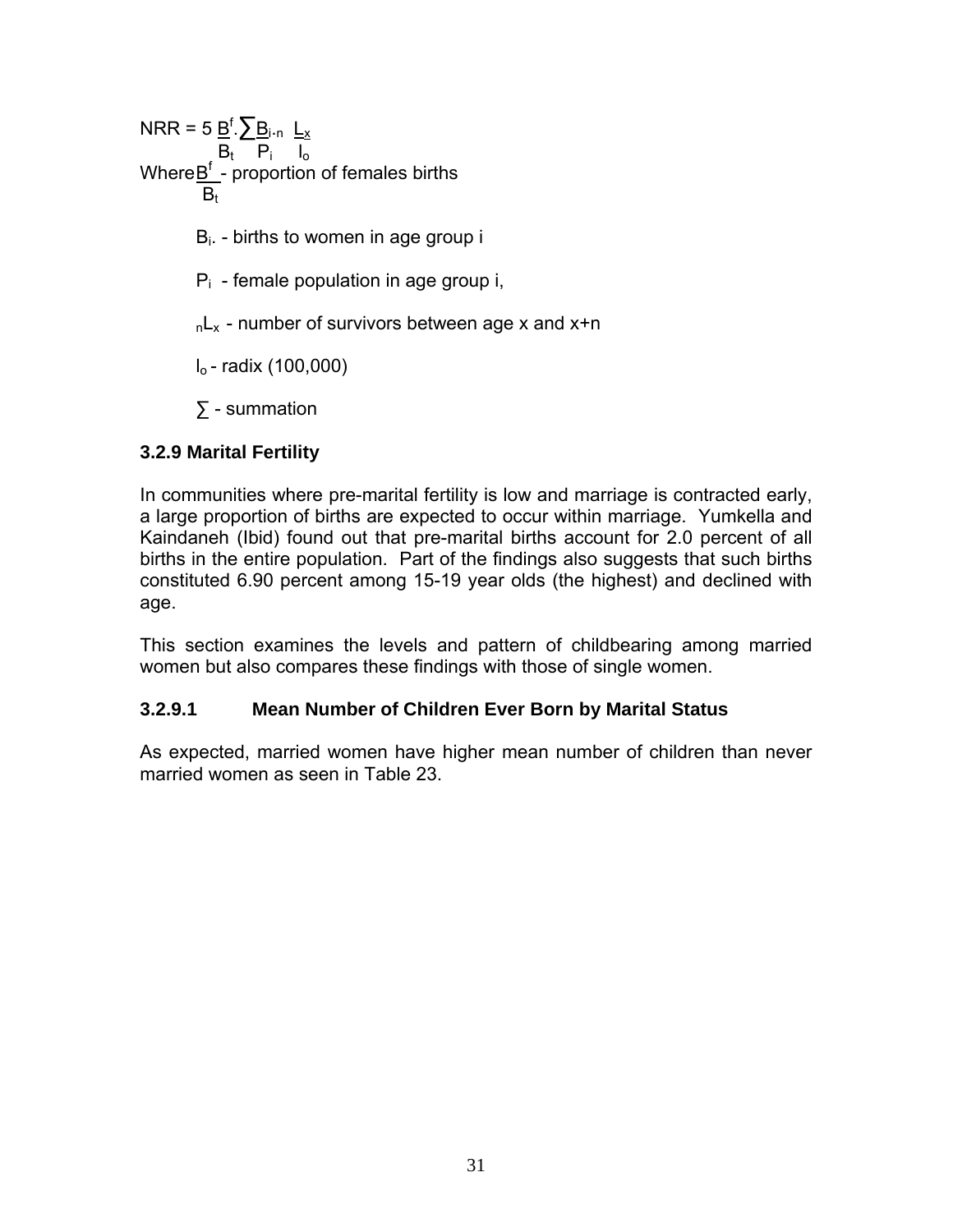$$NRR = 5 \frac{B^f}{B_t} . \sum \frac{B_{i}}{P_i} \cdot \frac{{}_nL_x}{l_o}$$

Where $\frac{B^f}{B_t}$ - proportion of females births

$B_i$. - births to women in age group i

$P_i$ - female population in age group i,

${}_nL_x$ - number of survivors between age x and x+n

$l_o$ - radix (100,000)

$\sum$ - summation

### 3.2.9 Marital Fertility

In communities where pre-marital fertility is low and marriage is contracted early, a large proportion of births are expected to occur within marriage. Yumkella and Kaindaneh (Ibid) found out that pre-marital births account for 2.0 percent of all births in the entire population. Part of the findings also suggests that such births constituted 6.90 percent among 15-19 year olds (the highest) and declined with age.

This section examines the levels and pattern of childbearing among married women but also compares these findings with those of single women.

#### 3.2.9.1 Mean Number of Children Ever Born by Marital Status

As expected, married women have higher mean number of children than never married women as seen in Table 23.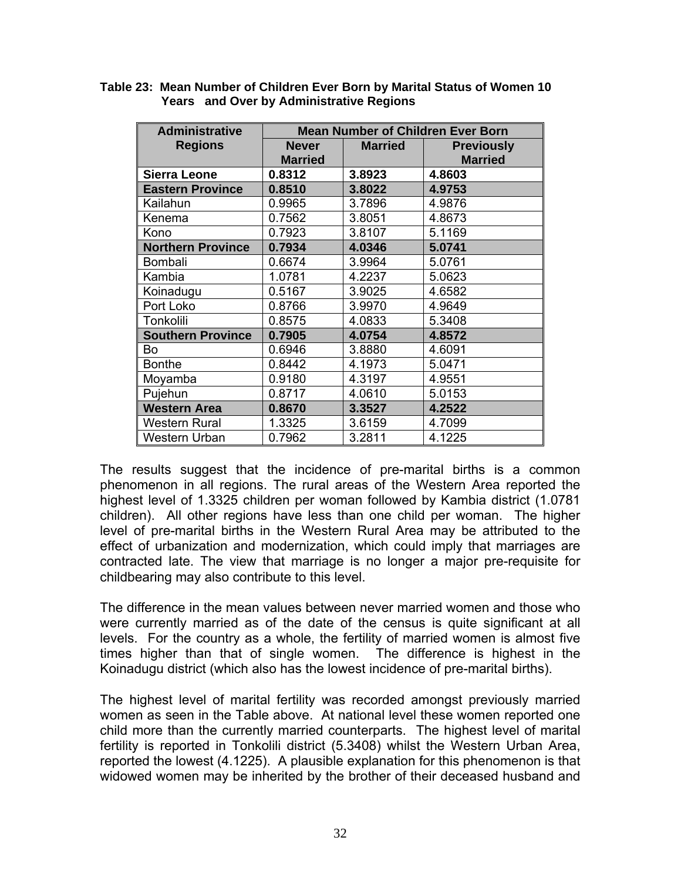**Table 23: Mean Number of Children Ever Born by Marital Status of Women 10 Years and Over by Administrative Regions**

| Administrative Regions | Mean Number of Children Ever Born | | |
|---|---|---|---|
| | Never Married | Married | Previously Married |
| **Sierra Leone** | **0.8312** | **3.8923** | **4.8603** |
| **Eastern Province** | **0.8510** | **3.8022** | **4.9753** |
| Kailahun | 0.9965 | 3.7896 | 4.9876 |
| Kenema | 0.7562 | 3.8051 | 4.8673 |
| Kono | 0.7923 | 3.8107 | 5.1169 |
| **Northern Province** | **0.7934** | **4.0346** | **5.0741** |
| Bombali | 0.6674 | 3.9964 | 5.0761 |
| Kambia | 1.0781 | 4.2237 | 5.0623 |
| Koinadugu | 0.5167 | 3.9025 | 4.6582 |
| Port Loko | 0.8766 | 3.9970 | 4.9649 |
| Tonkolili | 0.8575 | 4.0833 | 5.3408 |
| **Southern Province** | **0.7905** | **4.0754** | **4.8572** |
| Bo | 0.6946 | 3.8880 | 4.6091 |
| Bonthe | 0.8442 | 4.1973 | 5.0471 |
| Moyamba | 0.9180 | 4.3197 | 4.9551 |
| Pujehun | 0.8717 | 4.0610 | 5.0153 |
| **Western Area** | **0.8670** | **3.3527** | **4.2522** |
| Western Rural | 1.3325 | 3.6159 | 4.7099 |
| Western Urban | 0.7962 | 3.2811 | 4.1225 |

The results suggest that the incidence of pre-marital births is a common phenomenon in all regions. The rural areas of the Western Area reported the highest level of 1.3325 children per woman followed by Kambia district (1.0781 children). All other regions have less than one child per woman. The higher level of pre-marital births in the Western Rural Area may be attributed to the effect of urbanization and modernization, which could imply that marriages are contracted late. The view that marriage is no longer a major pre-requisite for childbearing may also contribute to this level.

The difference in the mean values between never married women and those who were currently married as of the date of the census is quite significant at all levels. For the country as a whole, the fertility of married women is almost five times higher than that of single women. The difference is highest in the Koinadugu district (which also has the lowest incidence of pre-marital births).

The highest level of marital fertility was recorded amongst previously married women as seen in the Table above. At national level these women reported one child more than the currently married counterparts. The highest level of marital fertility is reported in Tonkolili district (5.3408) whilst the Western Urban Area, reported the lowest (4.1225). A plausible explanation for this phenomenon is that widowed women may be inherited by the brother of their deceased husband and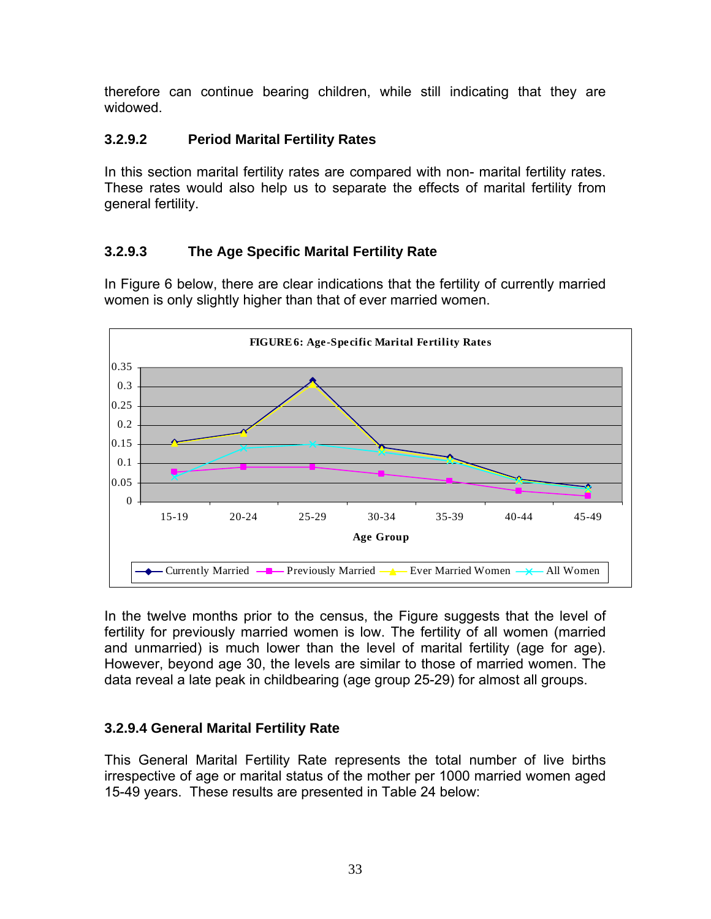therefore can continue bearing children, while still indicating that they are widowed.

### 3.2.9.2 Period Marital Fertility Rates

In this section marital fertility rates are compared with non- marital fertility rates. These rates would also help us to separate the effects of marital fertility from general fertility.

### 3.2.9.3 The Age Specific Marital Fertility Rate

In Figure 6 below, there are clear indications that the fertility of currently married women is only slightly higher than that of ever married women.

**FIGURE 6: Age-Specific Marital Fertility Rates**

In the twelve months prior to the census, the Figure suggests that the level of fertility for previously married women is low. The fertility of all women (married and unmarried) is much lower than the level of marital fertility (age for age). However, beyond age 30, the levels are similar to those of married women. The data reveal a late peak in childbearing (age group 25-29) for almost all groups.

### 3.2.9.4 General Marital Fertility Rate

This General Marital Fertility Rate represents the total number of live births irrespective of age or marital status of the mother per 1000 married women aged 15-49 years. These results are presented in Table 24 below: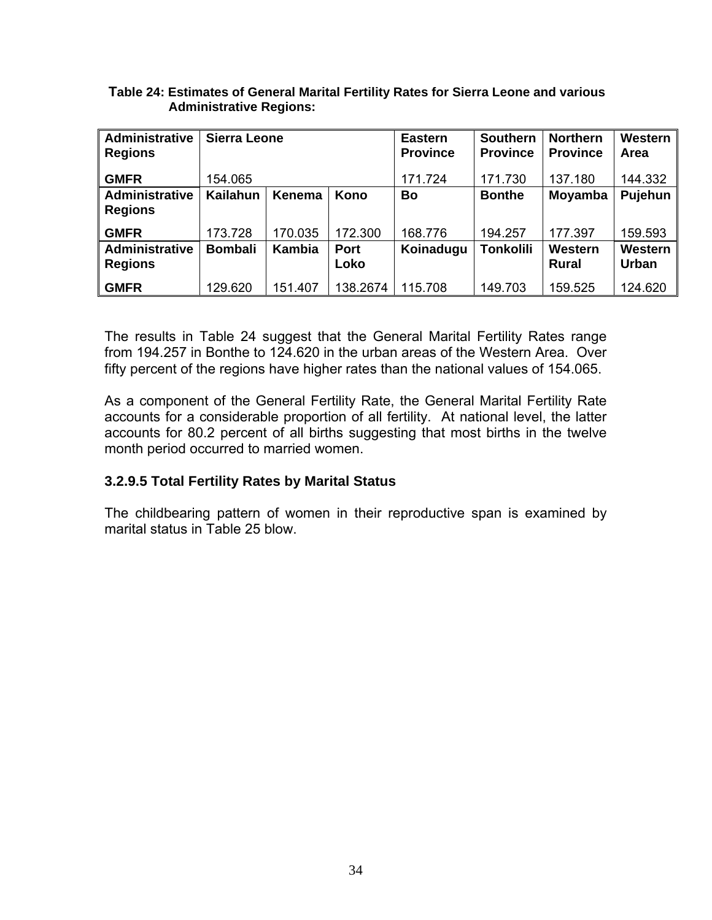**Table 24: Estimates of General Marital Fertility Rates for Sierra Leone and various Administrative Regions:**

| Administrative Regions | Sierra Leone | | | Eastern Province | Southern Province | Northern Province | Western Area |
|---|---|---|---|---|---|---|---|
| GMFR | 154.065 | | | 171.724 | 171.730 | 137.180 | 144.332 |
| **Administrative Regions** | **Kailahun** | **Kenema** | **Kono** | **Bo** | **Bonthe** | **Moyamba** | **Pujehun** |
| GMFR | 173.728 | 170.035 | 172.300 | 168.776 | 194.257 | 177.397 | 159.593 |
| **Administrative Regions** | **Bombali** | **Kambia** | **Port Loko** | **Koinadugu** | **Tonkolili** | **Western Rural** | **Western Urban** |
| GMFR | 129.620 | 151.407 | 138.2674 | 115.708 | 149.703 | 159.525 | 124.620 |

The results in Table 24 suggest that the General Marital Fertility Rates range from 194.257 in Bonthe to 124.620 in the urban areas of the Western Area. Over fifty percent of the regions have higher rates than the national values of 154.065.

As a component of the General Fertility Rate, the General Marital Fertility Rate accounts for a considerable proportion of all fertility. At national level, the latter accounts for 80.2 percent of all births suggesting that most births in the twelve month period occurred to married women.

### 3.2.9.5 Total Fertility Rates by Marital Status

The childbearing pattern of women in their reproductive span is examined by marital status in Table 25 blow.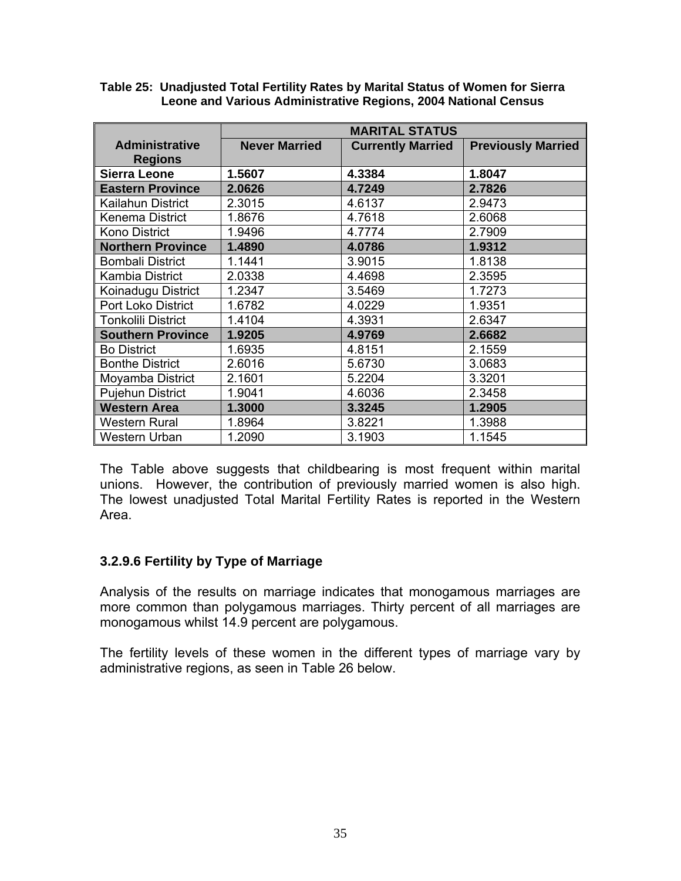**Table 25: Unadjusted Total Fertility Rates by Marital Status of Women for Sierra Leone and Various Administrative Regions, 2004 National Census**

| Administrative Regions | MARITAL STATUS | | |
|---|---|---|---|
| | Never Married | Currently Married | Previously Married |
| **Sierra Leone** | **1.5607** | **4.3384** | **1.8047** |
| **Eastern Province** | **2.0626** | **4.7249** | **2.7826** |
| Kailahun District | 2.3015 | 4.6137 | 2.9473 |
| Kenema District | 1.8676 | 4.7618 | 2.6068 |
| Kono District | 1.9496 | 4.7774 | 2.7909 |
| **Northern Province** | **1.4890** | **4.0786** | **1.9312** |
| Bombali District | 1.1441 | 3.9015 | 1.8138 |
| Kambia District | 2.0338 | 4.4698 | 2.3595 |
| Koinadugu District | 1.2347 | 3.5469 | 1.7273 |
| Port Loko District | 1.6782 | 4.0229 | 1.9351 |
| Tonkolili District | 1.4104 | 4.3931 | 2.6347 |
| **Southern Province** | **1.9205** | **4.9769** | **2.6682** |
| Bo District | 1.6935 | 4.8151 | 2.1559 |
| Bonthe District | 2.6016 | 5.6730 | 3.0683 |
| Moyamba District | 2.1601 | 5.2204 | 3.3201 |
| Pujehun District | 1.9041 | 4.6036 | 2.3458 |
| **Western Area** | **1.3000** | **3.3245** | **1.2905** |
| Western Rural | 1.8964 | 3.8221 | 1.3988 |
| Western Urban | 1.2090 | 3.1903 | 1.1545 |

The Table above suggests that childbearing is most frequent within marital unions. However, the contribution of previously married women is also high. The lowest unadjusted Total Marital Fertility Rates is reported in the Western Area.

### 3.2.9.6 Fertility by Type of Marriage

Analysis of the results on marriage indicates that monogamous marriages are more common than polygamous marriages. Thirty percent of all marriages are monogamous whilst 14.9 percent are polygamous.

The fertility levels of these women in the different types of marriage vary by administrative regions, as seen in Table 26 below.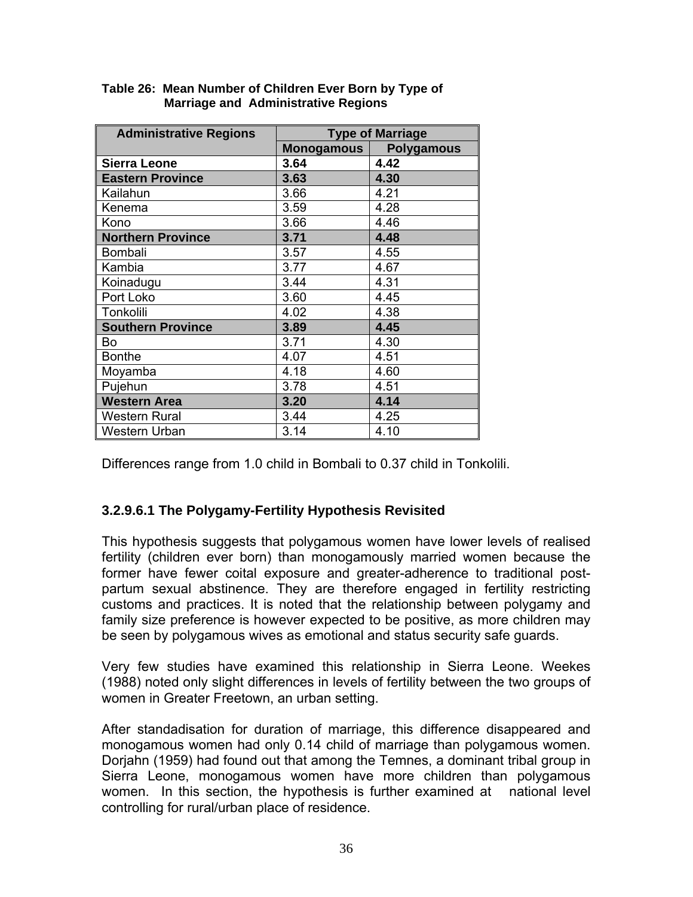**Table 26: Mean Number of Children Ever Born by Type of Marriage and Administrative Regions**

| Administrative Regions | Type of Marriage | |
|---|---|---|
| | Monogamous | Polygamous |
| **Sierra Leone** | **3.64** | **4.42** |
| **Eastern Province** | **3.63** | **4.30** |
| Kailahun | 3.66 | 4.21 |
| Kenema | 3.59 | 4.28 |
| Kono | 3.66 | 4.46 |
| **Northern Province** | **3.71** | **4.48** |
| Bombali | 3.57 | 4.55 |
| Kambia | 3.77 | 4.67 |
| Koinadugu | 3.44 | 4.31 |
| Port Loko | 3.60 | 4.45 |
| Tonkolili | 4.02 | 4.38 |
| **Southern Province** | **3.89** | **4.45** |
| Bo | 3.71 | 4.30 |
| Bonthe | 4.07 | 4.51 |
| Moyamba | 4.18 | 4.60 |
| Pujehun | 3.78 | 4.51 |
| **Western Area** | **3.20** | **4.14** |
| Western Rural | 3.44 | 4.25 |
| Western Urban | 3.14 | 4.10 |

Differences range from 1.0 child in Bombali to 0.37 child in Tonkolili.

### 3.2.9.6.1 The Polygamy-Fertility Hypothesis Revisited

This hypothesis suggests that polygamous women have lower levels of realised fertility (children ever born) than monogamously married women because the former have fewer coital exposure and greater-adherence to traditional post-partum sexual abstinence. They are therefore engaged in fertility restricting customs and practices. It is noted that the relationship between polygamy and family size preference is however expected to be positive, as more children may be seen by polygamous wives as emotional and status security safe guards.

Very few studies have examined this relationship in Sierra Leone. Weekes (1988) noted only slight differences in levels of fertility between the two groups of women in Greater Freetown, an urban setting.

After standadisation for duration of marriage, this difference disappeared and monogamous women had only 0.14 child of marriage than polygamous women. Dorjahn (1959) had found out that among the Temnes, a dominant tribal group in Sierra Leone, monogamous women have more children than polygamous women. In this section, the hypothesis is further examined at national level controlling for rural/urban place of residence.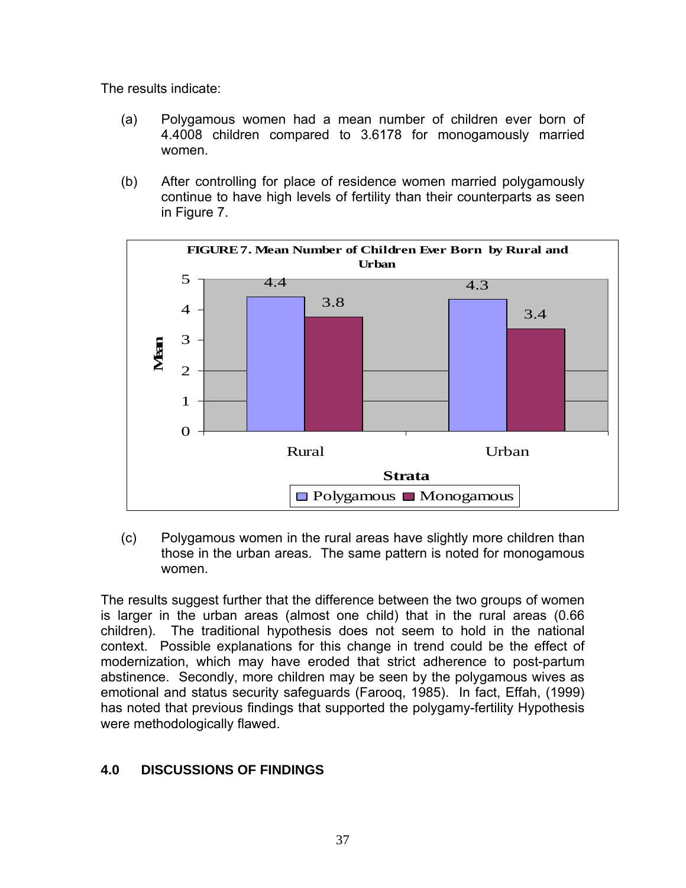The results indicate:

(a) Polygamous women had a mean number of children ever born of 4.4008 children compared to 3.6178 for monogamously married women.

(b) After controlling for place of residence women married polygamously continue to have high levels of fertility than their counterparts as seen in Figure 7.

**FIGURE 7. Mean Number of Children Ever Born by Rural and Urban**

| Strata | Polygamous | Monogamous |
|---|---|---|
| Rural | 4.4 | 3.8 |
| Urban | 4.3 | 3.4 |

(c) Polygamous women in the rural areas have slightly more children than those in the urban areas. The same pattern is noted for monogamous women.

The results suggest further that the difference between the two groups of women is larger in the urban areas (almost one child) that in the rural areas (0.66 children). The traditional hypothesis does not seem to hold in the national context. Possible explanations for this change in trend could be the effect of modernization, which may have eroded that strict adherence to post-partum abstinence. Secondly, more children may be seen by the polygamous wives as emotional and status security safeguards (Farooq, 1985). In fact, Effah, (1999) has noted that previous findings that supported the polygamy-fertility Hypothesis were methodologically flawed.

## 4.0 DISCUSSIONS OF FINDINGS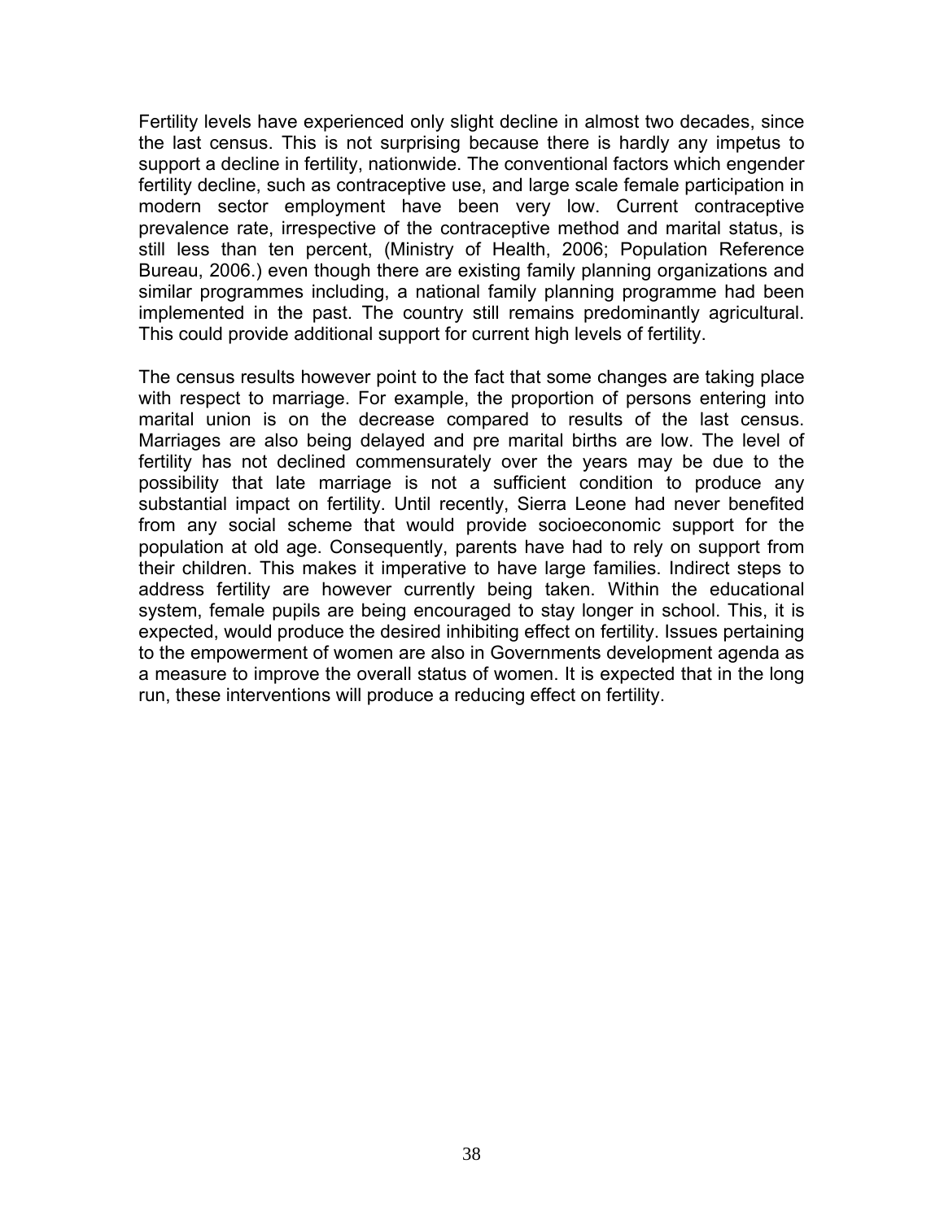Fertility levels have experienced only slight decline in almost two decades, since the last census. This is not surprising because there is hardly any impetus to support a decline in fertility, nationwide. The conventional factors which engender fertility decline, such as contraceptive use, and large scale female participation in modern sector employment have been very low. Current contraceptive prevalence rate, irrespective of the contraceptive method and marital status, is still less than ten percent, (Ministry of Health, 2006; Population Reference Bureau, 2006.) even though there are existing family planning organizations and similar programmes including, a national family planning programme had been implemented in the past. The country still remains predominantly agricultural. This could provide additional support for current high levels of fertility.

The census results however point to the fact that some changes are taking place with respect to marriage. For example, the proportion of persons entering into marital union is on the decrease compared to results of the last census. Marriages are also being delayed and pre marital births are low. The level of fertility has not declined commensurately over the years may be due to the possibility that late marriage is not a sufficient condition to produce any substantial impact on fertility. Until recently, Sierra Leone had never benefited from any social scheme that would provide socioeconomic support for the population at old age. Consequently, parents have had to rely on support from their children. This makes it imperative to have large families. Indirect steps to address fertility are however currently being taken. Within the educational system, female pupils are being encouraged to stay longer in school. This, it is expected, would produce the desired inhibiting effect on fertility. Issues pertaining to the empowerment of women are also in Governments development agenda as a measure to improve the overall status of women. It is expected that in the long run, these interventions will produce a reducing effect on fertility.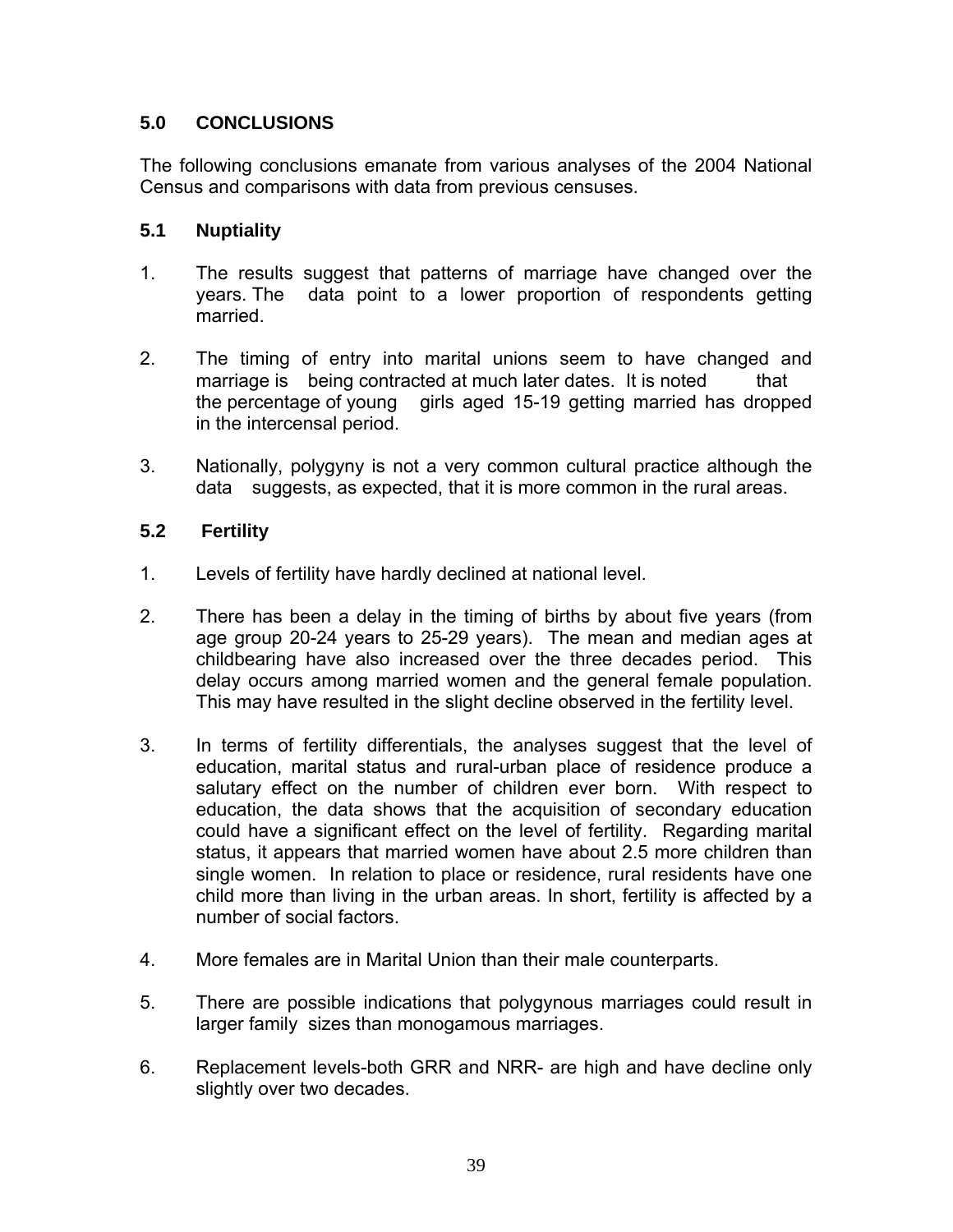## 5.0 CONCLUSIONS

The following conclusions emanate from various analyses of the 2004 National Census and comparisons with data from previous censuses.

### 5.1 Nuptiality

1. The results suggest that patterns of marriage have changed over the years. The data point to a lower proportion of respondents getting married.

2. The timing of entry into marital unions seem to have changed and marriage is being contracted at much later dates. It is noted that the percentage of young girls aged 15-19 getting married has dropped in the intercensal period.

3. Nationally, polygyny is not a very common cultural practice although the data suggests, as expected, that it is more common in the rural areas.

### 5.2 Fertility

1. Levels of fertility have hardly declined at national level.

2. There has been a delay in the timing of births by about five years (from age group 20-24 years to 25-29 years). The mean and median ages at childbearing have also increased over the three decades period. This delay occurs among married women and the general female population. This may have resulted in the slight decline observed in the fertility level.

3. In terms of fertility differentials, the analyses suggest that the level of education, marital status and rural-urban place of residence produce a salutary effect on the number of children ever born. With respect to education, the data shows that the acquisition of secondary education could have a significant effect on the level of fertility. Regarding marital status, it appears that married women have about 2.5 more children than single women. In relation to place or residence, rural residents have one child more than living in the urban areas. In short, fertility is affected by a number of social factors.

4. More females are in Marital Union than their male counterparts.

5. There are possible indications that polygynous marriages could result in larger family sizes than monogamous marriages.

6. Replacement levels-both GRR and NRR- are high and have decline only slightly over two decades.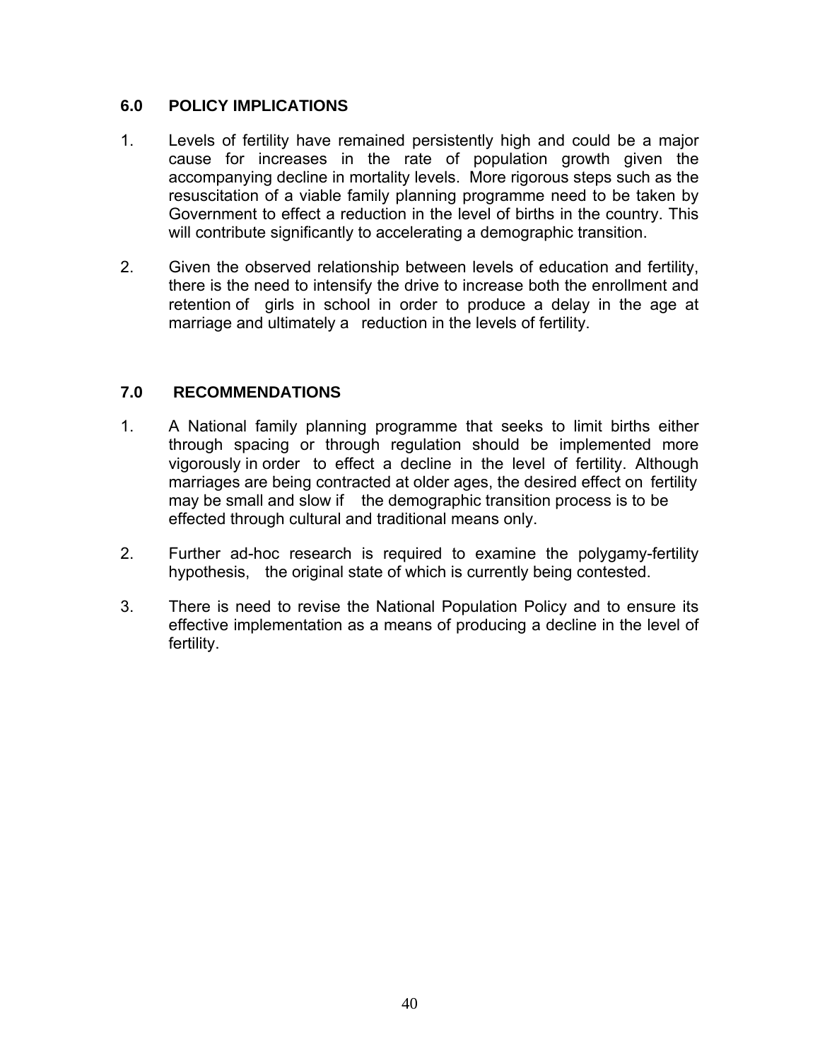## 6.0 POLICY IMPLICATIONS

1. Levels of fertility have remained persistently high and could be a major cause for increases in the rate of population growth given the accompanying decline in mortality levels. More rigorous steps such as the resuscitation of a viable family planning programme need to be taken by Government to effect a reduction in the level of births in the country. This will contribute significantly to accelerating a demographic transition.

2. Given the observed relationship between levels of education and fertility, there is the need to intensify the drive to increase both the enrollment and retention of girls in school in order to produce a delay in the age at marriage and ultimately a reduction in the levels of fertility.

## 7.0 RECOMMENDATIONS

1. A National family planning programme that seeks to limit births either through spacing or through regulation should be implemented more vigorously in order to effect a decline in the level of fertility. Although marriages are being contracted at older ages, the desired effect on fertility may be small and slow if the demographic transition process is to be effected through cultural and traditional means only.

2. Further ad-hoc research is required to examine the polygamy-fertility hypothesis, the original state of which is currently being contested.

3. There is need to revise the National Population Policy and to ensure its effective implementation as a means of producing a decline in the level of fertility.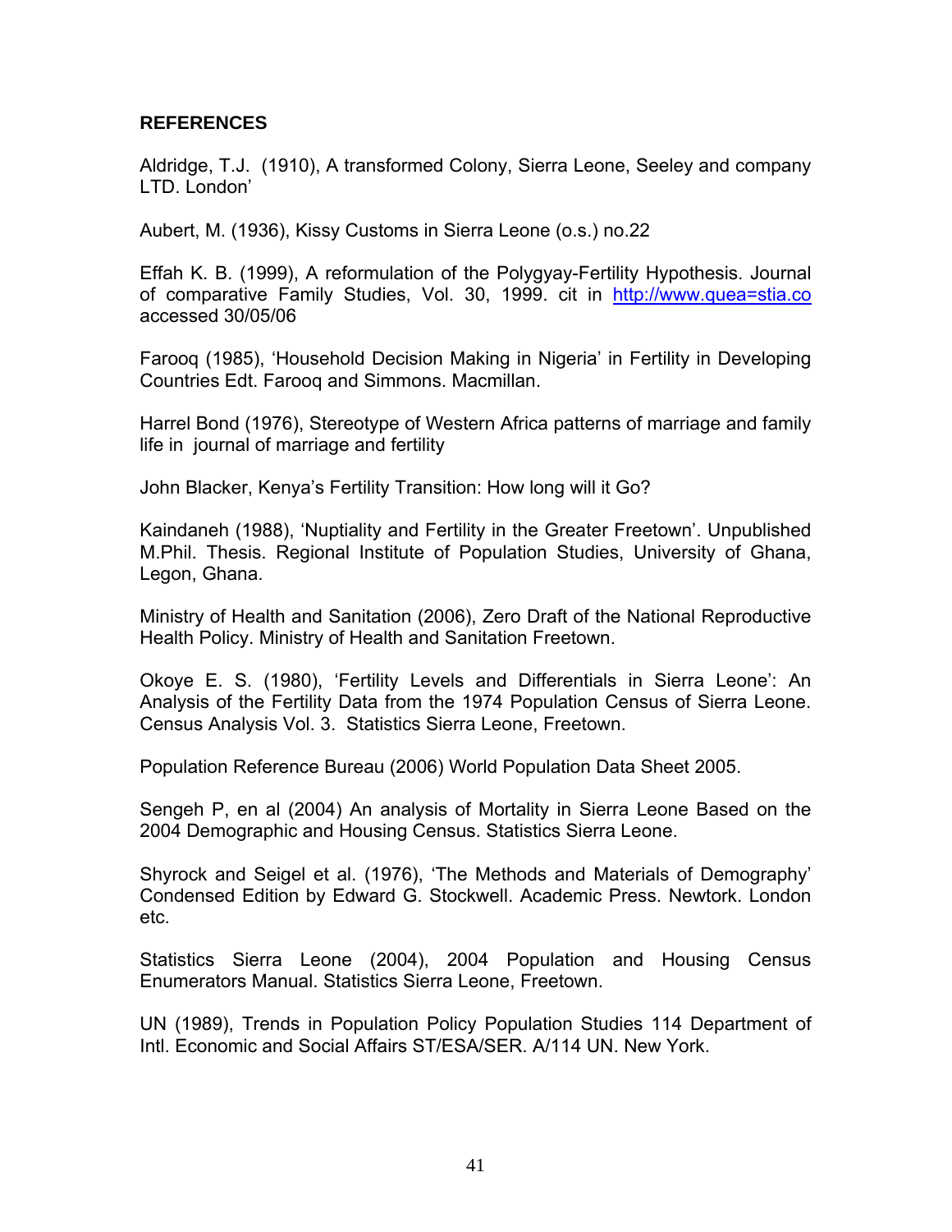## REFERENCES

Aldridge, T.J. (1910), A transformed Colony, Sierra Leone, Seeley and company LTD. London'

Aubert, M. (1936), Kissy Customs in Sierra Leone (o.s.) no.22

Effah K. B. (1999), A reformulation of the Polygyay-Fertility Hypothesis. Journal of comparative Family Studies, Vol. 30, 1999. cit in http://www.quea=stia.co accessed 30/05/06

Farooq (1985), 'Household Decision Making in Nigeria' in Fertility in Developing Countries Edt. Farooq and Simmons. Macmillan.

Harrel Bond (1976), Stereotype of Western Africa patterns of marriage and family life in journal of marriage and fertility

John Blacker, Kenya's Fertility Transition: How long will it Go?

Kaindaneh (1988), 'Nuptiality and Fertility in the Greater Freetown'. Unpublished M.Phil. Thesis. Regional Institute of Population Studies, University of Ghana, Legon, Ghana.

Ministry of Health and Sanitation (2006), Zero Draft of the National Reproductive Health Policy. Ministry of Health and Sanitation Freetown.

Okoye E. S. (1980), 'Fertility Levels and Differentials in Sierra Leone': An Analysis of the Fertility Data from the 1974 Population Census of Sierra Leone. Census Analysis Vol. 3. Statistics Sierra Leone, Freetown.

Population Reference Bureau (2006) World Population Data Sheet 2005.

Sengeh P, en al (2004) An analysis of Mortality in Sierra Leone Based on the 2004 Demographic and Housing Census. Statistics Sierra Leone.

Shyrock and Seigel et al. (1976), 'The Methods and Materials of Demography' Condensed Edition by Edward G. Stockwell. Academic Press. Newtork. London etc.

Statistics Sierra Leone (2004), 2004 Population and Housing Census Enumerators Manual. Statistics Sierra Leone, Freetown.

UN (1989), Trends in Population Policy Population Studies 114 Department of Intl. Economic and Social Affairs ST/ESA/SER. A/114 UN. New York.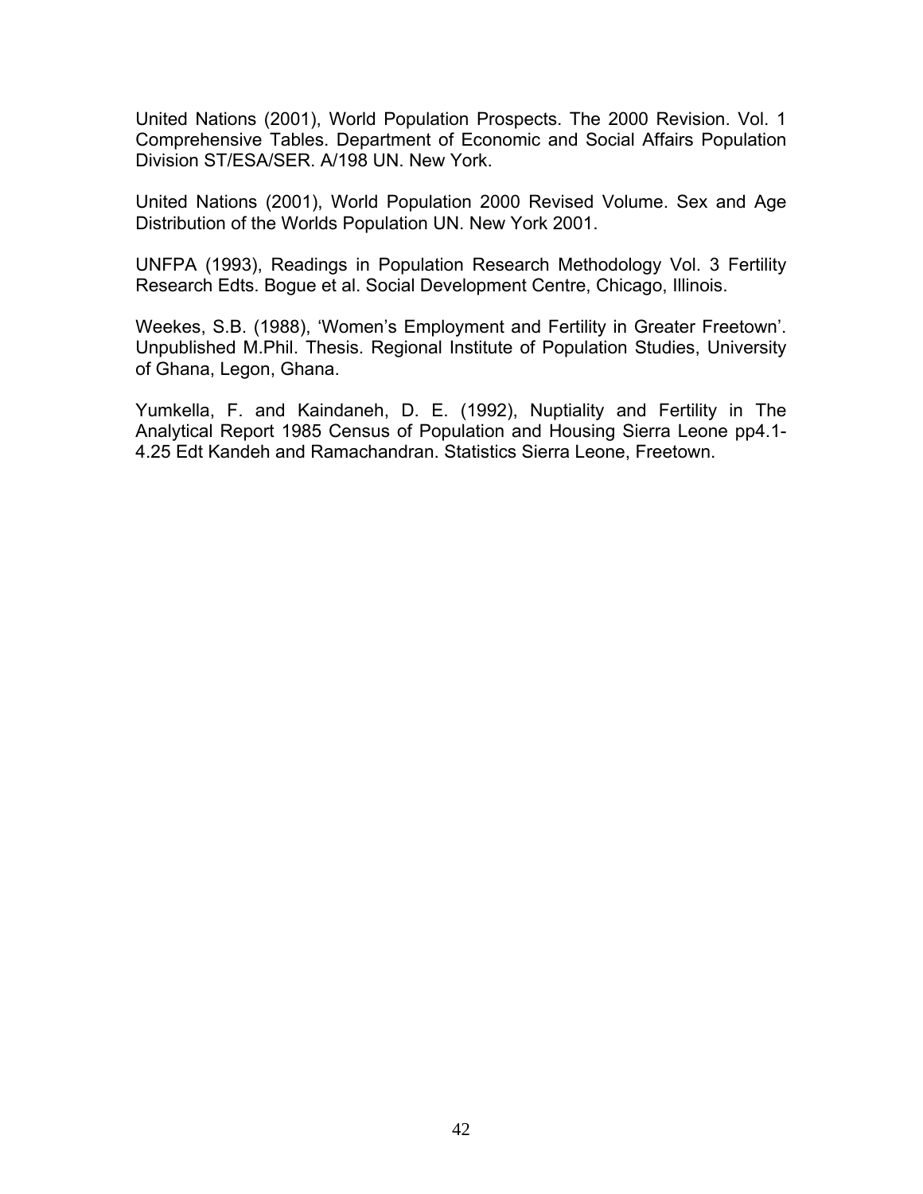United Nations (2001), World Population Prospects. The 2000 Revision. Vol. 1 Comprehensive Tables. Department of Economic and Social Affairs Population Division ST/ESA/SER. A/198 UN. New York.

United Nations (2001), World Population 2000 Revised Volume. Sex and Age Distribution of the Worlds Population UN. New York 2001.

UNFPA (1993), Readings in Population Research Methodology Vol. 3 Fertility Research Edts. Bogue et al. Social Development Centre, Chicago, Illinois.

Weekes, S.B. (1988), 'Women's Employment and Fertility in Greater Freetown'. Unpublished M.Phil. Thesis. Regional Institute of Population Studies, University of Ghana, Legon, Ghana.

Yumkella, F. and Kaindaneh, D. E. (1992), Nuptiality and Fertility in The Analytical Report 1985 Census of Population and Housing Sierra Leone pp4.1-4.25 Edt Kandeh and Ramachandran. Statistics Sierra Leone, Freetown.